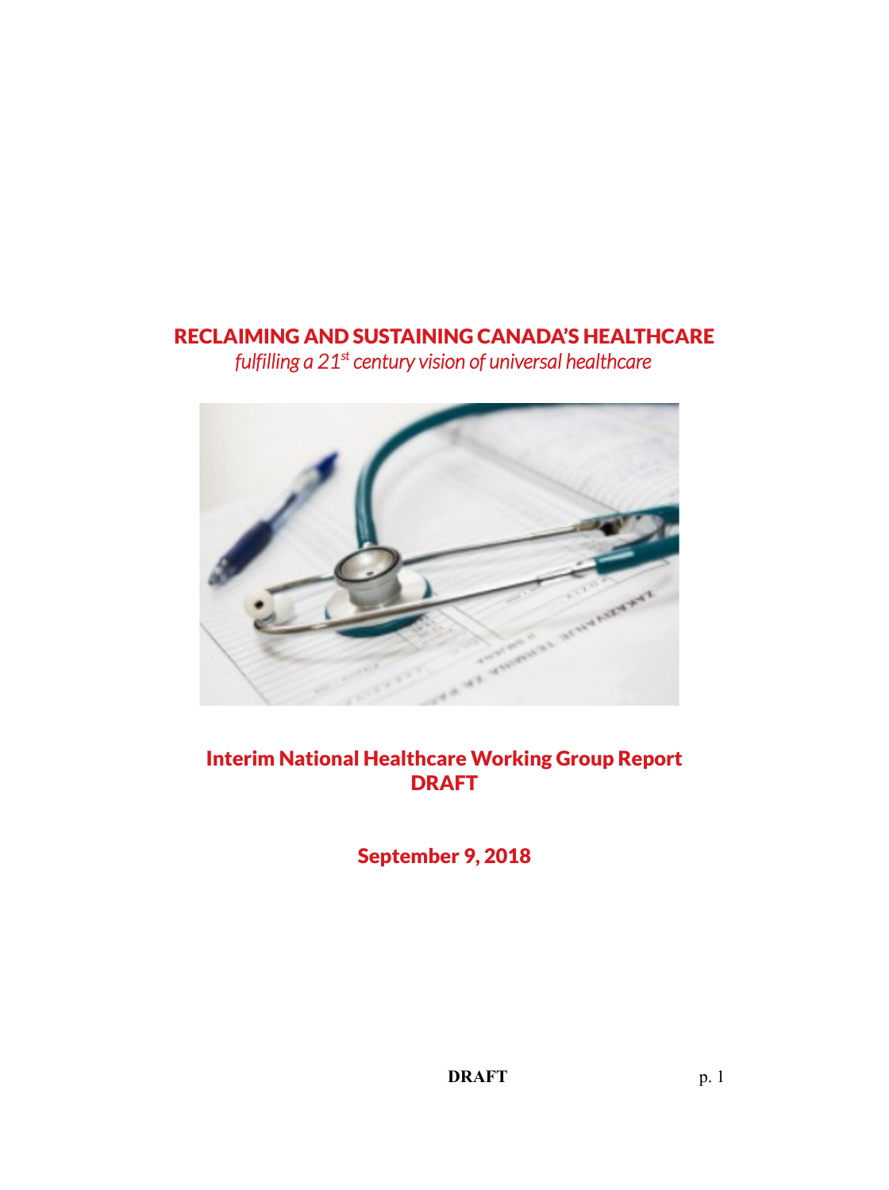# RECLAIMING AND SUSTAINING CANADA'S HEALTHCARE

*fulfilling a 21st century vision of universal healthcare*

## Interim National Healthcare Working Group Report
## DRAFT

**September 9, 2018**

**DRAFT**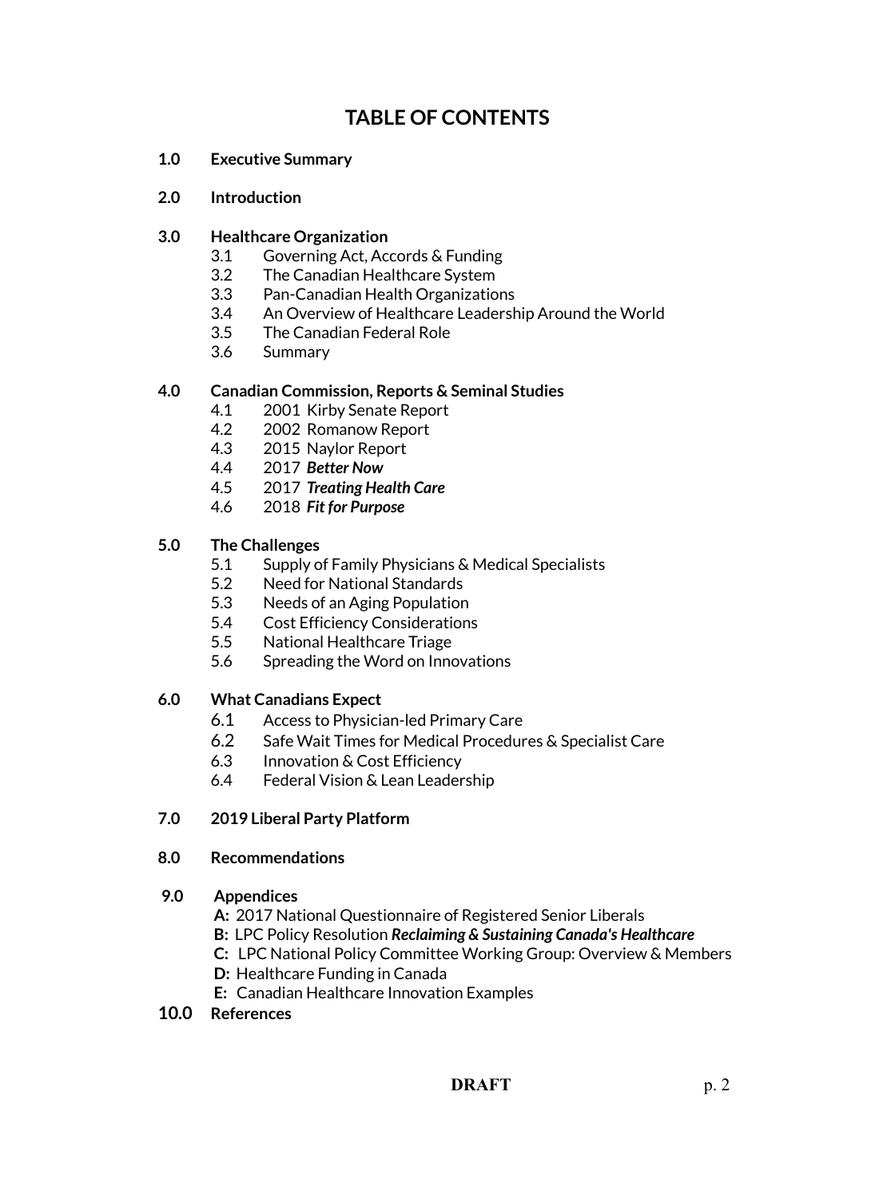# TABLE OF CONTENTS

**1.0 Executive Summary**

**2.0 Introduction**

**3.0 Healthcare Organization**

- 3.1 Governing Act, Accords & Funding
- 3.2 The Canadian Healthcare System
- 3.3 Pan-Canadian Health Organizations
- 3.4 An Overview of Healthcare Leadership Around the World
- 3.5 The Canadian Federal Role
- 3.6 Summary

**4.0 Canadian Commission, Reports & Seminal Studies**

- 4.1 2001 Kirby Senate Report
- 4.2 2002 Romanow Report
- 4.3 2015 Naylor Report
- 4.4 2017 ***Better Now***
- 4.5 2017 ***Treating Health Care***
- 4.6 2018 ***Fit for Purpose***

**5.0 The Challenges**

- 5.1 Supply of Family Physicians & Medical Specialists
- 5.2 Need for National Standards
- 5.3 Needs of an Aging Population
- 5.4 Cost Efficiency Considerations
- 5.5 National Healthcare Triage
- 5.6 Spreading the Word on Innovations

**6.0 What Canadians Expect**

- 6.1 Access to Physician-led Primary Care
- 6.2 Safe Wait Times for Medical Procedures & Specialist Care
- 6.3 Innovation & Cost Efficiency
- 6.4 Federal Vision & Lean Leadership

**7.0 2019 Liberal Party Platform**

**8.0 Recommendations**

**9.0 Appendices**

- **A:** 2017 National Questionnaire of Registered Senior Liberals
- **B:** LPC Policy Resolution ***Reclaiming & Sustaining Canada's Healthcare***
- **C:** LPC National Policy Committee Working Group: Overview & Members
- **D:** Healthcare Funding in Canada
- **E:** Canadian Healthcare Innovation Examples

**10.0 References**

**DRAFT**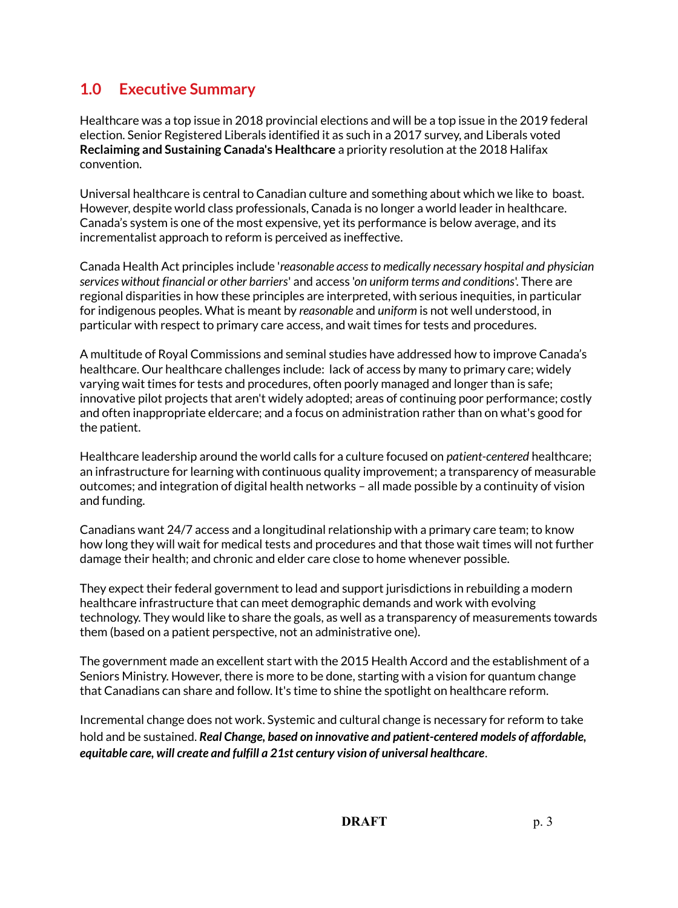## 1.0 Executive Summary

Healthcare was a top issue in 2018 provincial elections and will be a top issue in the 2019 federal election. Senior Registered Liberals identified it as such in a 2017 survey, and Liberals voted **Reclaiming and Sustaining Canada's Healthcare** a priority resolution at the 2018 Halifax convention.

Universal healthcare is central to Canadian culture and something about which we like to boast. However, despite world class professionals, Canada is no longer a world leader in healthcare. Canada's system is one of the most expensive, yet its performance is below average, and its incrementalist approach to reform is perceived as ineffective.

Canada Health Act principles include '*reasonable access to medically necessary hospital and physician services without financial or other barriers*' and access '*on uniform terms and conditions*'. There are regional disparities in how these principles are interpreted, with serious inequities, in particular for indigenous peoples. What is meant by *reasonable* and *uniform* is not well understood, in particular with respect to primary care access, and wait times for tests and procedures.

A multitude of Royal Commissions and seminal studies have addressed how to improve Canada's healthcare. Our healthcare challenges include: lack of access by many to primary care; widely varying wait times for tests and procedures, often poorly managed and longer than is safe; innovative pilot projects that aren't widely adopted; areas of continuing poor performance; costly and often inappropriate eldercare; and a focus on administration rather than on what's good for the patient.

Healthcare leadership around the world calls for a culture focused on *patient-centered* healthcare; an infrastructure for learning with continuous quality improvement; a transparency of measurable outcomes; and integration of digital health networks – all made possible by a continuity of vision and funding.

Canadians want 24/7 access and a longitudinal relationship with a primary care team; to know how long they will wait for medical tests and procedures and that those wait times will not further damage their health; and chronic and elder care close to home whenever possible.

They expect their federal government to lead and support jurisdictions in rebuilding a modern healthcare infrastructure that can meet demographic demands and work with evolving technology. They would like to share the goals, as well as a transparency of measurements towards them (based on a patient perspective, not an administrative one).

The government made an excellent start with the 2015 Health Accord and the establishment of a Seniors Ministry. However, there is more to be done, starting with a vision for quantum change that Canadians can share and follow. It's time to shine the spotlight on healthcare reform.

Incremental change does not work. Systemic and cultural change is necessary for reform to take hold and be sustained. ***Real Change, based on innovative and patient-centered models of affordable, equitable care, will create and fulfill a 21st century vision of universal healthcare***.

**DRAFT**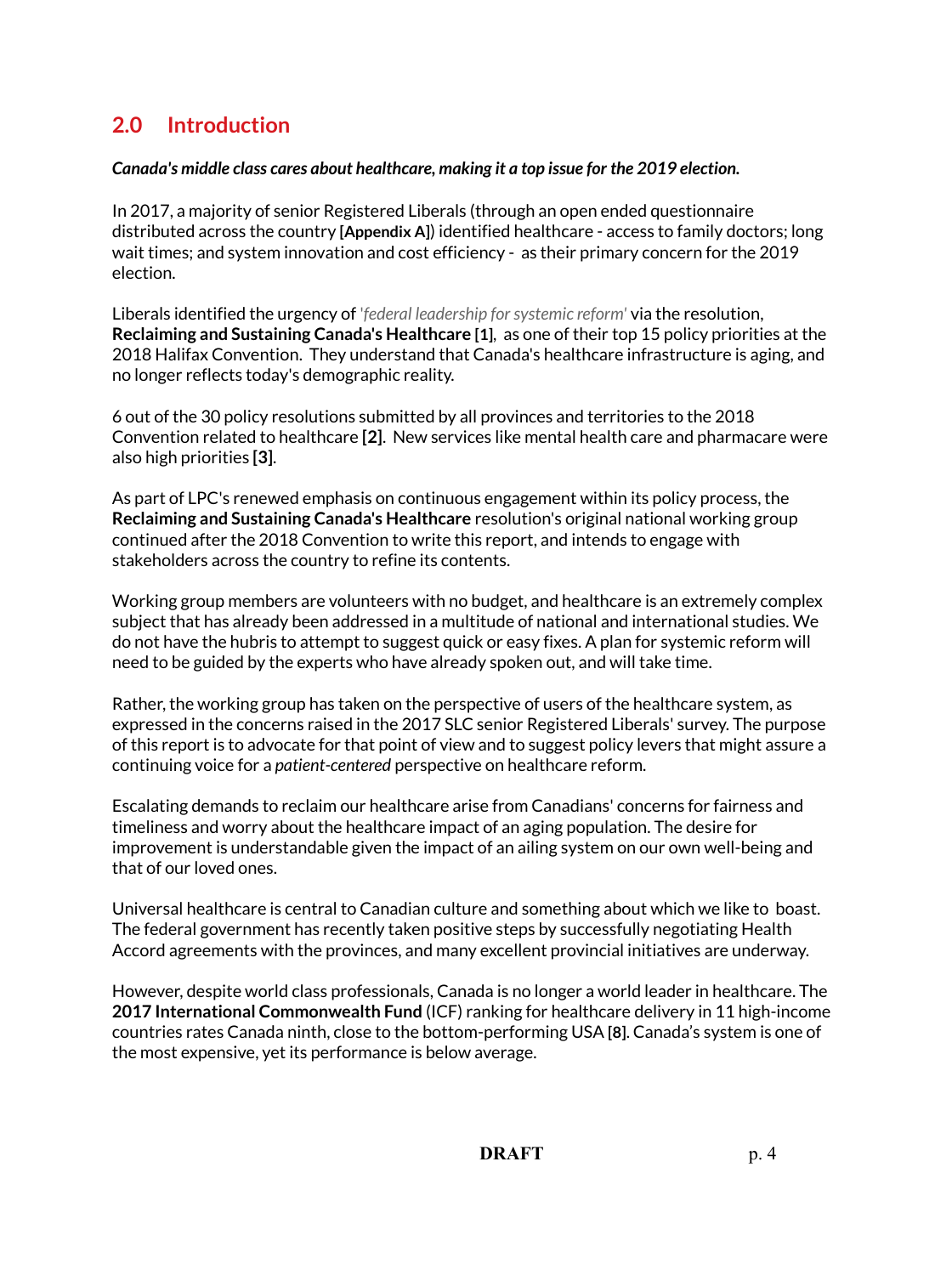## 2.0 Introduction

***Canada's middle class cares about healthcare, making it a top issue for the 2019 election.***

In 2017, a majority of senior Registered Liberals (through an open ended questionnaire distributed across the country **[Appendix A]**) identified healthcare - access to family doctors; long wait times; and system innovation and cost efficiency - as their primary concern for the 2019 election.

Liberals identified the urgency of *'federal leadership for systemic reform'* via the resolution, **Reclaiming and Sustaining Canada's Healthcare [1]**, as one of their top 15 policy priorities at the 2018 Halifax Convention. They understand that Canada's healthcare infrastructure is aging, and no longer reflects today's demographic reality.

6 out of the 30 policy resolutions submitted by all provinces and territories to the 2018 Convention related to healthcare **[2]**. New services like mental health care and pharmacare were also high priorities **[3]**.

As part of LPC's renewed emphasis on continuous engagement within its policy process, the **Reclaiming and Sustaining Canada's Healthcare** resolution's original national working group continued after the 2018 Convention to write this report, and intends to engage with stakeholders across the country to refine its contents.

Working group members are volunteers with no budget, and healthcare is an extremely complex subject that has already been addressed in a multitude of national and international studies. We do not have the hubris to attempt to suggest quick or easy fixes. A plan for systemic reform will need to be guided by the experts who have already spoken out, and will take time.

Rather, the working group has taken on the perspective of users of the healthcare system, as expressed in the concerns raised in the 2017 SLC senior Registered Liberals' survey. The purpose of this report is to advocate for that point of view and to suggest policy levers that might assure a continuing voice for a *patient-centered* perspective on healthcare reform.

Escalating demands to reclaim our healthcare arise from Canadians' concerns for fairness and timeliness and worry about the healthcare impact of an aging population. The desire for improvement is understandable given the impact of an ailing system on our own well-being and that of our loved ones.

Universal healthcare is central to Canadian culture and something about which we like to boast. The federal government has recently taken positive steps by successfully negotiating Health Accord agreements with the provinces, and many excellent provincial initiatives are underway.

However, despite world class professionals, Canada is no longer a world leader in healthcare. The **2017 International Commonwealth Fund** (ICF) ranking for healthcare delivery in 11 high-income countries rates Canada ninth, close to the bottom-performing USA **[8]**. Canada's system is one of the most expensive, yet its performance is below average.

**DRAFT**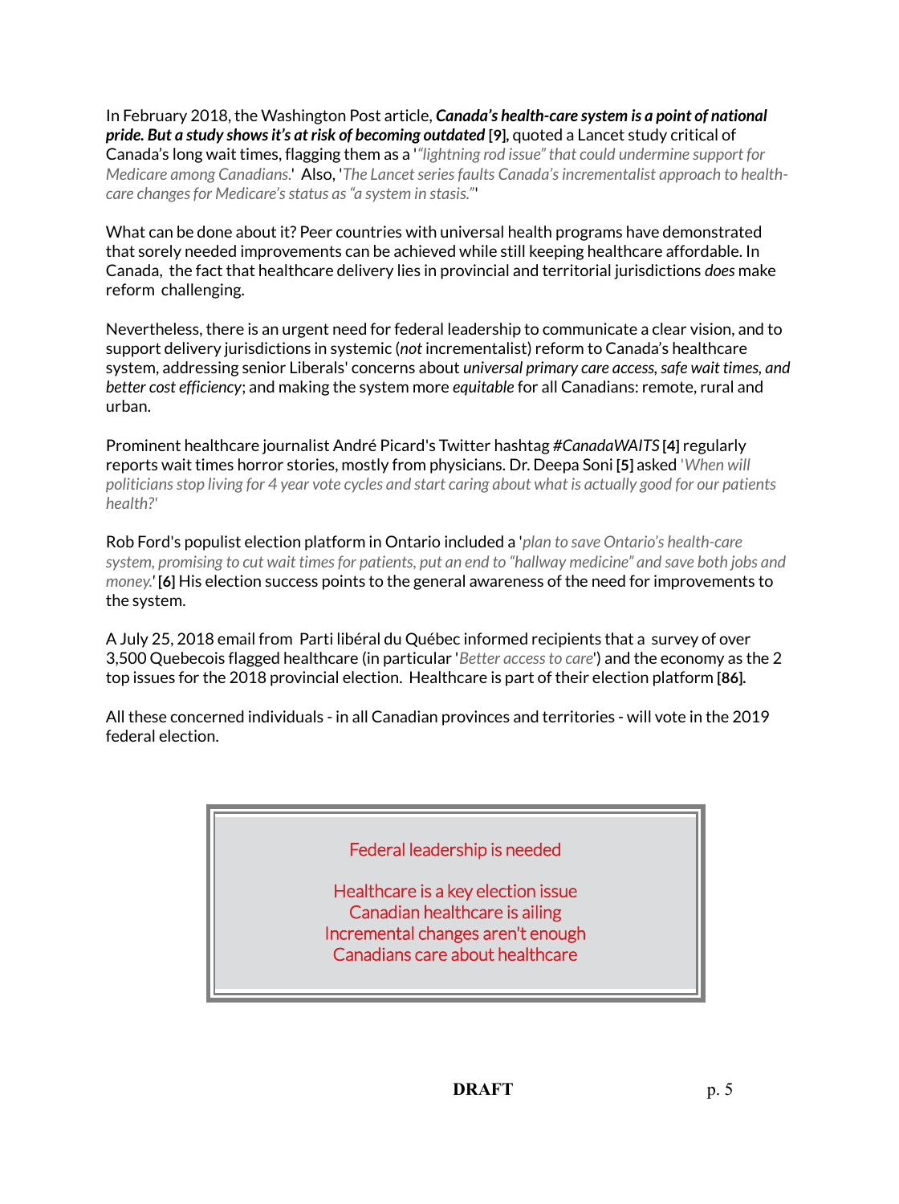In February 2018, the Washington Post article, ***Canada's health-care system is a point of national pride. But a study shows it's at risk of becoming outdated*** **[9]**, quoted a Lancet study critical of Canada's long wait times, flagging them as a '*"lightning rod issue" that could undermine support for Medicare among Canadians.*' Also, '*The Lancet series faults Canada's incrementalist approach to health-care changes for Medicare's status as "a system in stasis."*'

What can be done about it? Peer countries with universal health programs have demonstrated that sorely needed improvements can be achieved while still keeping healthcare affordable. In Canada, the fact that healthcare delivery lies in provincial and territorial jurisdictions *does* make reform challenging.

Nevertheless, there is an urgent need for federal leadership to communicate a clear vision, and to support delivery jurisdictions in systemic (*not* incrementalist) reform to Canada's healthcare system, addressing senior Liberals' concerns about *universal primary care access, safe wait times, and better cost efficiency*; and making the system more *equitable* for all Canadians: remote, rural and urban.

Prominent healthcare journalist André Picard's Twitter hashtag *#CanadaWAITS* **[4]** regularly reports wait times horror stories, mostly from physicians. Dr. Deepa Soni **[5]** asked '*When will politicians stop living for 4 year vote cycles and start caring about what is actually good for our patients health?*'

Rob Ford's populist election platform in Ontario included a '*plan to save Ontario's health-care system, promising to cut wait times for patients, put an end to "hallway medicine" and save both jobs and money.*' **[6]** His election success points to the general awareness of the need for improvements to the system.

A July 25, 2018 email from Parti libéral du Québec informed recipients that a survey of over 3,500 Quebecois flagged healthcare (in particular '*Better access to care*') and the economy as the 2 top issues for the 2018 provincial election. Healthcare is part of their election platform **[86]**.

All these concerned individuals - in all Canadian provinces and territories - will vote in the 2019 federal election.

> Federal leadership is needed
>
> Healthcare is a key election issue
> Canadian healthcare is ailing
> Incremental changes aren't enough
> Canadians care about healthcare

**DRAFT**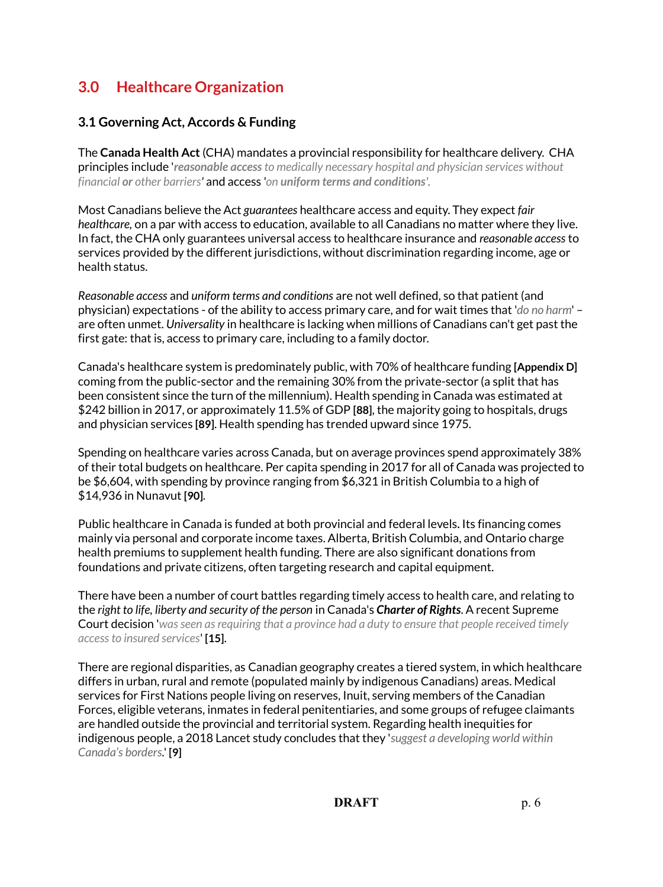## 3.0 Healthcare Organization

### 3.1 Governing Act, Accords & Funding

The **Canada Health Act** (CHA) mandates a provincial responsibility for healthcare delivery. CHA principles include '***reasonable access*** *to medically necessary hospital and physician services without financial* ***or*** *other barriers*' and access '*on* ***uniform terms and conditions***'.

Most Canadians believe the Act *guarantees* healthcare access and equity. They expect *fair healthcare*, on a par with access to education, available to all Canadians no matter where they live. In fact, the CHA only guarantees universal access to healthcare insurance and *reasonable access* to services provided by the different jurisdictions, without discrimination regarding income, age or health status.

*Reasonable access* and *uniform terms and conditions* are not well defined, so that patient (and physician) expectations - of the ability to access primary care, and for wait times that '*do no harm*' – are often unmet. *Universality* in healthcare is lacking when millions of Canadians can't get past the first gate: that is, access to primary care, including to a family doctor.

Canada's healthcare system is predominately public, with 70% of healthcare funding **[Appendix D]** coming from the public-sector and the remaining 30% from the private-sector (a split that has been consistent since the turn of the millennium). Health spending in Canada was estimated at $242 billion in 2017, or approximately 11.5% of GDP **[88]**, the majority going to hospitals, drugs and physician services **[89]**. Health spending has trended upward since 1975.

Spending on healthcare varies across Canada, but on average provinces spend approximately 38% of their total budgets on healthcare. Per capita spending in 2017 for all of Canada was projected to be $6,604, with spending by province ranging from $6,321 in British Columbia to a high of $14,936 in Nunavut **[90]**.

Public healthcare in Canada is funded at both provincial and federal levels. Its financing comes mainly via personal and corporate income taxes. Alberta, British Columbia, and Ontario charge health premiums to supplement health funding. There are also significant donations from foundations and private citizens, often targeting research and capital equipment.

There have been a number of court battles regarding timely access to health care, and relating to the *right to life, liberty and security of the person* in Canada's ***Charter of Rights***. A recent Supreme Court decision '*was seen as requiring that a province had a duty to ensure that people received timely access to insured services*' **[15]**.

There are regional disparities, as Canadian geography creates a tiered system, in which healthcare differs in urban, rural and remote (populated mainly by indigenous Canadians) areas. Medical services for First Nations people living on reserves, Inuit, serving members of the Canadian Forces, eligible veterans, inmates in federal penitentiaries, and some groups of refugee claimants are handled outside the provincial and territorial system. Regarding health inequities for indigenous people, a 2018 Lancet study concludes that they '*suggest a developing world within Canada's borders*.' **[9]**

**DRAFT**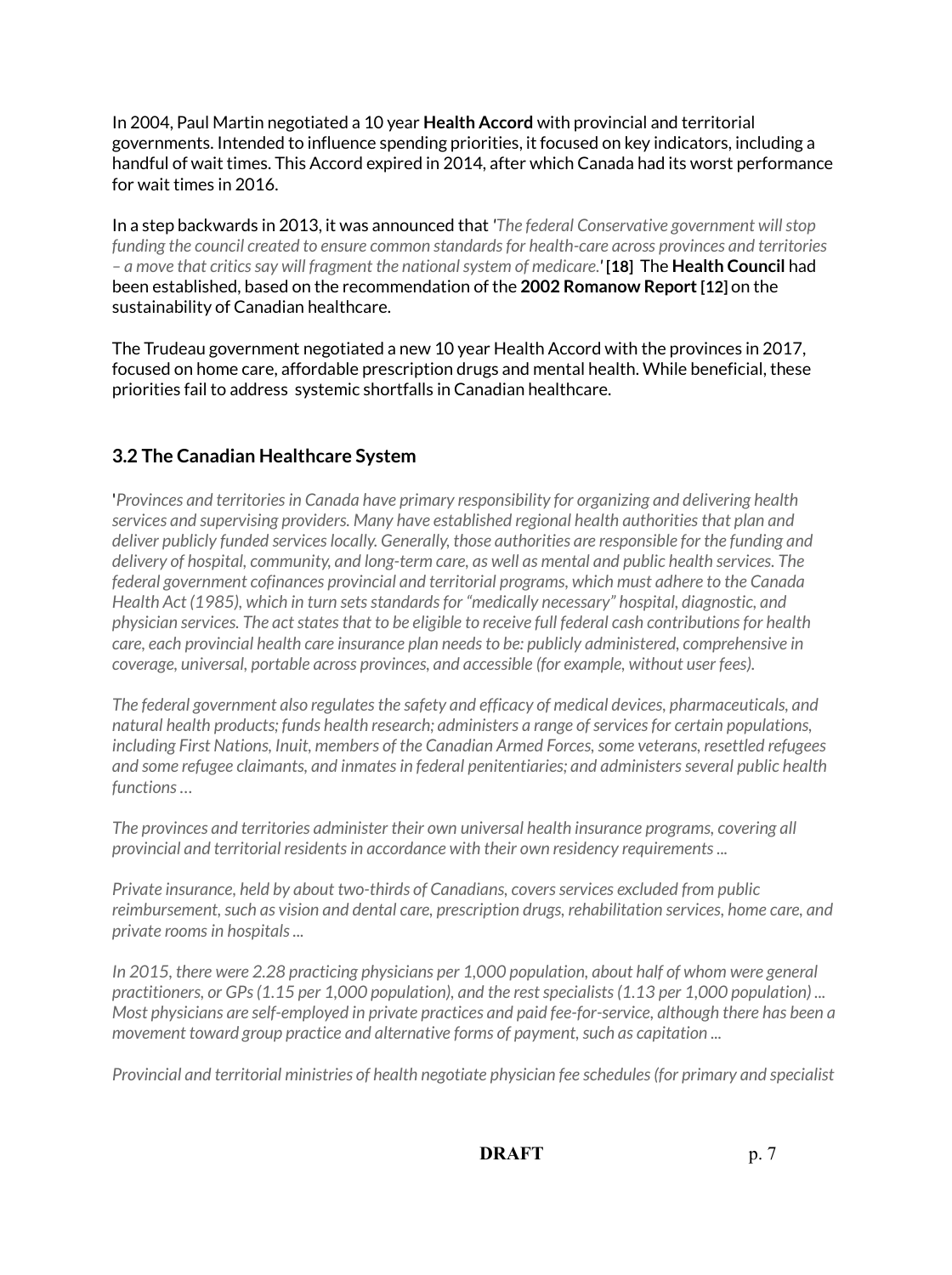In 2004, Paul Martin negotiated a 10 year **Health Accord** with provincial and territorial governments. Intended to influence spending priorities, it focused on key indicators, including a handful of wait times. This Accord expired in 2014, after which Canada had its worst performance for wait times in 2016.

In a step backwards in 2013, it was announced that *'The federal Conservative government will stop funding the council created to ensure common standards for health-care across provinces and territories – a move that critics say will fragment the national system of medicare.'* **[18]** The **Health Council** had been established, based on the recommendation of the **2002 Romanow Report [12]** on the sustainability of Canadian healthcare.

The Trudeau government negotiated a new 10 year Health Accord with the provinces in 2017, focused on home care, affordable prescription drugs and mental health. While beneficial, these priorities fail to address systemic shortfalls in Canadian healthcare.

### 3.2 The Canadian Healthcare System

'*Provinces and territories in Canada have primary responsibility for organizing and delivering health services and supervising providers. Many have established regional health authorities that plan and deliver publicly funded services locally. Generally, those authorities are responsible for the funding and delivery of hospital, community, and long-term care, as well as mental and public health services. The federal government cofinances provincial and territorial programs, which must adhere to the Canada Health Act (1985), which in turn sets standards for "medically necessary" hospital, diagnostic, and physician services. The act states that to be eligible to receive full federal cash contributions for health care, each provincial health care insurance plan needs to be: publicly administered, comprehensive in coverage, universal, portable across provinces, and accessible (for example, without user fees).*

*The federal government also regulates the safety and efficacy of medical devices, pharmaceuticals, and natural health products; funds health research; administers a range of services for certain populations, including First Nations, Inuit, members of the Canadian Armed Forces, some veterans, resettled refugees and some refugee claimants, and inmates in federal penitentiaries; and administers several public health functions …*

*The provinces and territories administer their own universal health insurance programs, covering all provincial and territorial residents in accordance with their own residency requirements ...*

*Private insurance, held by about two-thirds of Canadians, covers services excluded from public reimbursement, such as vision and dental care, prescription drugs, rehabilitation services, home care, and private rooms in hospitals ...*

*In 2015, there were 2.28 practicing physicians per 1,000 population, about half of whom were general practitioners, or GPs (1.15 per 1,000 population), and the rest specialists (1.13 per 1,000 population) ... Most physicians are self-employed in private practices and paid fee-for-service, although there has been a movement toward group practice and alternative forms of payment, such as capitation ...*

*Provincial and territorial ministries of health negotiate physician fee schedules (for primary and specialist*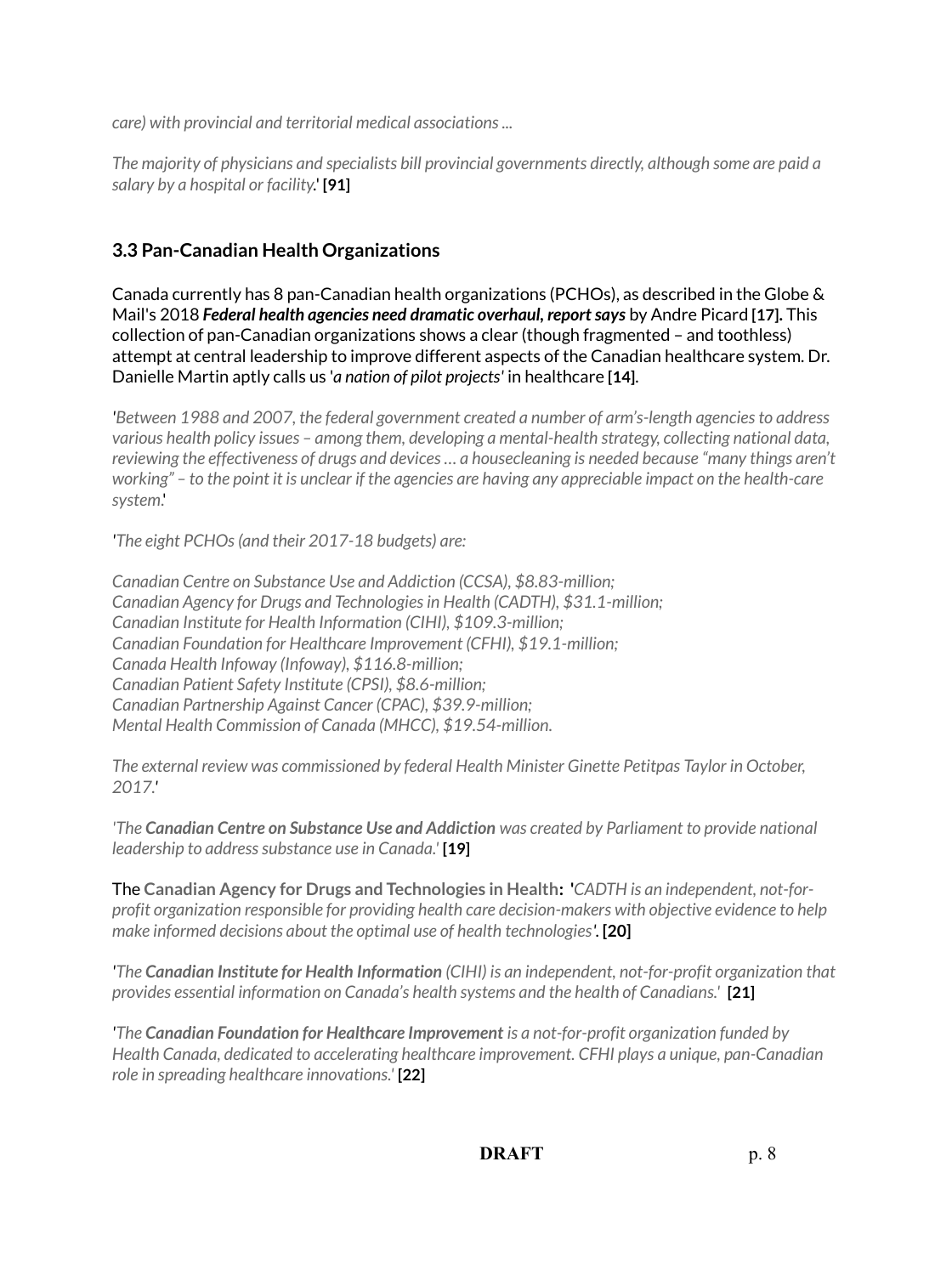*care) with provincial and territorial medical associations ...*

*The majority of physicians and specialists bill provincial governments directly, although some are paid a salary by a hospital or facility.*' **[91]**

### 3.3 Pan-Canadian Health Organizations

Canada currently has 8 pan-Canadian health organizations (PCHOs), as described in the Globe & Mail's 2018 ***Federal health agencies need dramatic overhaul, report says*** by Andre Picard **[17].** This collection of pan-Canadian organizations shows a clear (though fragmented – and toothless) attempt at central leadership to improve different aspects of the Canadian healthcare system. Dr. Danielle Martin aptly calls us '*a nation of pilot projects*' in healthcare **[14]**.

*'Between 1988 and 2007, the federal government created a number of arm's-length agencies to address various health policy issues – among them, developing a mental-health strategy, collecting national data, reviewing the effectiveness of drugs and devices … a housecleaning is needed because "many things aren't working" – to the point it is unclear if the agencies are having any appreciable impact on the health-care system.*'

*'The eight PCHOs (and their 2017-18 budgets) are:*

*Canadian Centre on Substance Use and Addiction (CCSA), $8.83-million;*
*Canadian Agency for Drugs and Technologies in Health (CADTH), $31.1-million;*
*Canadian Institute for Health Information (CIHI), $109.3-million;*
*Canadian Foundation for Healthcare Improvement (CFHI), $19.1-million;*
*Canada Health Infoway (Infoway), $116.8-million;*
*Canadian Patient Safety Institute (CPSI), $8.6-million;*
*Canadian Partnership Against Cancer (CPAC), $39.9-million;*
*Mental Health Commission of Canada (MHCC), $19.54-million.*

*The external review was commissioned by federal Health Minister Ginette Petitpas Taylor in October, 2017.*'

*'The **Canadian Centre on Substance Use and Addiction** was created by Parliament to provide national leadership to address substance use in Canada.'* **[19]**

The **Canadian Agency for Drugs and Technologies in Health: '***CADTH is an independent, not-for-profit organization responsible for providing health care decision-makers with objective evidence to help make informed decisions about the optimal use of health technologies***'. [20]**

*'The **Canadian Institute for Health Information** (CIHI) is an independent, not-for-profit organization that provides essential information on Canada's health systems and the health of Canadians.'* **[21]**

*'The **Canadian Foundation for Healthcare Improvement** is a not-for-profit organization funded by Health Canada, dedicated to accelerating healthcare improvement. CFHI plays a unique, pan-Canadian role in spreading healthcare innovations.'* **[22]**

**DRAFT**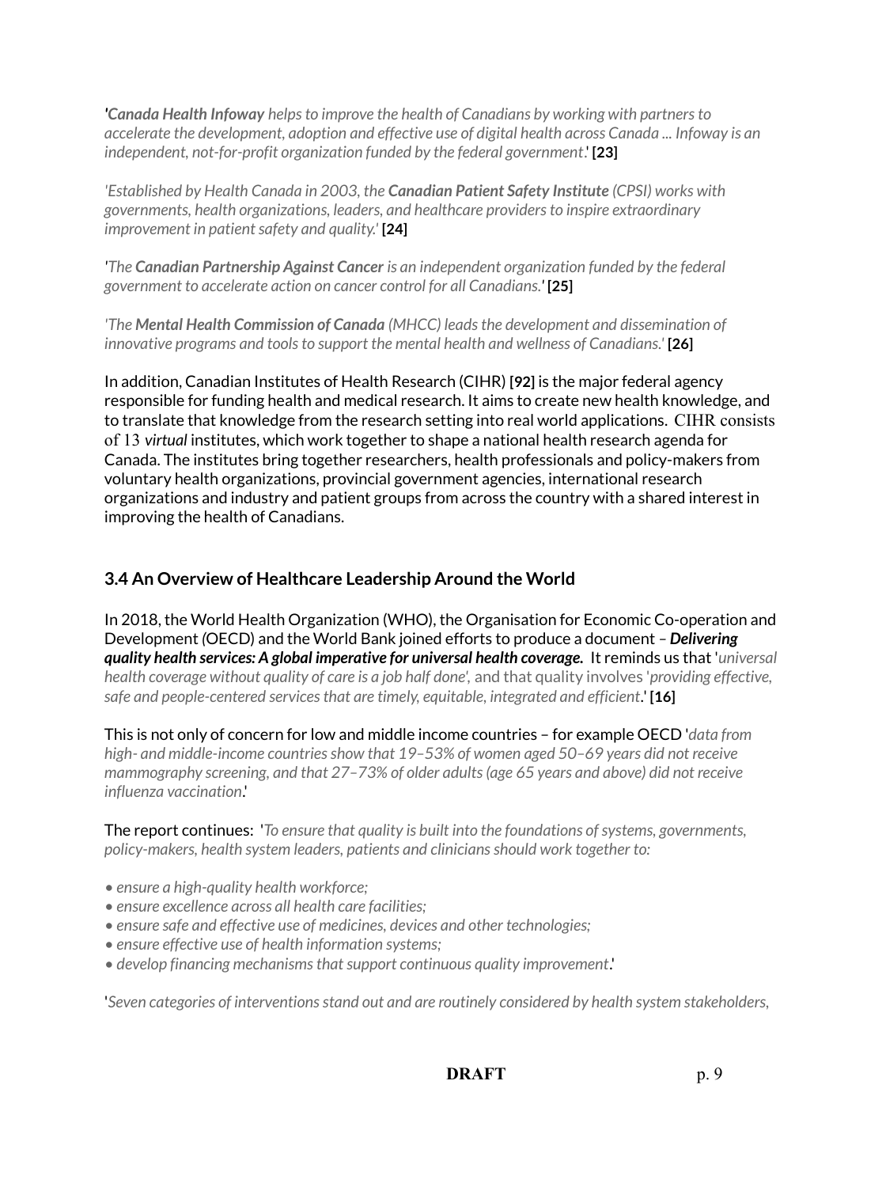*'**Canada Health Infoway** helps to improve the health of Canadians by working with partners to accelerate the development, adoption and effective use of digital health across Canada ... Infoway is an independent, not-for-profit organization funded by the federal government*.' **[23]**

*'Established by Health Canada in 2003, the **Canadian Patient Safety Institute** (CPSI) works with governments, health organizations, leaders, and healthcare providers to inspire extraordinary improvement in patient safety and quality.'* **[24]**

*'The **Canadian Partnership Against Cancer** is an independent organization funded by the federal government to accelerate action on cancer control for all Canadians.'* **[25]**

*'The **Mental Health Commission of Canada** (MHCC) leads the development and dissemination of innovative programs and tools to support the mental health and wellness of Canadians.'* **[26]**

In addition, Canadian Institutes of Health Research (CIHR) **[92]** is the major federal agency responsible for funding health and medical research. It aims to create new health knowledge, and to translate that knowledge from the research setting into real world applications. CIHR consists of 13 *virtual* institutes, which work together to shape a national health research agenda for Canada. The institutes bring together researchers, health professionals and policy-makers from voluntary health organizations, provincial government agencies, international research organizations and industry and patient groups from across the country with a shared interest in improving the health of Canadians.

## 3.4 An Overview of Healthcare Leadership Around the World

In 2018, the World Health Organization (WHO), the Organisation for Economic Co-operation and Development (OECD) and the World Bank joined efforts to produce a document – ***Delivering quality health services: A global imperative for universal health coverage.*** It reminds us that '*universal health coverage without quality of care is a job half done',* and that quality involves '*providing effective, safe and people-centered services that are timely, equitable, integrated and efficient*.' **[16]**

This is not only of concern for low and middle income countries – for example OECD '*data from high- and middle-income countries show that 19–53% of women aged 50–69 years did not receive mammography screening, and that 27–73% of older adults (age 65 years and above) did not receive influenza vaccination*.'

The report continues: '*To ensure that quality is built into the foundations of systems, governments, policy-makers, health system leaders, patients and clinicians should work together to:*

- *ensure a high-quality health workforce;*
- *ensure excellence across all health care facilities;*
- *ensure safe and effective use of medicines, devices and other technologies;*
- *ensure effective use of health information systems;*
- *develop financing mechanisms that support continuous quality improvement*.'

'*Seven categories of interventions stand out and are routinely considered by health system stakeholders,*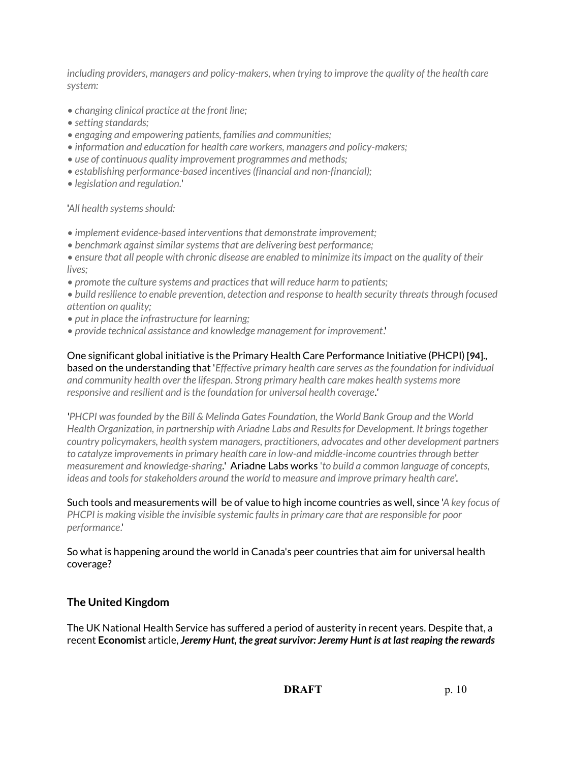*including providers, managers and policy-makers, when trying to improve the quality of the health care system:*

- *changing clinical practice at the front line;*
- *setting standards;*
- *engaging and empowering patients, families and communities;*
- *information and education for health care workers, managers and policy-makers;*
- *use of continuous quality improvement programmes and methods;*
- *establishing performance-based incentives (financial and non-financial);*
- *legislation and regulation.*'

'*All health systems should:*

- *implement evidence-based interventions that demonstrate improvement;*
- *benchmark against similar systems that are delivering best performance;*
- *ensure that all people with chronic disease are enabled to minimize its impact on the quality of their lives;*
- *promote the culture systems and practices that will reduce harm to patients;*
- *build resilience to enable prevention, detection and response to health security threats through focused attention on quality;*
- *put in place the infrastructure for learning;*
- *provide technical assistance and knowledge management for improvement*.'

One significant global initiative is the Primary Health Care Performance Initiative (PHCPI) **[94]**., based on the understanding that '*Effective primary health care serves as the foundation for individual and community health over the lifespan. Strong primary health care makes health systems more responsive and resilient and is the foundation for universal health coverage*.'

'*PHCPI was founded by the Bill & Melinda Gates Foundation, the World Bank Group and the World Health Organization, in partnership with Ariadne Labs and Results for Development. It brings together country policymakers, health system managers, practitioners, advocates and other development partners to catalyze improvements in primary health care in low-and middle-income countries through better measurement and knowledge-sharing*.' Ariadne Labs works '*to build a common language of concepts, ideas and tools for stakeholders around the world to measure and improve primary health care*'.

Such tools and measurements will be of value to high income countries as well, since '*A key focus of PHCPI is making visible the invisible systemic faults in primary care that are responsible for poor performance*.'

So what is happening around the world in Canada's peer countries that aim for universal health coverage?

## The United Kingdom

The UK National Health Service has suffered a period of austerity in recent years. Despite that, a recent **Economist** article, ***Jeremy Hunt, the great survivor: Jeremy Hunt is at last reaping the rewards***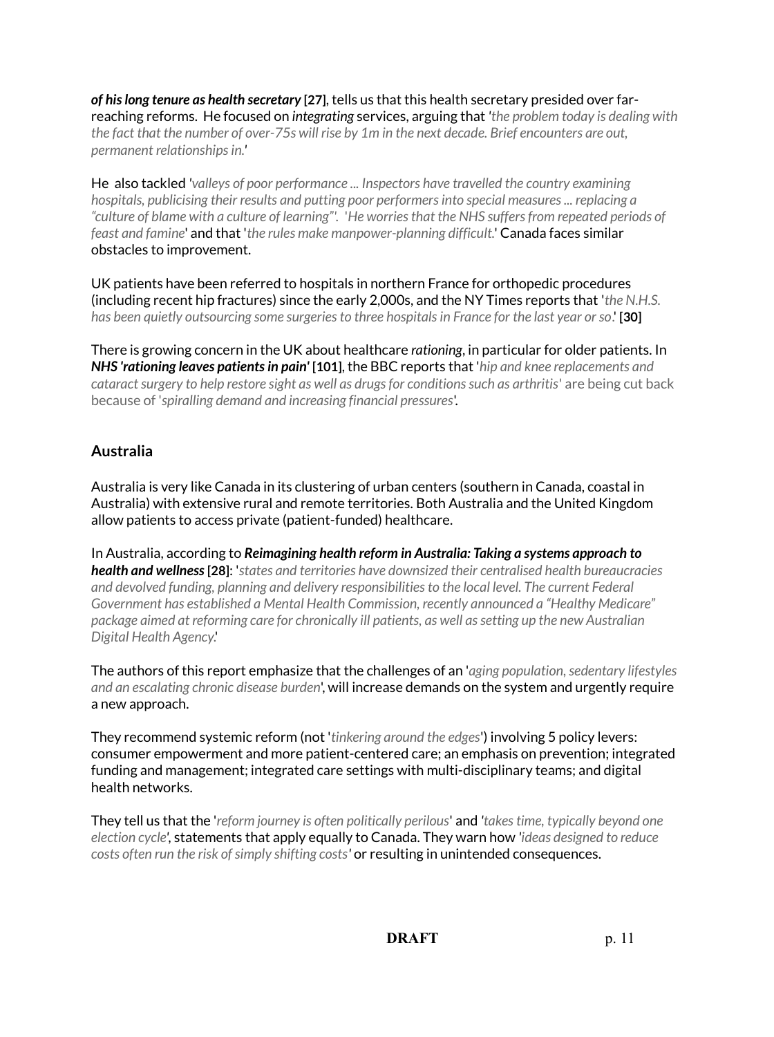***of his long tenure as health secretary*** [27], tells us that this health secretary presided over far-reaching reforms. He focused on *integrating* services, arguing that '*the problem today is dealing with the fact that the number of over-75s will rise by 1m in the next decade. Brief encounters are out, permanent relationships in.*'

He also tackled '*valleys of poor performance ... Inspectors have travelled the country examining hospitals, publicising their results and putting poor performers into special measures ... replacing a "culture of blame with a culture of learning"*'. '*He worries that the NHS suffers from repeated periods of feast and famine*' and that '*the rules make manpower-planning difficult.*' Canada faces similar obstacles to improvement.

UK patients have been referred to hospitals in northern France for orthopedic procedures (including recent hip fractures) since the early 2,000s, and the NY Times reports that '*the N.H.S. has been quietly outsourcing some surgeries to three hospitals in France for the last year or so*.' [30]

There is growing concern in the UK about healthcare *rationing*, in particular for older patients. In ***NHS 'rationing leaves patients in pain'*** [101], the BBC reports that '*hip and knee replacements and cataract surgery to help restore sight as well as drugs for conditions such as arthritis*' are being cut back because of '*spiralling demand and increasing financial pressures*'.

## Australia

Australia is very like Canada in its clustering of urban centers (southern in Canada, coastal in Australia) with extensive rural and remote territories. Both Australia and the United Kingdom allow patients to access private (patient-funded) healthcare.

In Australia, according to ***Reimagining health reform in Australia: Taking a systems approach to health and wellness*** [28]: '*states and territories have downsized their centralised health bureaucracies and devolved funding, planning and delivery responsibilities to the local level. The current Federal Government has established a Mental Health Commission, recently announced a "Healthy Medicare" package aimed at reforming care for chronically ill patients, as well as setting up the new Australian Digital Health Agency.*'

The authors of this report emphasize that the challenges of an '*aging population, sedentary lifestyles and an escalating chronic disease burden*', will increase demands on the system and urgently require a new approach.

They recommend systemic reform (not '*tinkering around the edges*') involving 5 policy levers: consumer empowerment and more patient-centered care; an emphasis on prevention; integrated funding and management; integrated care settings with multi-disciplinary teams; and digital health networks.

They tell us that the '*reform journey is often politically perilous*' and '*takes time, typically beyond one election cycle*', statements that apply equally to Canada. They warn how '*ideas designed to reduce costs often run the risk of simply shifting costs*' or resulting in unintended consequences.

**DRAFT**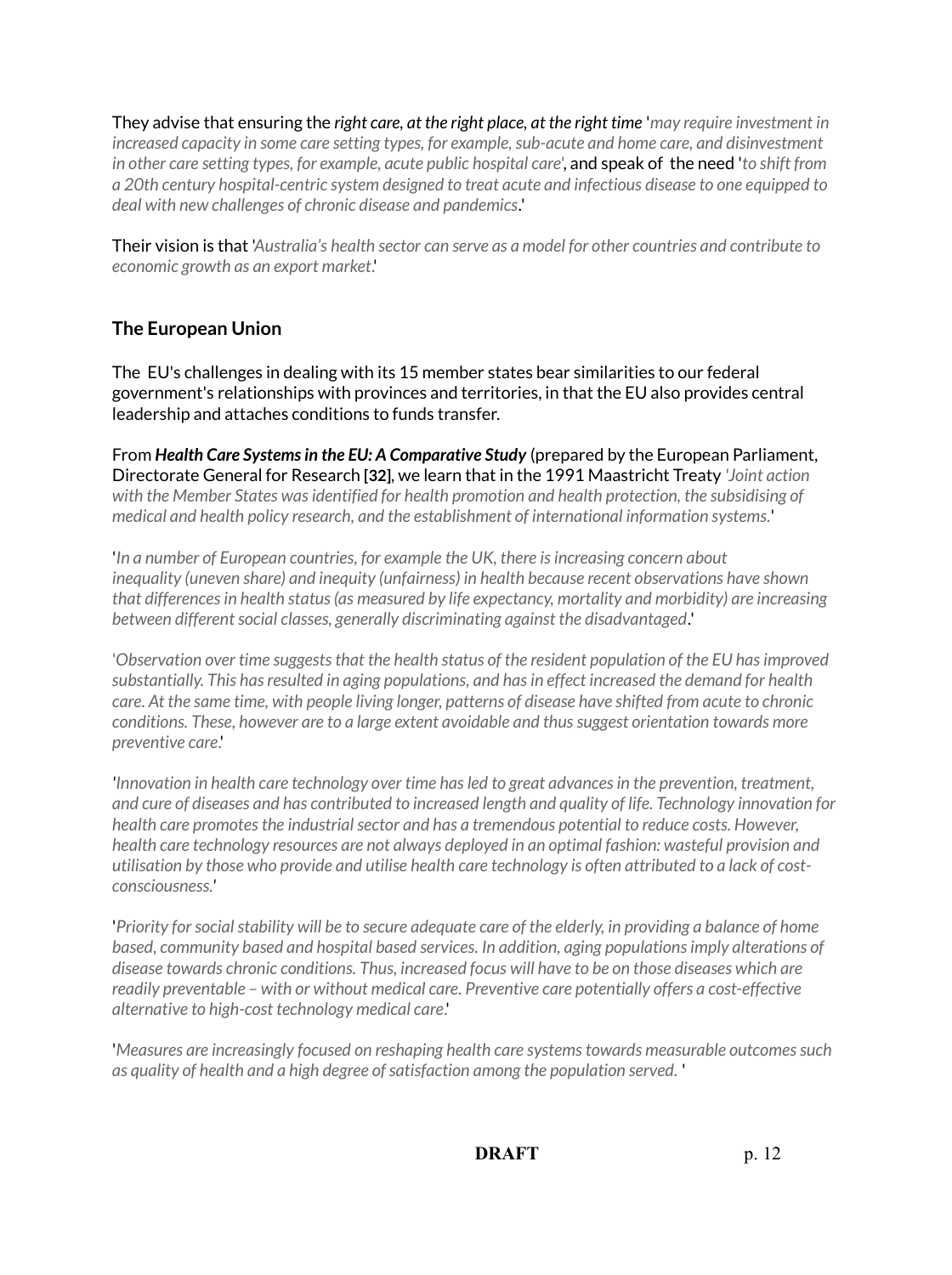They advise that ensuring the ***right care, at the right place, at the right time*** '*may require investment in increased capacity in some care setting types, for example, sub-acute and home care, and disinvestment in other care setting types, for example, acute public hospital care*', and speak of the need '*to shift from a 20th century hospital-centric system designed to treat acute and infectious disease to one equipped to deal with new challenges of chronic disease and pandemics*.'

Their vision is that '*Australia's health sector can serve as a model for other countries and contribute to economic growth as an export market.*'

## The European Union

The EU's challenges in dealing with its 15 member states bear similarities to our federal government's relationships with provinces and territories, in that the EU also provides central leadership and attaches conditions to funds transfer.

From ***Health Care Systems in the EU: A Comparative Study*** (prepared by the European Parliament, Directorate General for Research **[32]**, we learn that in the 1991 Maastricht Treaty '*Joint action with the Member States was identified for health promotion and health protection, the subsidising of medical and health policy research, and the establishment of international information systems.*'

'*In a number of European countries, for example the UK, there is increasing concern about inequality (uneven share) and inequity (unfairness) in health because recent observations have shown that differences in health status (as measured by life expectancy, mortality and morbidity) are increasing between different social classes, generally discriminating against the disadvantaged*.'

'*Observation over time suggests that the health status of the resident population of the EU has improved substantially. This has resulted in aging populations, and has in effect increased the demand for health care. At the same time, with people living longer, patterns of disease have shifted from acute to chronic conditions. These, however are to a large extent avoidable and thus suggest orientation towards more preventive care.*'

'*Innovation in health care technology over time has led to great advances in the prevention, treatment, and cure of diseases and has contributed to increased length and quality of life. Technology innovation for health care promotes the industrial sector and has a tremendous potential to reduce costs. However, health care technology resources are not always deployed in an optimal fashion: wasteful provision and utilisation by those who provide and utilise health care technology is often attributed to a lack of cost-consciousness.*'

'*Priority for social stability will be to secure adequate care of the elderly, in providing a balance of home based, community based and hospital based services. In addition, aging populations imply alterations of disease towards chronic conditions. Thus, increased focus will have to be on those diseases which are readily preventable – with or without medical care. Preventive care potentially offers a cost-effective alternative to high-cost technology medical care.*'

'*Measures are increasingly focused on reshaping health care systems towards measurable outcomes such as quality of health and a high degree of satisfaction among the population served.* '

**DRAFT**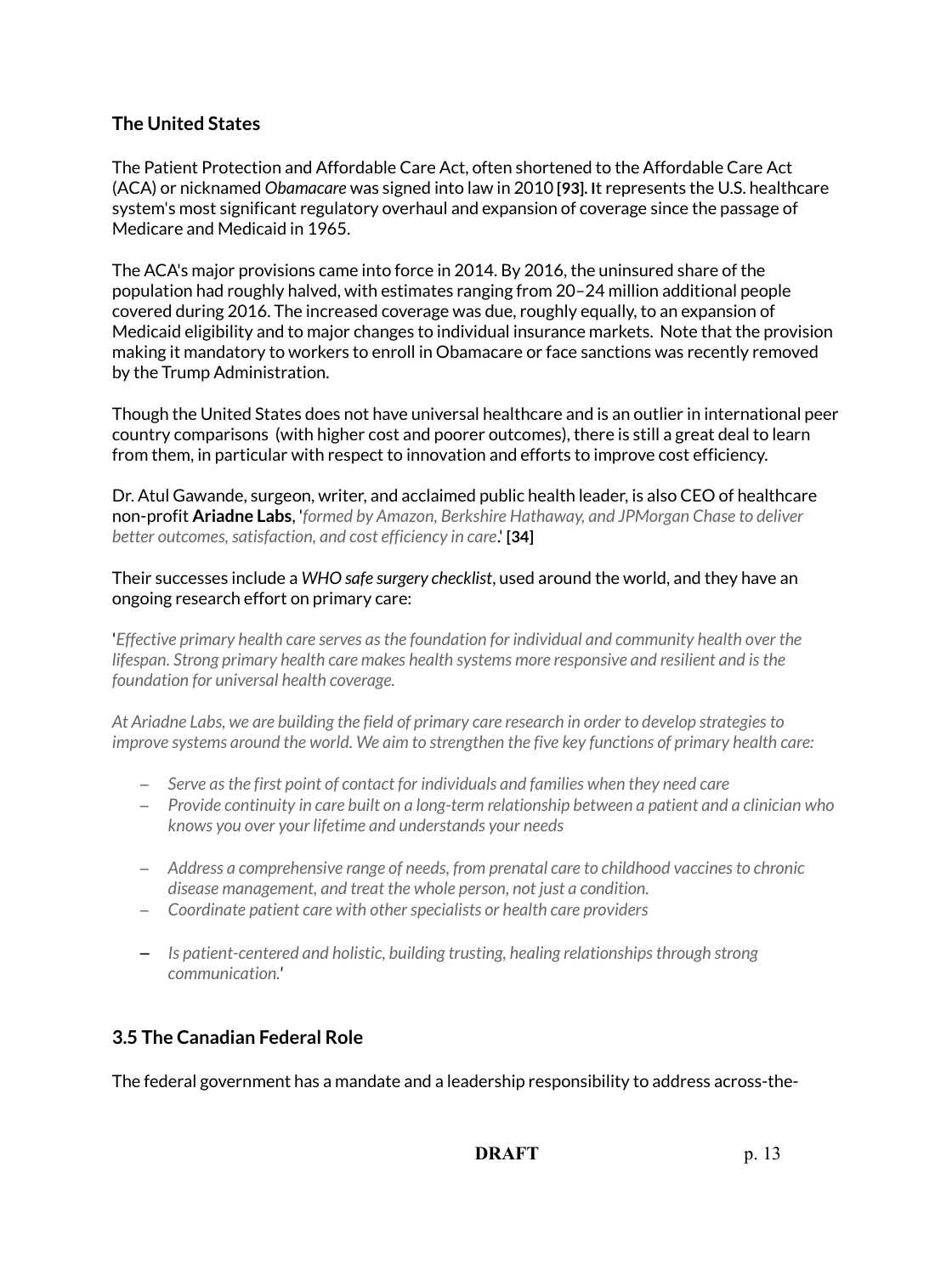### The United States

The Patient Protection and Affordable Care Act, often shortened to the Affordable Care Act (ACA) or nicknamed *Obamacare* was signed into law in 2010 **[93]. I**t represents the U.S. healthcare system's most significant regulatory overhaul and expansion of coverage since the passage of Medicare and Medicaid in 1965.

The ACA's major provisions came into force in 2014. By 2016, the uninsured share of the population had roughly halved, with estimates ranging from 20–24 million additional people covered during 2016. The increased coverage was due, roughly equally, to an expansion of Medicaid eligibility and to major changes to individual insurance markets. Note that the provision making it mandatory to workers to enroll in Obamacare or face sanctions was recently removed by the Trump Administration.

Though the United States does not have universal healthcare and is an outlier in international peer country comparisons (with higher cost and poorer outcomes), there is still a great deal to learn from them, in particular with respect to innovation and efforts to improve cost efficiency.

Dr. Atul Gawande, surgeon, writer, and acclaimed public health leader, is also CEO of healthcare non-profit **Ariadne Labs**, '*formed by Amazon, Berkshire Hathaway, and JPMorgan Chase to deliver better outcomes, satisfaction, and cost efficiency in care*.' **[34]**

Their successes include a *WHO safe surgery checklist*, used around the world, and they have an ongoing research effort on primary care:

'*Effective primary health care serves as the foundation for individual and community health over the lifespan. Strong primary health care makes health systems more responsive and resilient and is the foundation for universal health coverage.*

*At Ariadne Labs, we are building the field of primary care research in order to develop strategies to improve systems around the world. We aim to strengthen the five key functions of primary health care:*

- *Serve as the first point of contact for individuals and families when they need care*
- *Provide continuity in care built on a long-term relationship between a patient and a clinician who knows you over your lifetime and understands your needs*
- *Address a comprehensive range of needs, from prenatal care to childhood vaccines to chronic disease management, and treat the whole person, not just a condition.*
- *Coordinate patient care with other specialists or health care providers*
- *Is patient-centered and holistic, building trusting, healing relationships through strong communication.*'

### 3.5 The Canadian Federal Role

The federal government has a mandate and a leadership responsibility to address across-the-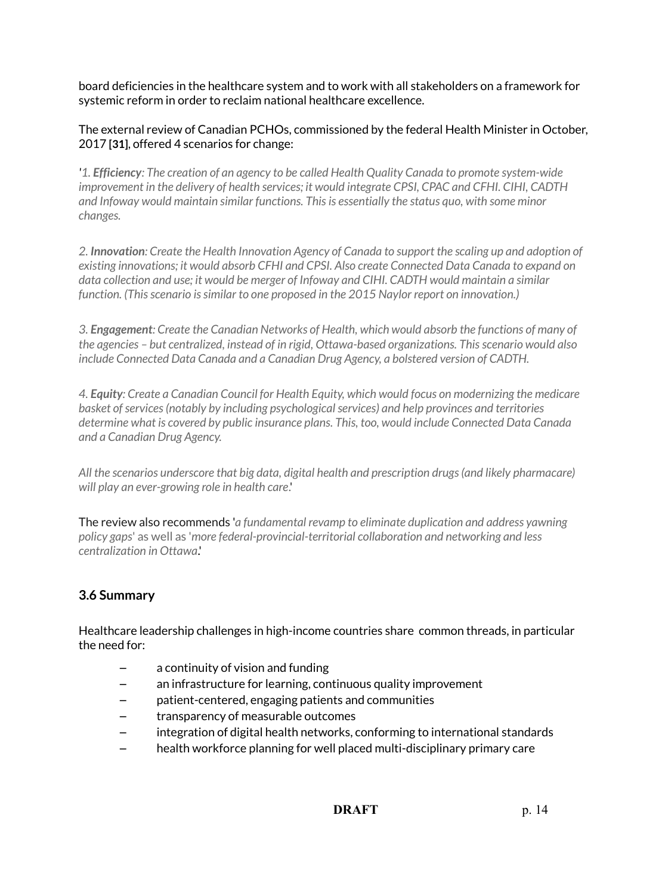board deficiencies in the healthcare system and to work with all stakeholders on a framework for systemic reform in order to reclaim national healthcare excellence.

The external review of Canadian PCHOs, commissioned by the federal Health Minister in October, 2017 **[31]**, offered 4 scenarios for change:

*'1. **Efficiency**: The creation of an agency to be called Health Quality Canada to promote system-wide improvement in the delivery of health services; it would integrate CPSI, CPAC and CFHI. CIHI, CADTH and Infoway would maintain similar functions. This is essentially the status quo, with some minor changes.*

*2. **Innovation**: Create the Health Innovation Agency of Canada to support the scaling up and adoption of existing innovations; it would absorb CFHI and CPSI. Also create Connected Data Canada to expand on data collection and use; it would be merger of Infoway and CIHI. CADTH would maintain a similar function. (This scenario is similar to one proposed in the 2015 Naylor report on innovation.)*

*3. **Engagement**: Create the Canadian Networks of Health, which would absorb the functions of many of the agencies – but centralized, instead of in rigid, Ottawa-based organizations. This scenario would also include Connected Data Canada and a Canadian Drug Agency, a bolstered version of CADTH.*

*4. **Equity**: Create a Canadian Council for Health Equity, which would focus on modernizing the medicare basket of services (notably by including psychological services) and help provinces and territories determine what is covered by public insurance plans. This, too, would include Connected Data Canada and a Canadian Drug Agency.*

*All the scenarios underscore that big data, digital health and prescription drugs (and likely pharmacare) will play an ever-growing role in health care.'*

The review also recommends '*a fundamental revamp to eliminate duplication and address yawning policy gaps*' as well as '*more federal-provincial-territorial collaboration and networking and less centralization in Ottawa*.'

### 3.6 Summary

Healthcare leadership challenges in high-income countries share common threads, in particular the need for:

- a continuity of vision and funding
- an infrastructure for learning, continuous quality improvement
- patient-centered, engaging patients and communities
- transparency of measurable outcomes
- integration of digital health networks, conforming to international standards
- health workforce planning for well placed multi-disciplinary primary care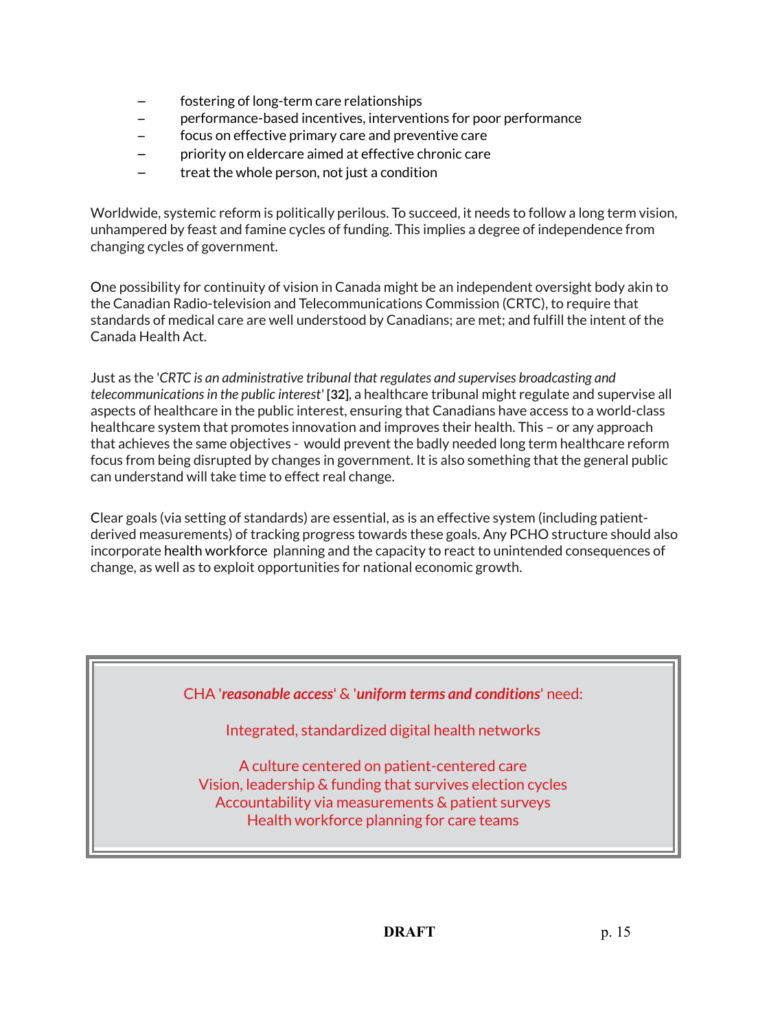- fostering of long-term care relationships
- performance-based incentives, interventions for poor performance
- focus on effective primary care and preventive care
- priority on eldercare aimed at effective chronic care
- treat the whole person, not just a condition

Worldwide, systemic reform is politically perilous. To succeed, it needs to follow a long term vision, unhampered by feast and famine cycles of funding. This implies a degree of independence from changing cycles of government.

One possibility for continuity of vision in Canada might be an independent oversight body akin to the Canadian Radio-television and Telecommunications Commission (CRTC), to require that standards of medical care are well understood by Canadians; are met; and fulfill the intent of the Canada Health Act.

Just as the '*CRTC is an administrative tribunal that regulates and supervises broadcasting and telecommunications in the public interest*' **[32]**, a healthcare tribunal might regulate and supervise all aspects of healthcare in the public interest, ensuring that Canadians have access to a world-class healthcare system that promotes innovation and improves their health. This – or any approach that achieves the same objectives - would prevent the badly needed long term healthcare reform focus from being disrupted by changes in government. It is also something that the general public can understand will take time to effect real change.

Clear goals (via setting of standards) are essential, as is an effective system (including patient-derived measurements) of tracking progress towards these goals. Any PCHO structure should also incorporate health workforce planning and the capacity to react to unintended consequences of change, as well as to exploit opportunities for national economic growth.

> CHA '***reasonable access***' & '***uniform terms and conditions***' need:
>
> Integrated, standardized digital health networks
>
> A culture centered on patient-centered care
> Vision, leadership & funding that survives election cycles
> Accountability via measurements & patient surveys
> Health workforce planning for care teams

**DRAFT**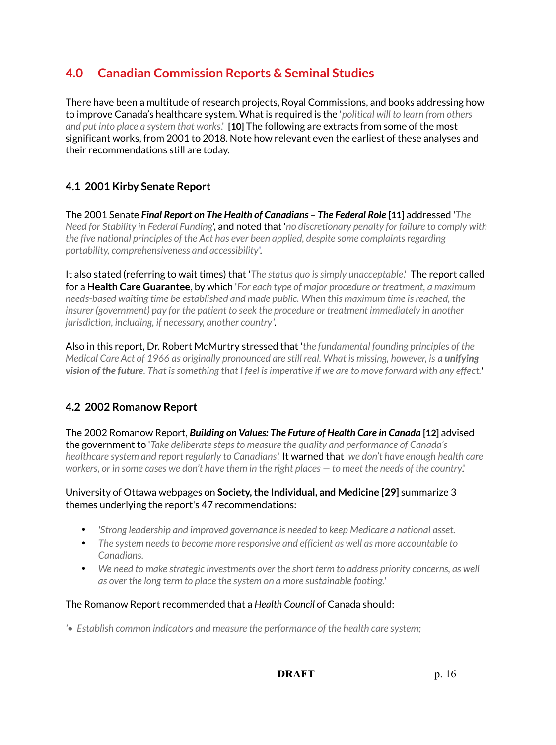## 4.0 Canadian Commission Reports & Seminal Studies

There have been a multitude of research projects, Royal Commissions, and books addressing how to improve Canada's healthcare system. What is required is the '*political will to learn from others and put into place a system that works.*' **[10]** The following are extracts from some of the most significant works, from 2001 to 2018. Note how relevant even the earliest of these analyses and their recommendations still are today.

### 4.1 2001 Kirby Senate Report

The 2001 Senate ***Final Report on The Health of Canadians – The Federal Role*** **[11]** addressed '*The Need for Stability in Federal Funding*', and noted that '*no discretionary penalty for failure to comply with the five national principles of the Act has ever been applied, despite some complaints regarding portability, comprehensiveness and accessibility*'.

It also stated (referring to wait times) that '*The status quo is simply unacceptable.*' The report called for a **Health Care Guarantee**, by which '*For each type of major procedure or treatment, a maximum needs-based waiting time be established and made public. When this maximum time is reached, the insurer (government) pay for the patient to seek the procedure or treatment immediately in another jurisdiction, including, if necessary, another country*'.

Also in this report, Dr. Robert McMurtry stressed that '*the fundamental founding principles of the Medical Care Act of 1966 as originally pronounced are still real. What is missing, however, is **a unifying vision of the future**. That is something that I feel is imperative if we are to move forward with any effect.*'

### 4.2 2002 Romanow Report

The 2002 Romanow Report, ***Building on Values: The Future of Health Care in Canada*** **[12]** advised the government to '*Take deliberate steps to measure the quality and performance of Canada's healthcare system and report regularly to Canadians.*' It warned that '*we don't have enough health care workers, or in some cases we don't have them in the right places — to meet the needs of the country.*'

University of Ottawa webpages on **Society, the Individual, and Medicine [29]** summarize 3 themes underlying the report's 47 recommendations:

- *'Strong leadership and improved governance is needed to keep Medicare a national asset.*
- *The system needs to become more responsive and efficient as well as more accountable to Canadians.*
- *We need to make strategic investments over the short term to address priority concerns, as well as over the long term to place the system on a more sustainable footing.'*

The Romanow Report recommended that a *Health Council* of Canada should:

'• *Establish common indicators and measure the performance of the health care system;*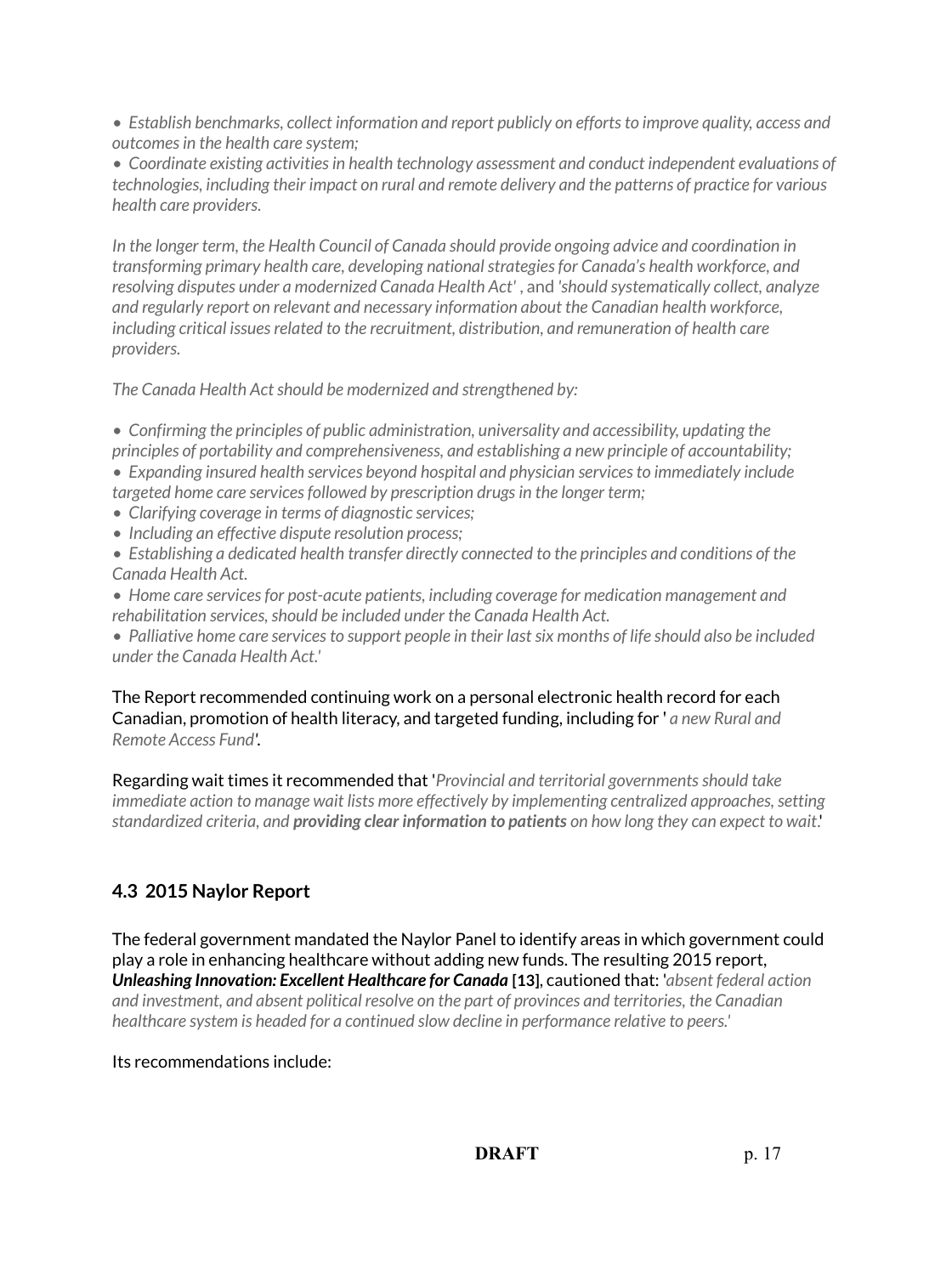*• Establish benchmarks, collect information and report publicly on efforts to improve quality, access and outcomes in the health care system;*
*• Coordinate existing activities in health technology assessment and conduct independent evaluations of technologies, including their impact on rural and remote delivery and the patterns of practice for various health care providers.*

*In the longer term, the Health Council of Canada should provide ongoing advice and coordination in transforming primary health care, developing national strategies for Canada's health workforce, and resolving disputes under a modernized Canada Health Act'* , and *'should systematically collect, analyze and regularly report on relevant and necessary information about the Canadian health workforce, including critical issues related to the recruitment, distribution, and remuneration of health care providers.*

*The Canada Health Act should be modernized and strengthened by:*

*• Confirming the principles of public administration, universality and accessibility, updating the principles of portability and comprehensiveness, and establishing a new principle of accountability;*
*• Expanding insured health services beyond hospital and physician services to immediately include targeted home care services followed by prescription drugs in the longer term;*
*• Clarifying coverage in terms of diagnostic services;*
*• Including an effective dispute resolution process;*
*• Establishing a dedicated health transfer directly connected to the principles and conditions of the Canada Health Act.*
*• Home care services for post-acute patients, including coverage for medication management and rehabilitation services, should be included under the Canada Health Act.*
*• Palliative home care services to support people in their last six months of life should also be included under the Canada Health Act.'*

The Report recommended continuing work on a personal electronic health record for each Canadian, promotion of health literacy, and targeted funding, including for ' *a new Rural and Remote Access Fund'*.

Regarding wait times it recommended that '*Provincial and territorial governments should take immediate action to manage wait lists more effectively by implementing centralized approaches, setting standardized criteria, and **providing clear information to patients** on how long they can expect to wait*.'

### 4.3 2015 Naylor Report

The federal government mandated the Naylor Panel to identify areas in which government could play a role in enhancing healthcare without adding new funds. The resulting 2015 report, ***Unleashing Innovation: Excellent Healthcare for Canada*** **[13]**, cautioned that: '*absent federal action and investment, and absent political resolve on the part of provinces and territories, the Canadian healthcare system is headed for a continued slow decline in performance relative to peers.*'

Its recommendations include: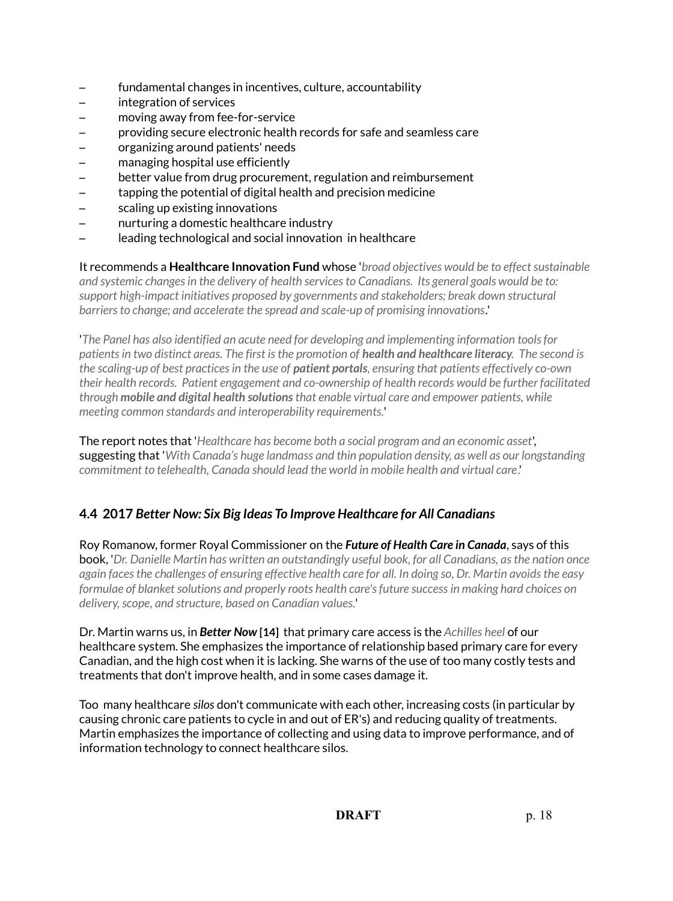- fundamental changes in incentives, culture, accountability
- integration of services
- moving away from fee-for-service
- providing secure electronic health records for safe and seamless care
- organizing around patients' needs
- managing hospital use efficiently
- better value from drug procurement, regulation and reimbursement
- tapping the potential of digital health and precision medicine
- scaling up existing innovations
- nurturing a domestic healthcare industry
- leading technological and social innovation in healthcare

It recommends a **Healthcare Innovation Fund** whose '*broad objectives would be to effect sustainable and systemic changes in the delivery of health services to Canadians. Its general goals would be to: support high-impact initiatives proposed by governments and stakeholders; break down structural barriers to change; and accelerate the spread and scale-up of promising innovations*.'

'*The Panel has also identified an acute need for developing and implementing information tools for patients in two distinct areas. The first is the promotion of **health and healthcare literacy**. The second is the scaling-up of best practices in the use of **patient portals**, ensuring that patients effectively co-own their health records. Patient engagement and co-ownership of health records would be further facilitated through **mobile and digital health solutions** that enable virtual care and empower patients, while meeting common standards and interoperability requirements.*'

The report notes that '*Healthcare has become both a social program and an economic asset*', suggesting that '*With Canada's huge landmass and thin population density, as well as our longstanding commitment to telehealth, Canada should lead the world in mobile health and virtual care*.'

### 4.4 2017 *Better Now: Six Big Ideas To Improve Healthcare for All Canadians*

Roy Romanow, former Royal Commissioner on the ***Future of Health Care in Canada***, says of this book, '*Dr. Danielle Martin has written an outstandingly useful book, for all Canadians, as the nation once again faces the challenges of ensuring effective health care for all. In doing so, Dr. Martin avoids the easy formulae of blanket solutions and properly roots health care's future success in making hard choices on delivery, scope, and structure, based on Canadian values.*'

Dr. Martin warns us, in ***Better Now*** **[14]** that primary care access is the *Achilles heel* of our healthcare system. She emphasizes the importance of relationship based primary care for every Canadian, and the high cost when it is lacking. She warns of the use of too many costly tests and treatments that don't improve health, and in some cases damage it.

Too many healthcare *silos* don't communicate with each other, increasing costs (in particular by causing chronic care patients to cycle in and out of ER's) and reducing quality of treatments. Martin emphasizes the importance of collecting and using data to improve performance, and of information technology to connect healthcare silos.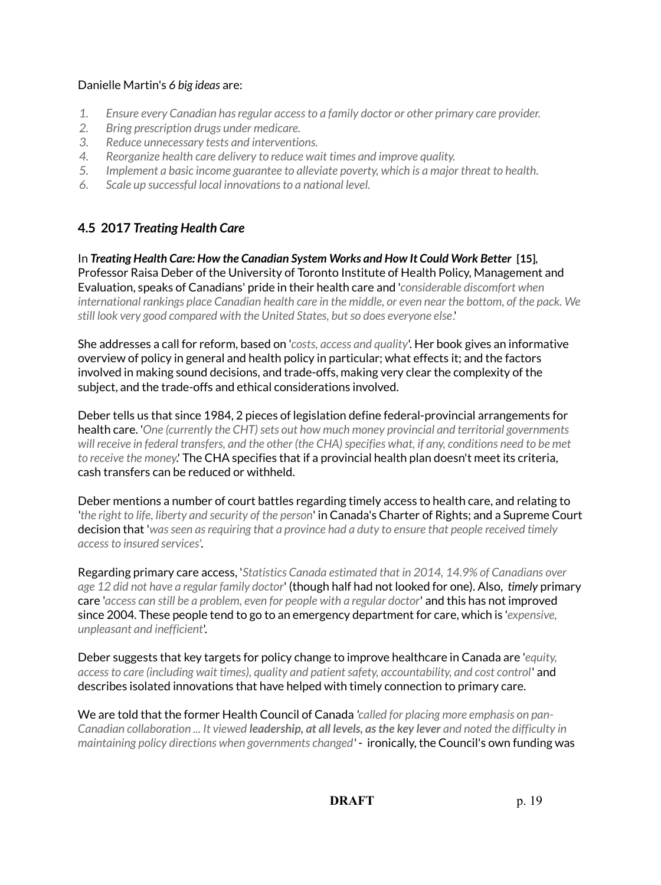Danielle Martin's *6 big ideas* are:

1. *Ensure every Canadian has regular access to a family doctor or other primary care provider.*
2. *Bring prescription drugs under medicare.*
3. *Reduce unnecessary tests and interventions.*
4. *Reorganize health care delivery to reduce wait times and improve quality.*
5. *Implement a basic income guarantee to alleviate poverty, which is a major threat to health.*
6. *Scale up successful local innovations to a national level.*

### 4.5 2017 *Treating Health Care*

In ***Treating Health Care: How the Canadian System Works and How It Could Work Better*** **[15]**, Professor Raisa Deber of the University of Toronto Institute of Health Policy, Management and Evaluation, speaks of Canadians' pride in their health care and '*considerable discomfort when international rankings place Canadian health care in the middle, or even near the bottom, of the pack. We still look very good compared with the United States, but so does everyone else*.'

She addresses a call for reform, based on '*costs, access and quality*'. Her book gives an informative overview of policy in general and health policy in particular; what effects it; and the factors involved in making sound decisions, and trade-offs, making very clear the complexity of the subject, and the trade-offs and ethical considerations involved.

Deber tells us that since 1984, 2 pieces of legislation define federal-provincial arrangements for health care. '*One (currently the CHT) sets out how much money provincial and territorial governments will receive in federal transfers, and the other (the CHA) specifies what, if any, conditions need to be met to receive the money*.' The CHA specifies that if a provincial health plan doesn't meet its criteria, cash transfers can be reduced or withheld.

Deber mentions a number of court battles regarding timely access to health care, and relating to '*the right to life, liberty and security of the person*' in Canada's Charter of Rights; and a Supreme Court decision that '*was seen as requiring that a province had a duty to ensure that people received timely access to insured services*'.

Regarding primary care access, '*Statistics Canada estimated that in 2014, 14.9% of Canadians over age 12 did not have a regular family doctor*' (though half had not looked for one). Also, *timely* primary care '*access can still be a problem, even for people with a regular doctor*' and this has not improved since 2004. These people tend to go to an emergency department for care, which is '*expensive, unpleasant and inefficient*'.

Deber suggests that key targets for policy change to improve healthcare in Canada are '*equity, access to care (including wait times), quality and patient safety, accountability, and cost control*' and describes isolated innovations that have helped with timely connection to primary care.

We are told that the former Health Council of Canada '*called for placing more emphasis on pan-Canadian collaboration ... It viewed **leadership, at all levels, as the key lever** and noted the difficulty in maintaining policy directions when governments changed*' - ironically, the Council's own funding was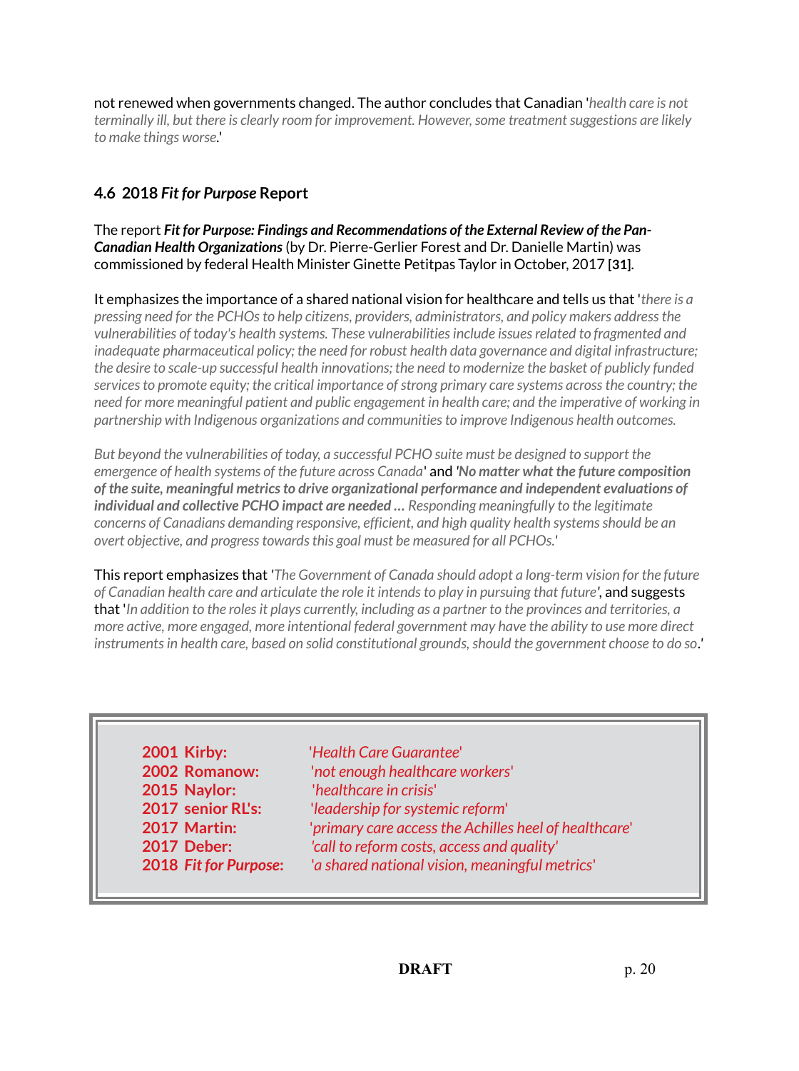not renewed when governments changed. The author concludes that Canadian '*health care is not terminally ill, but there is clearly room for improvement. However, some treatment suggestions are likely to make things worse*.'

### 4.6 2018 *Fit for Purpose* Report

The report ***Fit for Purpose: Findings and Recommendations of the External Review of the Pan-Canadian Health Organizations*** (by Dr. Pierre-Gerlier Forest and Dr. Danielle Martin) was commissioned by federal Health Minister Ginette Petitpas Taylor in October, 2017 **[31]**.

It emphasizes the importance of a shared national vision for healthcare and tells us that '*there is a pressing need for the PCHOs to help citizens, providers, administrators, and policy makers address the vulnerabilities of today's health systems. These vulnerabilities include issues related to fragmented and inadequate pharmaceutical policy; the need for robust health data governance and digital infrastructure; the desire to scale-up successful health innovations; the need to modernize the basket of publicly funded services to promote equity; the critical importance of strong primary care systems across the country; the need for more meaningful patient and public engagement in health care; and the imperative of working in partnership with Indigenous organizations and communities to improve Indigenous health outcomes.*

*But beyond the vulnerabilities of today, a successful PCHO suite must be designed to support the emergence of health systems of the future across Canada*' and '***No matter what the future composition of the suite, meaningful metrics to drive organizational performance and independent evaluations of individual and collective PCHO impact are needed …*** *Responding meaningfully to the legitimate concerns of Canadians demanding responsive, efficient, and high quality health systems should be an overt objective, and progress towards this goal must be measured for all PCHOs.*'

This report emphasizes that '*The Government of Canada should adopt a long-term vision for the future of Canadian health care and articulate the role it intends to play in pursuing that future*', and suggests that '*In addition to the roles it plays currently, including as a partner to the provinces and territories, a more active, more engaged, more intentional federal government may have the ability to use more direct instruments in health care, based on solid constitutional grounds, should the government choose to do so*.'

| | |
|---|---|
| **2001 Kirby:** | *'Health Care Guarantee'* |
| **2002 Romanow:** | *'not enough healthcare workers'* |
| **2015 Naylor:** | *'healthcare in crisis'* |
| **2017 senior RL's:** | *'leadership for systemic reform'* |
| **2017 Martin:** | *'primary care access the Achilles heel of healthcare'* |
| **2017 Deber:** | *'call to reform costs, access and quality'* |
| **2018 *Fit for Purpose*:** | *'a shared national vision, meaningful metrics'* |

DRAFT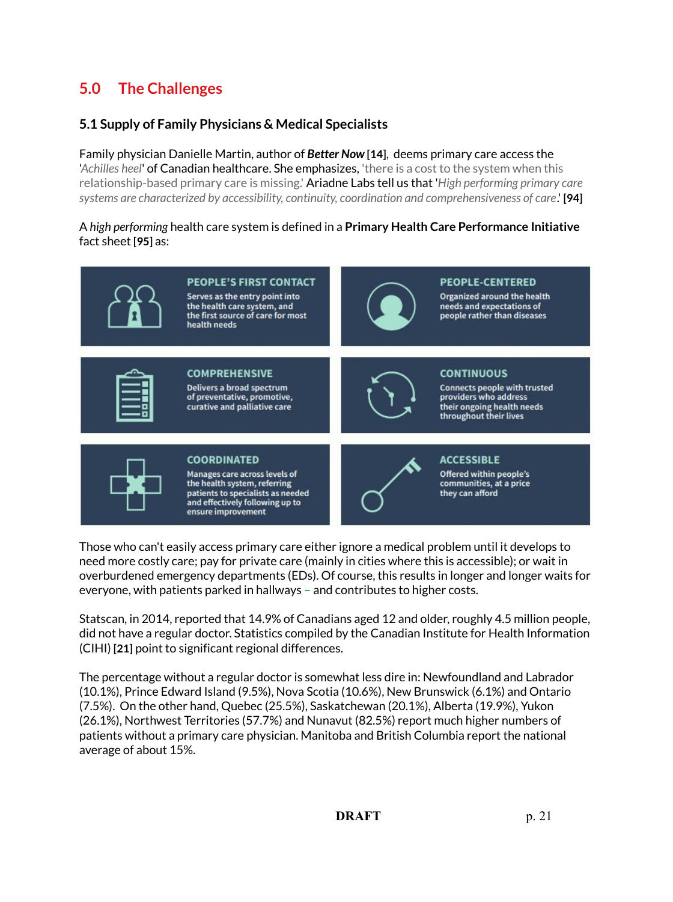## 5.0 The Challenges

### 5.1 Supply of Family Physicians & Medical Specialists

Family physician Danielle Martin, author of ***Better Now*** **[14]**, deems primary care access the '*Achilles heel*' of Canadian healthcare. She emphasizes, 'there is a cost to the system when this relationship-based primary care is missing.' Ariadne Labs tell us that '*High performing primary care systems are characterized by accessibility, continuity, coordination and comprehensiveness of care*.' **[94]**

A *high performing* health care system is defined in a **Primary Health Care Performance Initiative** fact sheet **[95]** as:

**PEOPLE'S FIRST CONTACT**
Serves as the entry point into the health care system, and the first source of care for most health needs

**PEOPLE-CENTERED**
Organized around the health needs and expectations of people rather than diseases

**COMPREHENSIVE**
Delivers a broad spectrum of preventative, promotive, curative and palliative care

**CONTINUOUS**
Connects people with trusted providers who address their ongoing health needs throughout their lives

**COORDINATED**
Manages care across levels of the health system, referring patients to specialists as needed and effectively following up to ensure improvement

**ACCESSIBLE**
Offered within people's communities, at a price they can afford

Those who can't easily access primary care either ignore a medical problem until it develops to need more costly care; pay for private care (mainly in cities where this is accessible); or wait in overburdened emergency departments (EDs). Of course, this results in longer and longer waits for everyone, with patients parked in hallways – and contributes to higher costs.

Statscan, in 2014, reported that 14.9% of Canadians aged 12 and older, roughly 4.5 million people, did not have a regular doctor. Statistics compiled by the Canadian Institute for Health Information (CIHI) **[21]** point to significant regional differences.

The percentage without a regular doctor is somewhat less dire in: Newfoundland and Labrador (10.1%), Prince Edward Island (9.5%), Nova Scotia (10.6%), New Brunswick (6.1%) and Ontario (7.5%). On the other hand, Quebec (25.5%), Saskatchewan (20.1%), Alberta (19.9%), Yukon (26.1%), Northwest Territories (57.7%) and Nunavut (82.5%) report much higher numbers of patients without a primary care physician. Manitoba and British Columbia report the national average of about 15%.

**DRAFT**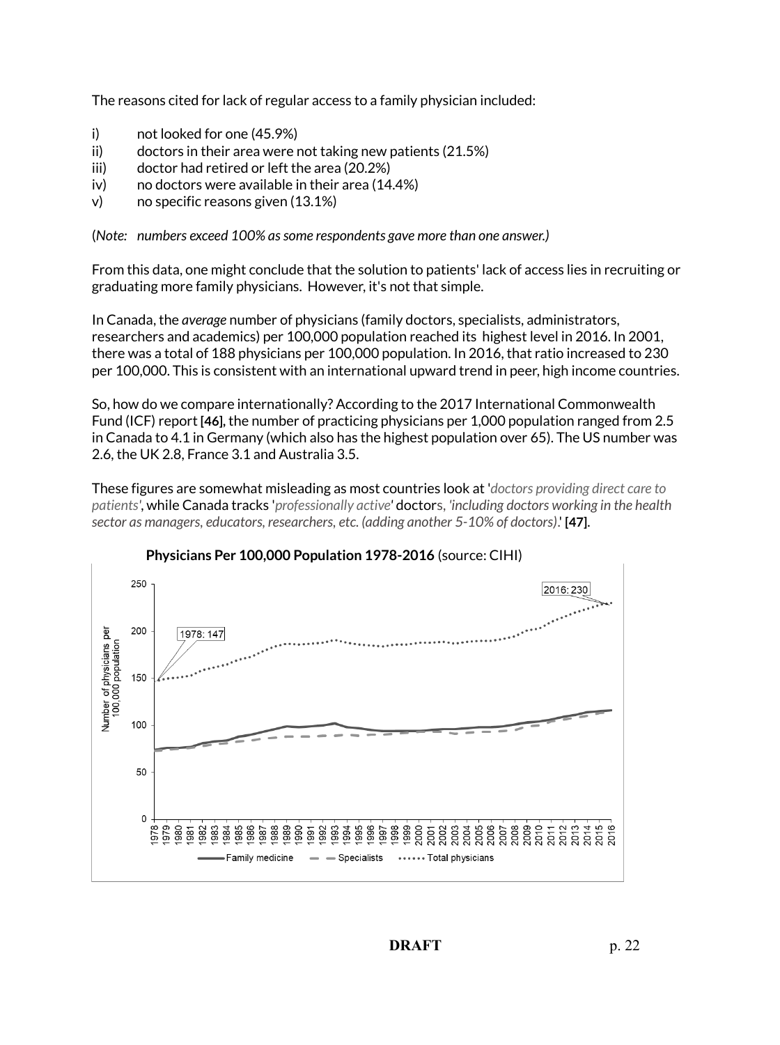The reasons cited for lack of regular access to a family physician included:

i) not looked for one (45.9%)
ii) doctors in their area were not taking new patients (21.5%)
iii) doctor had retired or left the area (20.2%)
iv) no doctors were available in their area (14.4%)
v) no specific reasons given (13.1%)

(*Note: numbers exceed 100% as some respondents gave more than one answer.)*

From this data, one might conclude that the solution to patients' lack of access lies in recruiting or graduating more family physicians. However, it's not that simple.

In Canada, the *average* number of physicians (family doctors, specialists, administrators, researchers and academics) per 100,000 population reached its highest level in 2016. In 2001, there was a total of 188 physicians per 100,000 population. In 2016, that ratio increased to 230 per 100,000. This is consistent with an international upward trend in peer, high income countries.

So, how do we compare internationally? According to the 2017 International Commonwealth Fund (ICF) report **[46]**, the number of practicing physicians per 1,000 population ranged from 2.5 in Canada to 4.1 in Germany (which also has the highest population over 65). The US number was 2.6, the UK 2.8, France 3.1 and Australia 3.5.

These figures are somewhat misleading as most countries look at '*doctors providing direct care to patients*', while Canada tracks '*professionally active*' doctors, *'including doctors working in the health sector as managers, educators, researchers, etc. (adding another 5-10% of doctors).*' **[47]**.

**Physicians Per 100,000 Population 1978-2016** (source: CIHI)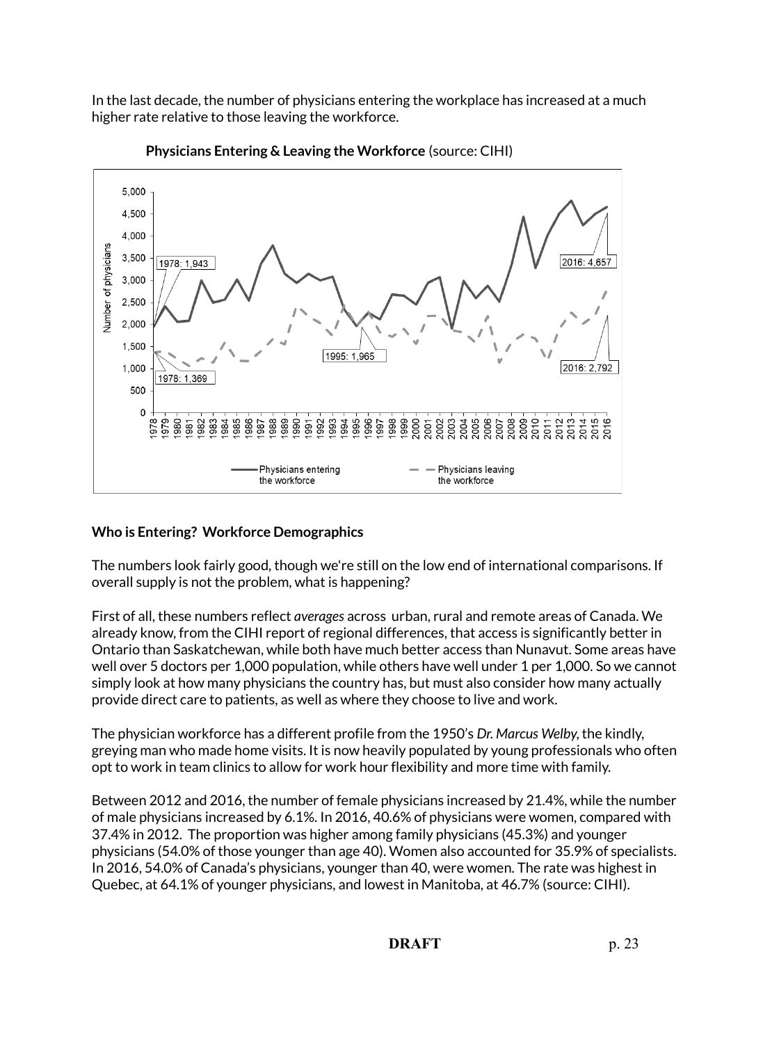In the last decade, the number of physicians entering the workplace has increased at a much higher rate relative to those leaving the workforce.

**Physicians Entering & Leaving the Workforce** (source: CIHI)

**Who is Entering? Workforce Demographics**

The numbers look fairly good, though we're still on the low end of international comparisons. If overall supply is not the problem, what is happening?

First of all, these numbers reflect *averages* across urban, rural and remote areas of Canada. We already know, from the CIHI report of regional differences, that access is significantly better in Ontario than Saskatchewan, while both have much better access than Nunavut. Some areas have well over 5 doctors per 1,000 population, while others have well under 1 per 1,000. So we cannot simply look at how many physicians the country has, but must also consider how many actually provide direct care to patients, as well as where they choose to live and work.

The physician workforce has a different profile from the 1950's *Dr. Marcus Welby*, the kindly, greying man who made home visits. It is now heavily populated by young professionals who often opt to work in team clinics to allow for work hour flexibility and more time with family.

Between 2012 and 2016, the number of female physicians increased by 21.4%, while the number of male physicians increased by 6.1%. In 2016, 40.6% of physicians were women, compared with 37.4% in 2012. The proportion was higher among family physicians (45.3%) and younger physicians (54.0% of those younger than age 40). Women also accounted for 35.9% of specialists. In 2016, 54.0% of Canada's physicians, younger than 40, were women. The rate was highest in Quebec, at 64.1% of younger physicians, and lowest in Manitoba, at 46.7% (source: CIHI).

**DRAFT**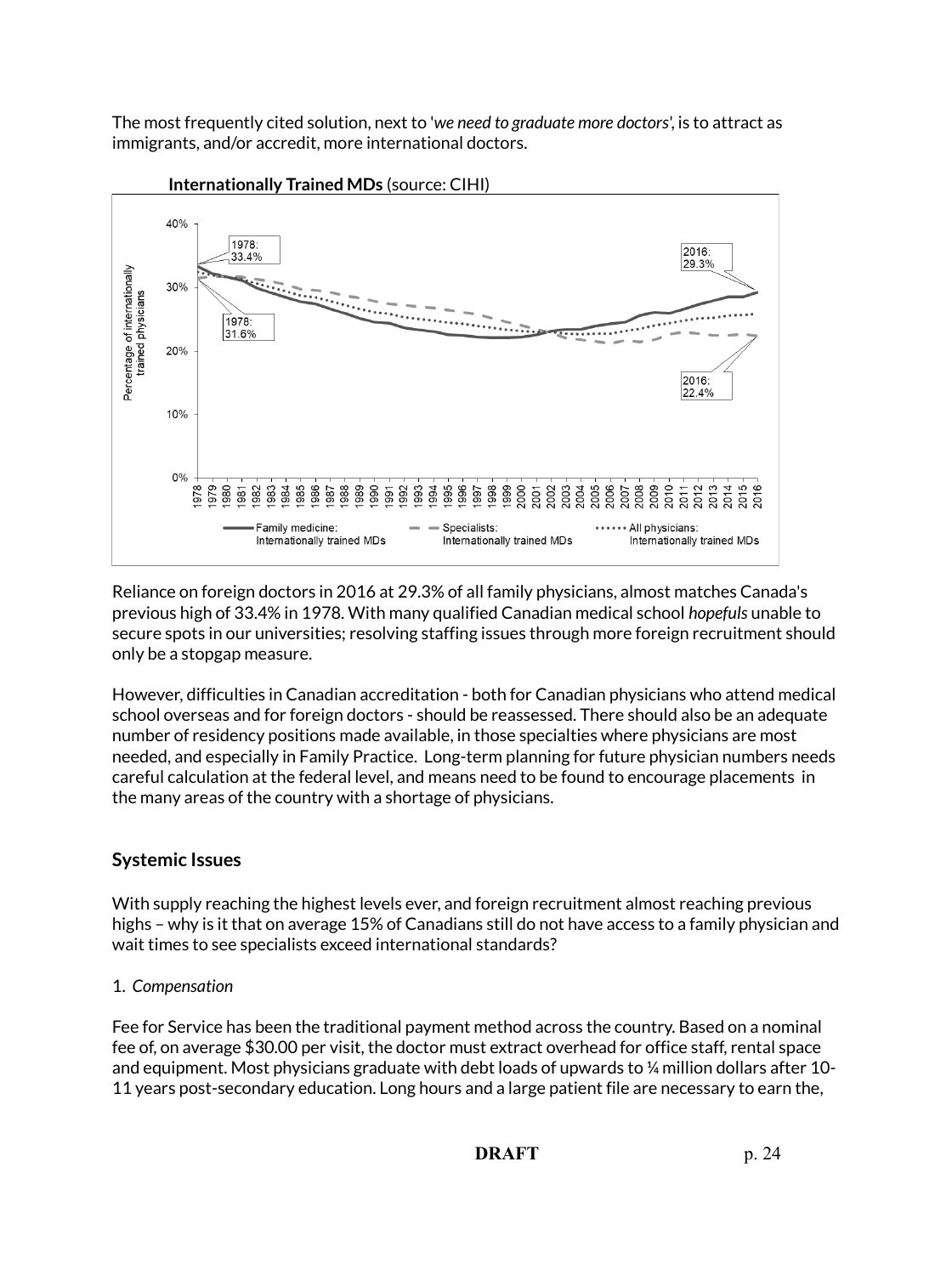The most frequently cited solution, next to '*we need to graduate more doctors*', is to attract as immigrants, and/or accredit, more international doctors.

**Internationally Trained MDs** (source: CIHI)

Reliance on foreign doctors in 2016 at 29.3% of all family physicians, almost matches Canada's previous high of 33.4% in 1978. With many qualified Canadian medical school *hopefuls* unable to secure spots in our universities; resolving staffing issues through more foreign recruitment should only be a stopgap measure.

However, difficulties in Canadian accreditation - both for Canadian physicians who attend medical school overseas and for foreign doctors - should be reassessed. There should also be an adequate number of residency positions made available, in those specialties where physicians are most needed, and especially in Family Practice. Long-term planning for future physician numbers needs careful calculation at the federal level, and means need to be found to encourage placements in the many areas of the country with a shortage of physicians.

## Systemic Issues

With supply reaching the highest levels ever, and foreign recruitment almost reaching previous highs – why is it that on average 15% of Canadians still do not have access to a family physician and wait times to see specialists exceed international standards?

1. *Compensation*

Fee for Service has been the traditional payment method across the country. Based on a nominal fee of, on average $30.00 per visit, the doctor must extract overhead for office staff, rental space and equipment. Most physicians graduate with debt loads of upwards to ¼ million dollars after 10-11 years post-secondary education. Long hours and a large patient file are necessary to earn the,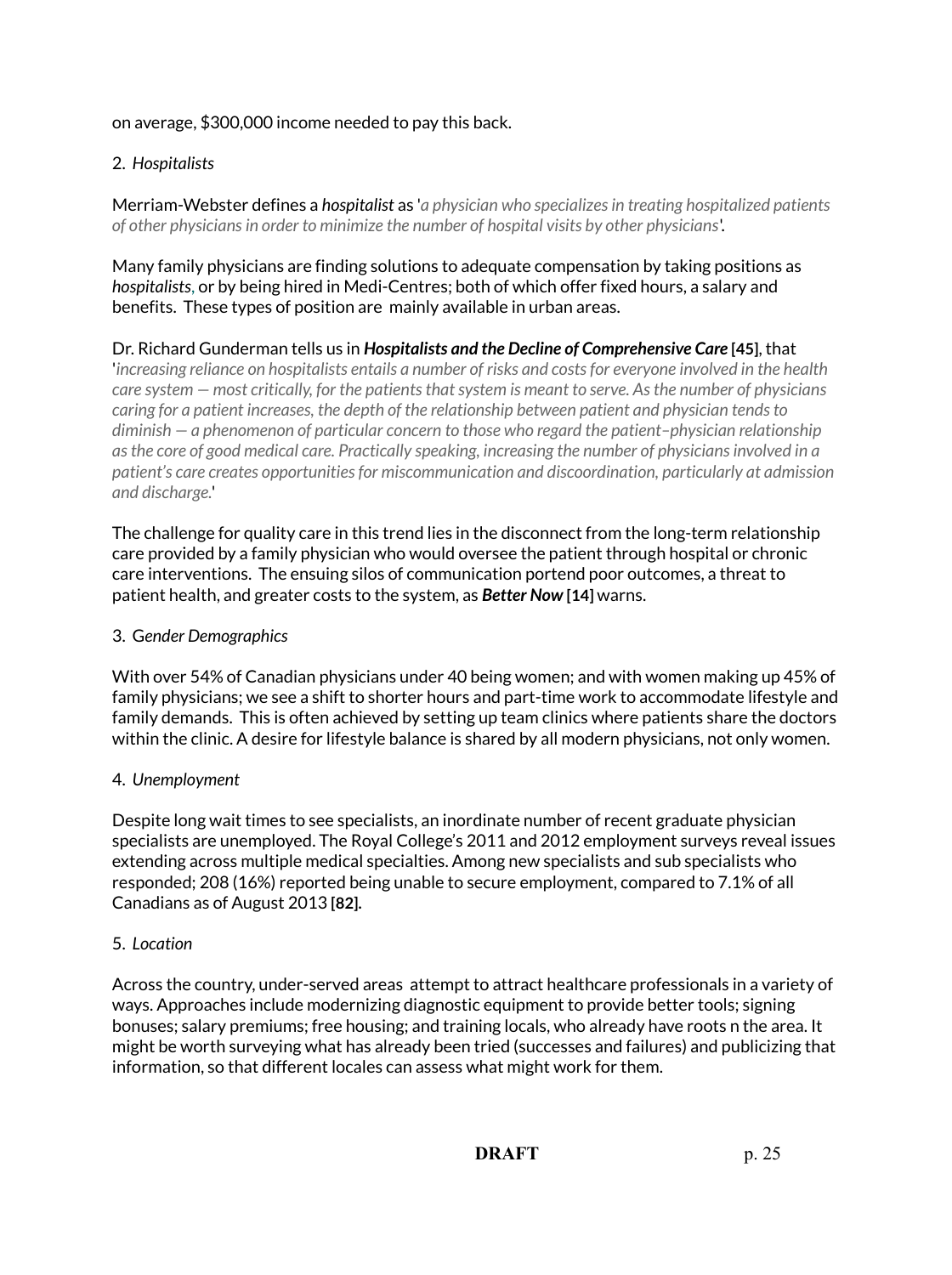on average, $300,000 income needed to pay this back.

2. *Hospitalists*

Merriam-Webster defines a ***hospitalist*** as '*a physician who specializes in treating hospitalized patients of other physicians in order to minimize the number of hospital visits by other physicians*'.

Many family physicians are finding solutions to adequate compensation by taking positions as *hospitalists*, or by being hired in Medi-Centres; both of which offer fixed hours, a salary and benefits. These types of position are mainly available in urban areas.

Dr. Richard Gunderman tells us in ***Hospitalists and the Decline of Comprehensive Care*** **[45]**, that '*increasing reliance on hospitalists entails a number of risks and costs for everyone involved in the health care system — most critically, for the patients that system is meant to serve. As the number of physicians caring for a patient increases, the depth of the relationship between patient and physician tends to diminish — a phenomenon of particular concern to those who regard the patient–physician relationship as the core of good medical care. Practically speaking, increasing the number of physicians involved in a patient's care creates opportunities for miscommunication and discoordination, particularly at admission and discharge.*'

The challenge for quality care in this trend lies in the disconnect from the long-term relationship care provided by a family physician who would oversee the patient through hospital or chronic care interventions. The ensuing silos of communication portend poor outcomes, a threat to patient health, and greater costs to the system, as ***Better Now*** **[14]** warns.

3. *Gender Demographics*

With over 54% of Canadian physicians under 40 being women; and with women making up 45% of family physicians; we see a shift to shorter hours and part-time work to accommodate lifestyle and family demands. This is often achieved by setting up team clinics where patients share the doctors within the clinic. A desire for lifestyle balance is shared by all modern physicians, not only women.

4. *Unemployment*

Despite long wait times to see specialists, an inordinate number of recent graduate physician specialists are unemployed. The Royal College's 2011 and 2012 employment surveys reveal issues extending across multiple medical specialties. Among new specialists and sub specialists who responded; 208 (16%) reported being unable to secure employment, compared to 7.1% of all Canadians as of August 2013 **[82].**

5. *Location*

Across the country, under-served areas attempt to attract healthcare professionals in a variety of ways. Approaches include modernizing diagnostic equipment to provide better tools; signing bonuses; salary premiums; free housing; and training locals, who already have roots n the area. It might be worth surveying what has already been tried (successes and failures) and publicizing that information, so that different locales can assess what might work for them.

**DRAFT**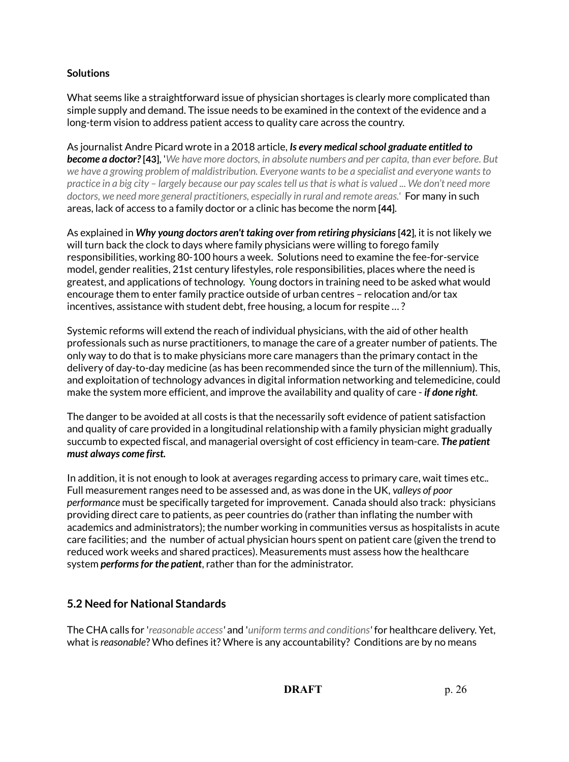**Solutions**

What seems like a straightforward issue of physician shortages is clearly more complicated than simple supply and demand. The issue needs to be examined in the context of the evidence and a long-term vision to address patient access to quality care across the country.

As journalist Andre Picard wrote in a 2018 article, ***Is every medical school graduate entitled to become a doctor?*** **[43]**, '*We have more doctors, in absolute numbers and per capita, than ever before. But we have a growing problem of maldistribution. Everyone wants to be a specialist and everyone wants to practice in a big city – largely because our pay scales tell us that is what is valued ... We don't need more doctors, we need more general practitioners, especially in rural and remote areas.*' For many in such areas, lack of access to a family doctor or a clinic has become the norm **[44]**.

As explained in ***Why young doctors aren't taking over from retiring physicians*** **[42]**, it is not likely we will turn back the clock to days where family physicians were willing to forego family responsibilities, working 80-100 hours a week. Solutions need to examine the fee-for-service model, gender realities, 21st century lifestyles, role responsibilities, places where the need is greatest, and applications of technology. Young doctors in training need to be asked what would encourage them to enter family practice outside of urban centres – relocation and/or tax incentives, assistance with student debt, free housing, a locum for respite … ?

Systemic reforms will extend the reach of individual physicians, with the aid of other health professionals such as nurse practitioners, to manage the care of a greater number of patients. The only way to do that is to make physicians more care managers than the primary contact in the delivery of day-to-day medicine (as has been recommended since the turn of the millennium). This, and exploitation of technology advances in digital information networking and telemedicine, could make the system more efficient, and improve the availability and quality of care - ***if done right***.

The danger to be avoided at all costs is that the necessarily soft evidence of patient satisfaction and quality of care provided in a longitudinal relationship with a family physician might gradually succumb to expected fiscal, and managerial oversight of cost efficiency in team-care. ***The patient must always come first.***

In addition, it is not enough to look at averages regarding access to primary care, wait times etc.. Full measurement ranges need to be assessed and, as was done in the UK, *valleys of poor performance* must be specifically targeted for improvement. Canada should also track: physicians providing direct care to patients, as peer countries do (rather than inflating the number with academics and administrators); the number working in communities versus as hospitalists in acute care facilities; and the number of actual physician hours spent on patient care (given the trend to reduced work weeks and shared practices). Measurements must assess how the healthcare system ***performs for the patient***, rather than for the administrator.

## 5.2 Need for National Standards

The CHA calls for '*reasonable access*' and '*uniform terms and conditions*' for healthcare delivery. Yet, what is *reasonable*? Who defines it? Where is any accountability? Conditions are by no means

**DRAFT**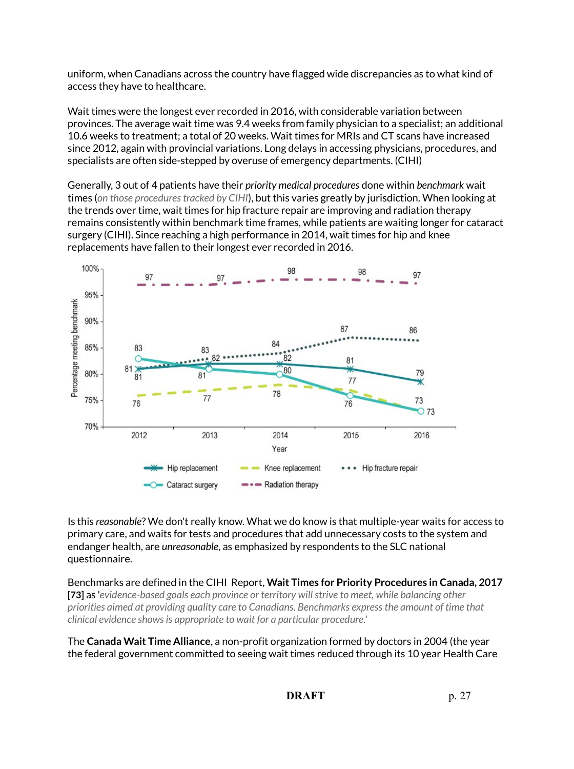uniform, when Canadians across the country have flagged wide discrepancies as to what kind of access they have to healthcare.

Wait times were the longest ever recorded in 2016, with considerable variation between provinces. The average wait time was 9.4 weeks from family physician to a specialist; an additional 10.6 weeks to treatment; a total of 20 weeks. Wait times for MRIs and CT scans have increased since 2012, again with provincial variations. Long delays in accessing physicians, procedures, and specialists are often side-stepped by overuse of emergency departments. (CIHI)

Generally, 3 out of 4 patients have their *priority medical procedures* done within *benchmark* wait times (*on those procedures tracked by CIHI*), but this varies greatly by jurisdiction. When looking at the trends over time, wait times for hip fracture repair are improving and radiation therapy remains consistently within benchmark time frames, while patients are waiting longer for cataract surgery (CIHI). Since reaching a high performance in 2014, wait times for hip and knee replacements have fallen to their longest ever recorded in 2016.

Is this *reasonable*? We don't really know. What we do know is that multiple-year waits for access to primary care, and waits for tests and procedures that add unnecessary costs to the system and endanger health, are *unreasonable*, as emphasized by respondents to the SLC national questionnaire.

Benchmarks are defined in the CIHI Report, **Wait Times for Priority Procedures in Canada, 2017 [73]** as '*evidence-based goals each province or territory will strive to meet, while balancing other priorities aimed at providing quality care to Canadians. Benchmarks express the amount of time that clinical evidence shows is appropriate to wait for a particular procedure.*'

The **Canada Wait Time Alliance**, a non-profit organization formed by doctors in 2004 (the year the federal government committed to seeing wait times reduced through its 10 year Health Care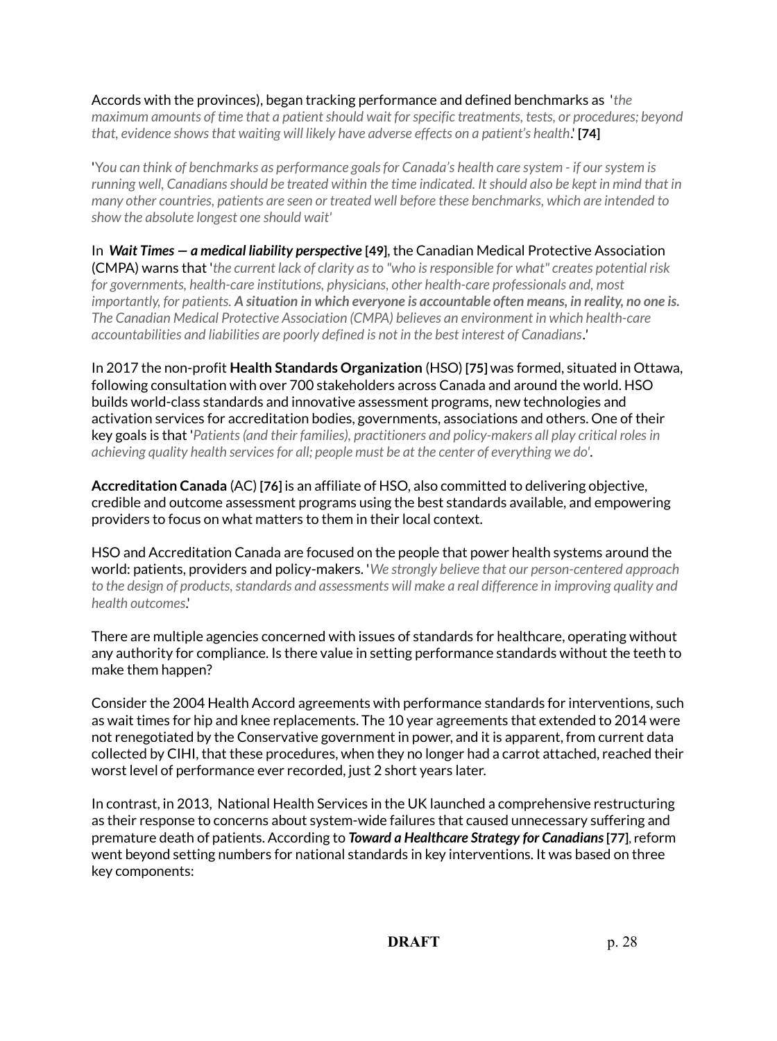Accords with the provinces), began tracking performance and defined benchmarks as '*the maximum amounts of time that a patient should wait for specific treatments, tests, or procedures; beyond that, evidence shows that waiting will likely have adverse effects on a patient's health*.' **[74]**

'*You can think of benchmarks as performance goals for Canada's health care system - if our system is running well, Canadians should be treated within the time indicated. It should also be kept in mind that in many other countries, patients are seen or treated well before these benchmarks, which are intended to show the absolute longest one should wait*'

In ***Wait Times — a medical liability perspective*** **[49]**, the Canadian Medical Protective Association (CMPA) warns that '*the current lack of clarity as to "who is responsible for what" creates potential risk for governments, health-care institutions, physicians, other health-care professionals and, most importantly, for patients.* ***A situation in which everyone is accountable often means, in reality, no one is.*** *The Canadian Medical Protective Association (CMPA) believes an environment in which health-care accountabilities and liabilities are poorly defined is not in the best interest of Canadians*.'

In 2017 the non-profit **Health Standards Organization** (HSO) **[75]** was formed, situated in Ottawa, following consultation with over 700 stakeholders across Canada and around the world. HSO builds world-class standards and innovative assessment programs, new technologies and activation services for accreditation bodies, governments, associations and others. One of their key goals is that '*Patients (and their families), practitioners and policy-makers all play critical roles in achieving quality health services for all; people must be at the center of everything we do*'.

**Accreditation Canada** (AC) **[76]** is an affiliate of HSO, also committed to delivering objective, credible and outcome assessment programs using the best standards available, and empowering providers to focus on what matters to them in their local context.

HSO and Accreditation Canada are focused on the people that power health systems around the world: patients, providers and policy-makers. '*We strongly believe that our person-centered approach to the design of products, standards and assessments will make a real difference in improving quality and health outcomes*.'

There are multiple agencies concerned with issues of standards for healthcare, operating without any authority for compliance. Is there value in setting performance standards without the teeth to make them happen?

Consider the 2004 Health Accord agreements with performance standards for interventions, such as wait times for hip and knee replacements. The 10 year agreements that extended to 2014 were not renegotiated by the Conservative government in power, and it is apparent, from current data collected by CIHI, that these procedures, when they no longer had a carrot attached, reached their worst level of performance ever recorded, just 2 short years later.

In contrast, in 2013, National Health Services in the UK launched a comprehensive restructuring as their response to concerns about system-wide failures that caused unnecessary suffering and premature death of patients. According to ***Toward a Healthcare Strategy for Canadians*** **[77]**, reform went beyond setting numbers for national standards in key interventions. It was based on three key components: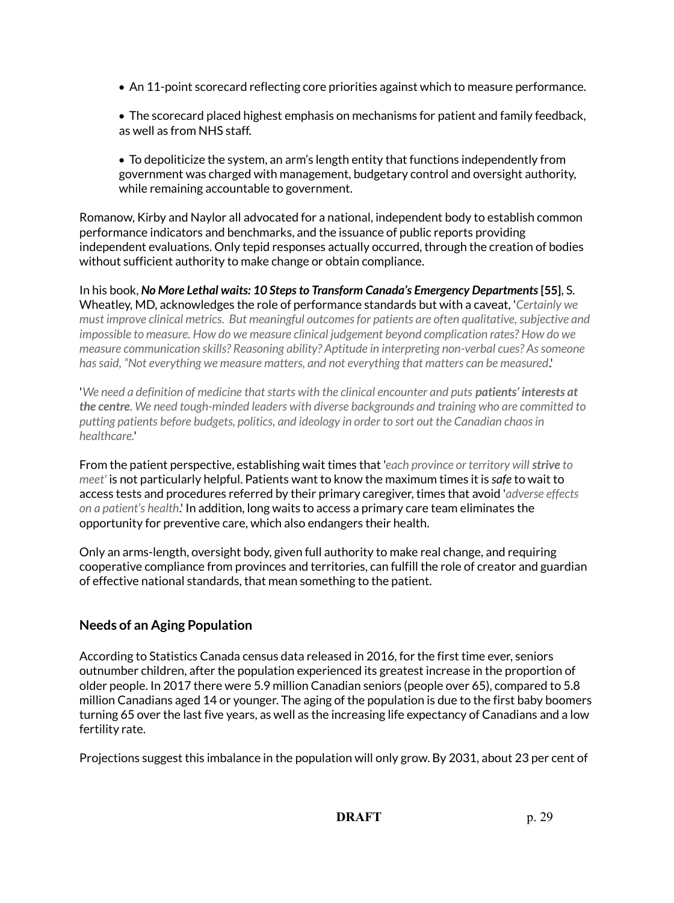- An 11-point scorecard reflecting core priorities against which to measure performance.

- The scorecard placed highest emphasis on mechanisms for patient and family feedback, as well as from NHS staff.

- To depoliticize the system, an arm's length entity that functions independently from government was charged with management, budgetary control and oversight authority, while remaining accountable to government.

Romanow, Kirby and Naylor all advocated for a national, independent body to establish common performance indicators and benchmarks, and the issuance of public reports providing independent evaluations. Only tepid responses actually occurred, through the creation of bodies without sufficient authority to make change or obtain compliance.

In his book, ***No More Lethal waits: 10 Steps to Transform Canada's Emergency Departments*** **[55]**, S. Wheatley, MD, acknowledges the role of performance standards but with a caveat, '*Certainly we must improve clinical metrics. But meaningful outcomes for patients are often qualitative, subjective and impossible to measure. How do we measure clinical judgement beyond complication rates? How do we measure communication skills? Reasoning ability? Aptitude in interpreting non-verbal cues? As someone has said, "Not everything we measure matters, and not everything that matters can be measured*.'

'*We need a definition of medicine that starts with the clinical encounter and puts **patients' interests at the centre**. We need tough-minded leaders with diverse backgrounds and training who are committed to putting patients before budgets, politics, and ideology in order to sort out the Canadian chaos in healthcare.*'

From the patient perspective, establishing wait times that '*each province or territory will **strive** to meet*' is not particularly helpful. Patients want to know the maximum times it is ***safe*** to wait to access tests and procedures referred by their primary caregiver, times that avoid '*adverse effects on a patient's health*.' In addition, long waits to access a primary care team eliminates the opportunity for preventive care, which also endangers their health.

Only an arms-length, oversight body, given full authority to make real change, and requiring cooperative compliance from provinces and territories, can fulfill the role of creator and guardian of effective national standards, that mean something to the patient.

## Needs of an Aging Population

According to Statistics Canada census data released in 2016, for the first time ever, seniors outnumber children, after the population experienced its greatest increase in the proportion of older people. In 2017 there were 5.9 million Canadian seniors (people over 65), compared to 5.8 million Canadians aged 14 or younger. The aging of the population is due to the first baby boomers turning 65 over the last five years, as well as the increasing life expectancy of Canadians and a low fertility rate.

Projections suggest this imbalance in the population will only grow. By 2031, about 23 per cent of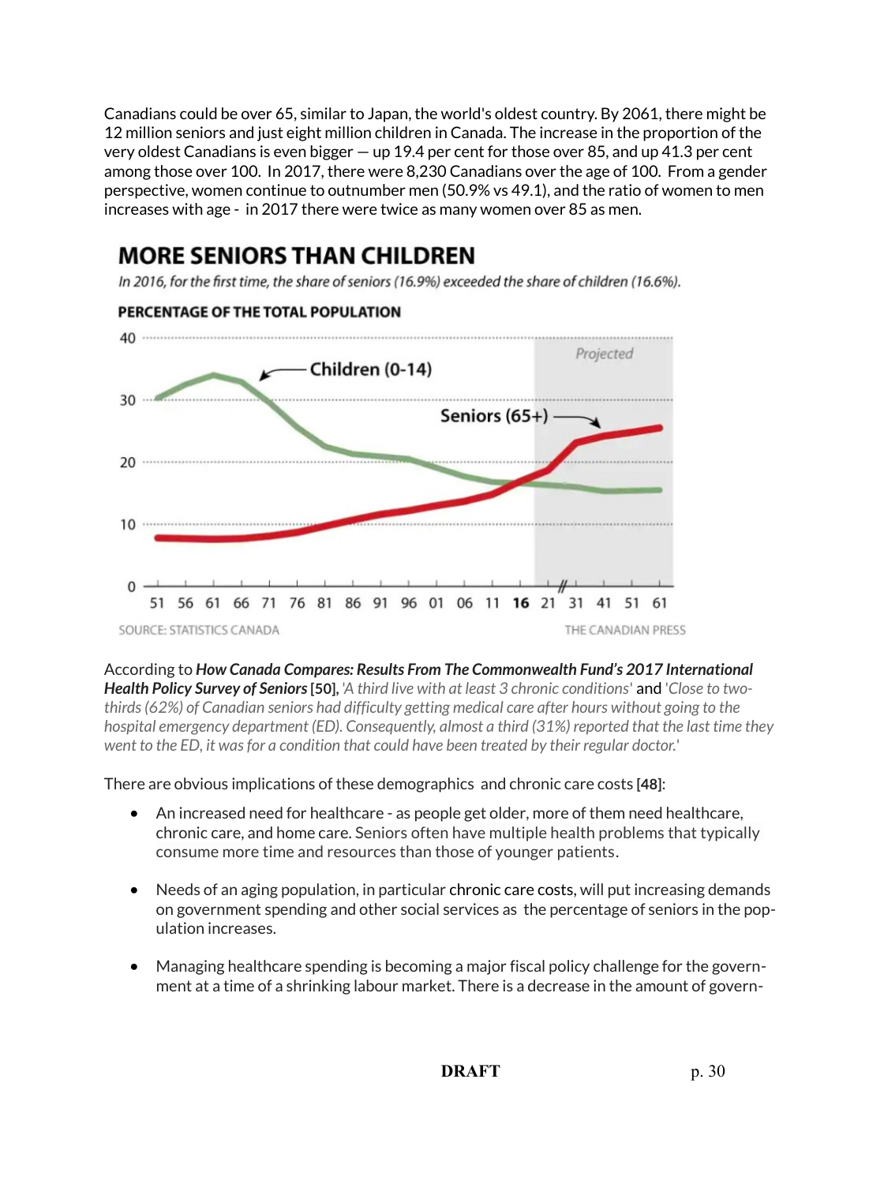Canadians could be over 65, similar to Japan, the world's oldest country. By 2061, there might be 12 million seniors and just eight million children in Canada. The increase in the proportion of the very oldest Canadians is even bigger — up 19.4 per cent for those over 85, and up 41.3 per cent among those over 100. In 2017, there were 8,230 Canadians over the age of 100. From a gender perspective, women continue to outnumber men (50.9% vs 49.1), and the ratio of women to men increases with age - in 2017 there were twice as many women over 85 as men.

**MORE SENIORS THAN CHILDREN**

*In 2016, for the first time, the share of seniors (16.9%) exceeded the share of children (16.6%).*

**PERCENTAGE OF THE TOTAL POPULATION**

SOURCE: STATISTICS CANADA — THE CANADIAN PRESS

According to ***How Canada Compares: Results From The Commonwealth Fund's 2017 International Health Policy Survey of Seniors*** **[50]**, *'A third live with at least 3 chronic conditions'* and *'Close to two-thirds (62%) of Canadian seniors had difficulty getting medical care after hours without going to the hospital emergency department (ED). Consequently, almost a third (31%) reported that the last time they went to the ED, it was for a condition that could have been treated by their regular doctor.'*

There are obvious implications of these demographics and chronic care costs **[48]**:

- An increased need for healthcare - as people get older, more of them need healthcare, chronic care, and home care. Seniors often have multiple health problems that typically consume more time and resources than those of younger patients.
- Needs of an aging population, in particular chronic care costs, will put increasing demands on government spending and other social services as the percentage of seniors in the population increases.
- Managing healthcare spending is becoming a major fiscal policy challenge for the government at a time of a shrinking labour market. There is a decrease in the amount of govern-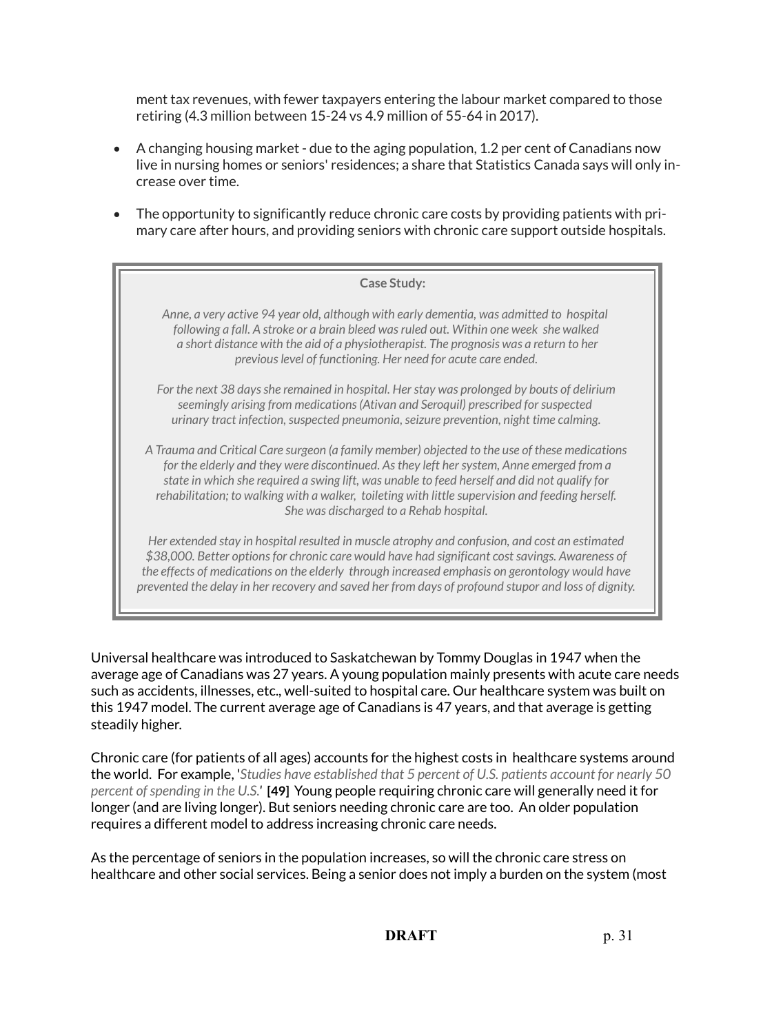ment tax revenues, with fewer taxpayers entering the labour market compared to those retiring (4.3 million between 15-24 vs 4.9 million of 55-64 in 2017).

- A changing housing market - due to the aging population, 1.2 per cent of Canadians now live in nursing homes or seniors' residences; a share that Statistics Canada says will only increase over time.

- The opportunity to significantly reduce chronic care costs by providing patients with primary care after hours, and providing seniors with chronic care support outside hospitals.

> **Case Study:**
>
> *Anne, a very active 94 year old, although with early dementia, was admitted to hospital following a fall. A stroke or a brain bleed was ruled out. Within one week she walked a short distance with the aid of a physiotherapist. The prognosis was a return to her previous level of functioning. Her need for acute care ended.*
>
> *For the next 38 days she remained in hospital. Her stay was prolonged by bouts of delirium seemingly arising from medications (Ativan and Seroquil) prescribed for suspected urinary tract infection, suspected pneumonia, seizure prevention, night time calming.*
>
> *A Trauma and Critical Care surgeon (a family member) objected to the use of these medications for the elderly and they were discontinued. As they left her system, Anne emerged from a state in which she required a swing lift, was unable to feed herself and did not qualify for rehabilitation; to walking with a walker, toileting with little supervision and feeding herself. She was discharged to a Rehab hospital.*
>
> *Her extended stay in hospital resulted in muscle atrophy and confusion, and cost an estimated $38,000. Better options for chronic care would have had significant cost savings. Awareness of the effects of medications on the elderly through increased emphasis on gerontology would have prevented the delay in her recovery and saved her from days of profound stupor and loss of dignity.*

Universal healthcare was introduced to Saskatchewan by Tommy Douglas in 1947 when the average age of Canadians was 27 years. A young population mainly presents with acute care needs such as accidents, illnesses, etc., well-suited to hospital care. Our healthcare system was built on this 1947 model. The current average age of Canadians is 47 years, and that average is getting steadily higher.

Chronic care (for patients of all ages) accounts for the highest costs in healthcare systems around the world. For example, '*Studies have established that 5 percent of U.S. patients account for nearly 50 percent of spending in the U.S.*' **[49]** Young people requiring chronic care will generally need it for longer (and are living longer). But seniors needing chronic care are too. An older population requires a different model to address increasing chronic care needs.

As the percentage of seniors in the population increases, so will the chronic care stress on healthcare and other social services. Being a senior does not imply a burden on the system (most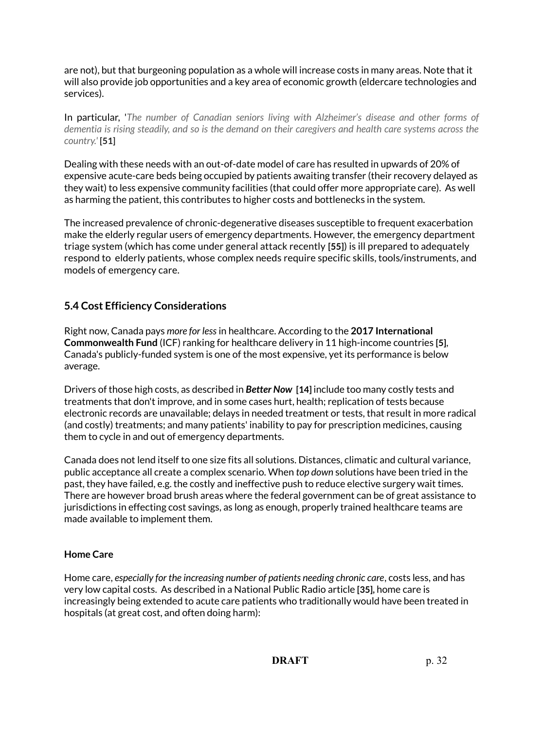are not), but that burgeoning population as a whole will increase costs in many areas. Note that it will also provide job opportunities and a key area of economic growth (eldercare technologies and services).

In particular, '*The number of Canadian seniors living with Alzheimer's disease and other forms of dementia is rising steadily, and so is the demand on their caregivers and health care systems across the country.*' **[51]**

Dealing with these needs with an out-of-date model of care has resulted in upwards of 20% of expensive acute-care beds being occupied by patients awaiting transfer (their recovery delayed as they wait) to less expensive community facilities (that could offer more appropriate care). As well as harming the patient, this contributes to higher costs and bottlenecks in the system.

The increased prevalence of chronic-degenerative diseases susceptible to frequent exacerbation make the elderly regular users of emergency departments. However, the emergency department triage system (which has come under general attack recently **[55]**) is ill prepared to adequately respond to elderly patients, whose complex needs require specific skills, tools/instruments, and models of emergency care.

### 5.4 Cost Efficiency Considerations

Right now, Canada pays *more for less* in healthcare. According to the **2017 International Commonwealth Fund** (ICF) ranking for healthcare delivery in 11 high-income countries **[5]**, Canada's publicly-funded system is one of the most expensive, yet its performance is below average.

Drivers of those high costs, as described in ***Better Now*** **[14]** include too many costly tests and treatments that don't improve, and in some cases hurt, health; replication of tests because electronic records are unavailable; delays in needed treatment or tests, that result in more radical (and costly) treatments; and many patients' inability to pay for prescription medicines, causing them to cycle in and out of emergency departments.

Canada does not lend itself to one size fits all solutions. Distances, climatic and cultural variance, public acceptance all create a complex scenario. When *top down* solutions have been tried in the past, they have failed, e.g. the costly and ineffective push to reduce elective surgery wait times. There are however broad brush areas where the federal government can be of great assistance to jurisdictions in effecting cost savings, as long as enough, properly trained healthcare teams are made available to implement them.

**Home Care**

Home care, *especially for the increasing number of patients needing chronic care*, costs less, and has very low capital costs. As described in a National Public Radio article **[35]**, home care is increasingly being extended to acute care patients who traditionally would have been treated in hospitals (at great cost, and often doing harm):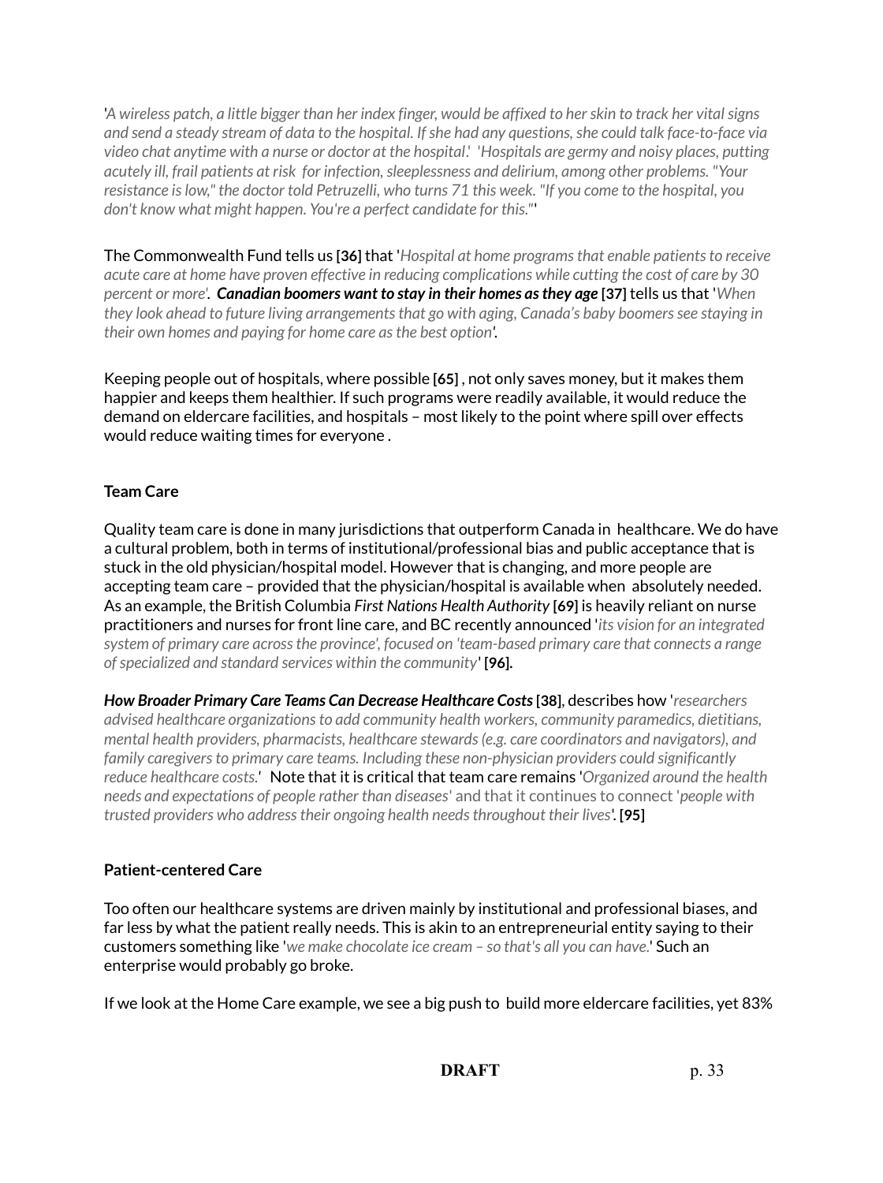'*A wireless patch, a little bigger than her index finger, would be affixed to her skin to track her vital signs and send a steady stream of data to the hospital. If she had any questions, she could talk face-to-face via video chat anytime with a nurse or doctor at the hospital.*' '*Hospitals are germy and noisy places, putting acutely ill, frail patients at risk for infection, sleeplessness and delirium, among other problems. "Your resistance is low," the doctor told Petruzelli, who turns 71 this week. "If you come to the hospital, you don't know what might happen. You're a perfect candidate for this."*'

The Commonwealth Fund tells us **[36]** that '*Hospital at home programs that enable patients to receive acute care at home have proven effective in reducing complications while cutting the cost of care by 30 percent or more'*. ***Canadian boomers want to stay in their homes as they age*** **[37]** tells us that '*When they look ahead to future living arrangements that go with aging, Canada's baby boomers see staying in their own homes and paying for home care as the best option'.*

Keeping people out of hospitals, where possible **[65]** , not only saves money, but it makes them happier and keeps them healthier. If such programs were readily available, it would reduce the demand on eldercare facilities, and hospitals – most likely to the point where spill over effects would reduce waiting times for everyone .

**Team Care**

Quality team care is done in many jurisdictions that outperform Canada in healthcare. We do have a cultural problem, both in terms of institutional/professional bias and public acceptance that is stuck in the old physician/hospital model. However that is changing, and more people are accepting team care – provided that the physician/hospital is available when absolutely needed. As an example, the British Columbia *First Nations Health Authority* **[69]** is heavily reliant on nurse practitioners and nurses for front line care, and BC recently announced '*its vision for an integrated system of primary care across the province', focused on 'team-based primary care that connects a range of specialized and standard services within the community*' **[96].**

***How Broader Primary Care Teams Can Decrease Healthcare Costs*** **[38]**, describes how '*researchers advised healthcare organizations to add community health workers, community paramedics, dietitians, mental health providers, pharmacists, healthcare stewards (e.g. care coordinators and navigators), and family caregivers to primary care teams. Including these non-physician providers could significantly reduce healthcare costs.*' Note that it is critical that team care remains '*Organized around the health needs and expectations of people rather than diseases*' and that it continues to connect '*people with trusted providers who address their ongoing health needs throughout their lives*'. **[95]**

**Patient-centered Care**

Too often our healthcare systems are driven mainly by institutional and professional biases, and far less by what the patient really needs. This is akin to an entrepreneurial entity saying to their customers something like '*we make chocolate ice cream – so that's all you can have.*' Such an enterprise would probably go broke.

If we look at the Home Care example, we see a big push to build more eldercare facilities, yet 83%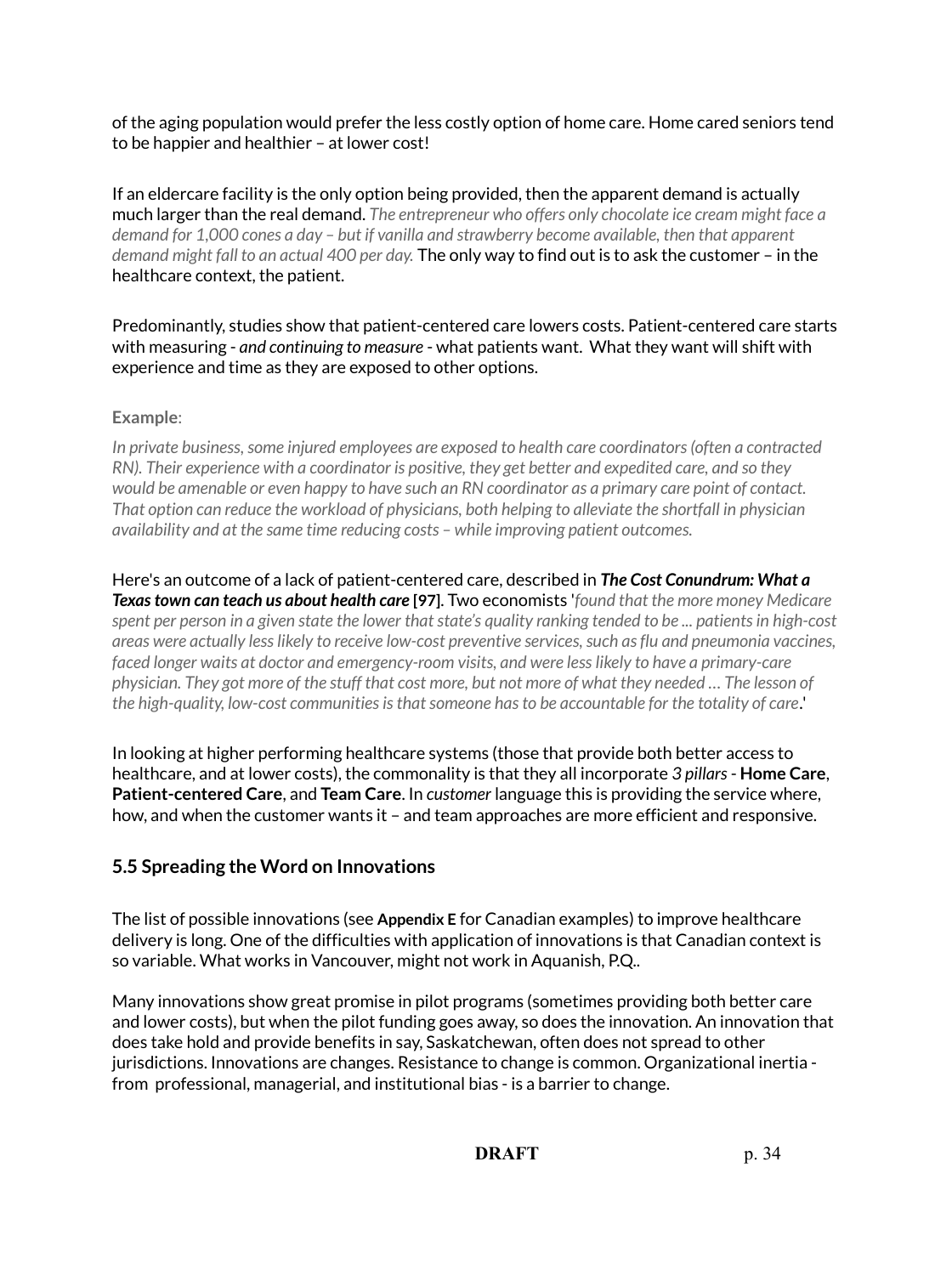of the aging population would prefer the less costly option of home care. Home cared seniors tend to be happier and healthier – at lower cost!

If an eldercare facility is the only option being provided, then the apparent demand is actually much larger than the real demand. *The entrepreneur who offers only chocolate ice cream might face a demand for 1,000 cones a day – but if vanilla and strawberry become available, then that apparent demand might fall to an actual 400 per day.* The only way to find out is to ask the customer – in the healthcare context, the patient.

Predominantly, studies show that patient-centered care lowers costs. Patient-centered care starts with measuring - *and continuing to measure* - what patients want. What they want will shift with experience and time as they are exposed to other options.

**Example**:

*In private business, some injured employees are exposed to health care coordinators (often a contracted RN). Their experience with a coordinator is positive, they get better and expedited care, and so they would be amenable or even happy to have such an RN coordinator as a primary care point of contact. That option can reduce the workload of physicians, both helping to alleviate the shortfall in physician availability and at the same time reducing costs – while improving patient outcomes.*

Here's an outcome of a lack of patient-centered care, described in ***The Cost Conundrum: What a Texas town can teach us about health care*** **[97]**. Two economists '*found that the more money Medicare spent per person in a given state the lower that state's quality ranking tended to be ... patients in high-cost areas were actually less likely to receive low-cost preventive services, such as flu and pneumonia vaccines, faced longer waits at doctor and emergency-room visits, and were less likely to have a primary-care physician. They got more of the stuff that cost more, but not more of what they needed … The lesson of the high-quality, low-cost communities is that someone has to be accountable for the totality of care*.'

In looking at higher performing healthcare systems (those that provide both better access to healthcare, and at lower costs), the commonality is that they all incorporate *3 pillars* - **Home Care**, **Patient-centered Care**, and **Team Care**. In *customer* language this is providing the service where, how, and when the customer wants it – and team approaches are more efficient and responsive.

### 5.5 Spreading the Word on Innovations

The list of possible innovations (see **Appendix E** for Canadian examples) to improve healthcare delivery is long. One of the difficulties with application of innovations is that Canadian context is so variable. What works in Vancouver, might not work in Aquanish, P.Q..

Many innovations show great promise in pilot programs (sometimes providing both better care and lower costs), but when the pilot funding goes away, so does the innovation. An innovation that does take hold and provide benefits in say, Saskatchewan, often does not spread to other jurisdictions. Innovations are changes. Resistance to change is common. Organizational inertia - from professional, managerial, and institutional bias - is a barrier to change.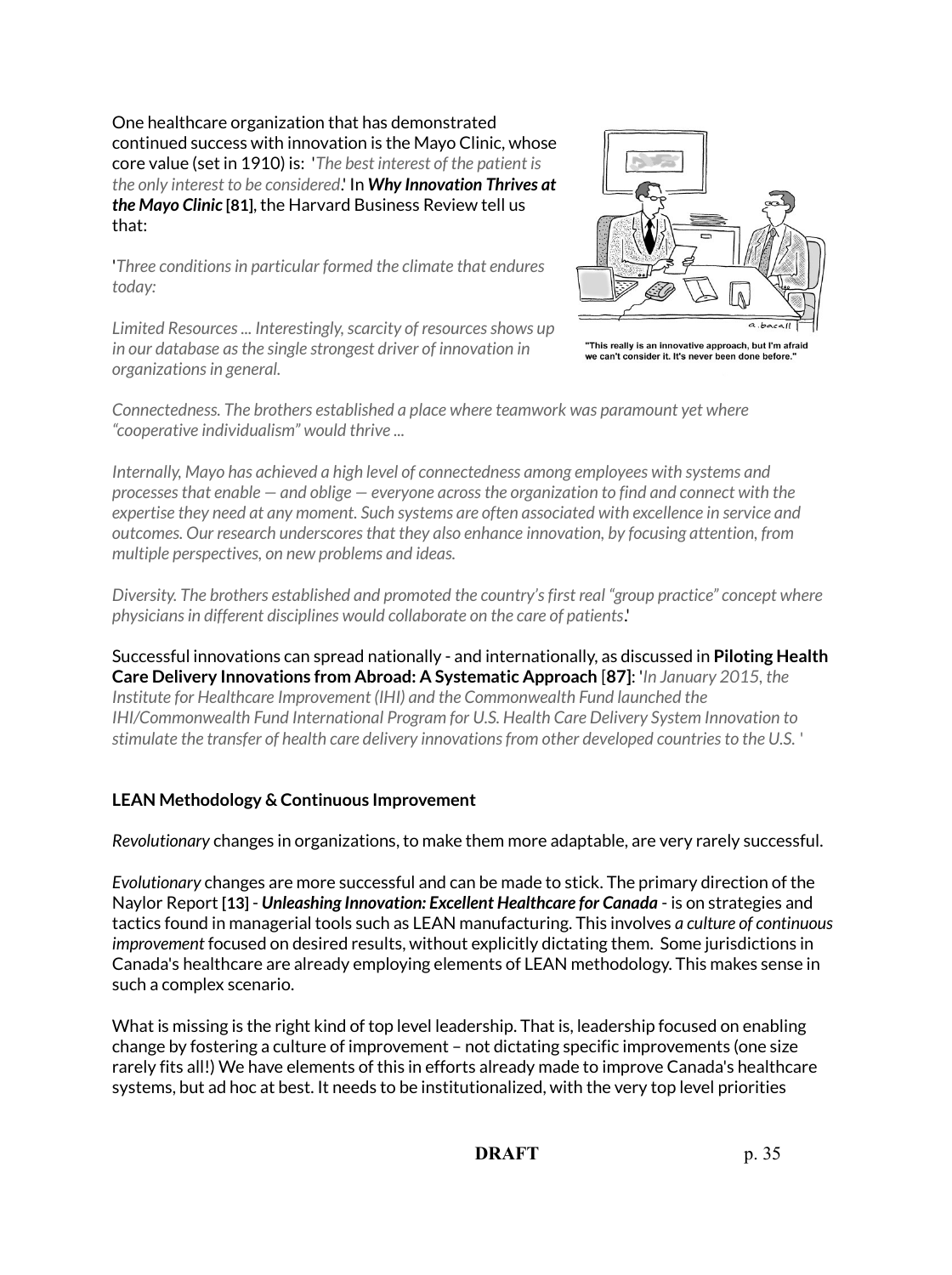One healthcare organization that has demonstrated continued success with innovation is the Mayo Clinic, whose core value (set in 1910) is: '*The best interest of the patient is the only interest to be considered*.' In ***Why Innovation Thrives at the Mayo Clinic*** **[81]**, the Harvard Business Review tell us that:

'*Three conditions in particular formed the climate that endures today:*

*Limited Resources ... Interestingly, scarcity of resources shows up in our database as the single strongest driver of innovation in organizations in general.*

"This really is an innovative approach, but I'm afraid we can't consider it. It's never been done before."

*Connectedness. The brothers established a place where teamwork was paramount yet where "cooperative individualism" would thrive ...*

*Internally, Mayo has achieved a high level of connectedness among employees with systems and processes that enable — and oblige — everyone across the organization to find and connect with the expertise they need at any moment. Such systems are often associated with excellence in service and outcomes. Our research underscores that they also enhance innovation, by focusing attention, from multiple perspectives, on new problems and ideas.*

*Diversity. The brothers established and promoted the country's first real "group practice" concept where physicians in different disciplines would collaborate on the care of patients*.'

Successful innovations can spread nationally - and internationally, as discussed in **Piloting Health Care Delivery Innovations from Abroad: A Systematic Approach** [**87**]: '*In January 2015, the Institute for Healthcare Improvement (IHI) and the Commonwealth Fund launched the IHI/Commonwealth Fund International Program for U.S. Health Care Delivery System Innovation to stimulate the transfer of health care delivery innovations from other developed countries to the U.S.* '

**LEAN Methodology & Continuous Improvement**

*Revolutionary* changes in organizations, to make them more adaptable, are very rarely successful.

*Evolutionary* changes are more successful and can be made to stick. The primary direction of the Naylor Report **[13]** - ***Unleashing Innovation: Excellent Healthcare for Canada*** - is on strategies and tactics found in managerial tools such as LEAN manufacturing. This involves *a culture of continuous improvement* focused on desired results, without explicitly dictating them. Some jurisdictions in Canada's healthcare are already employing elements of LEAN methodology. This makes sense in such a complex scenario.

What is missing is the right kind of top level leadership. That is, leadership focused on enabling change by fostering a culture of improvement – not dictating specific improvements (one size rarely fits all!) We have elements of this in efforts already made to improve Canada's healthcare systems, but ad hoc at best. It needs to be institutionalized, with the very top level priorities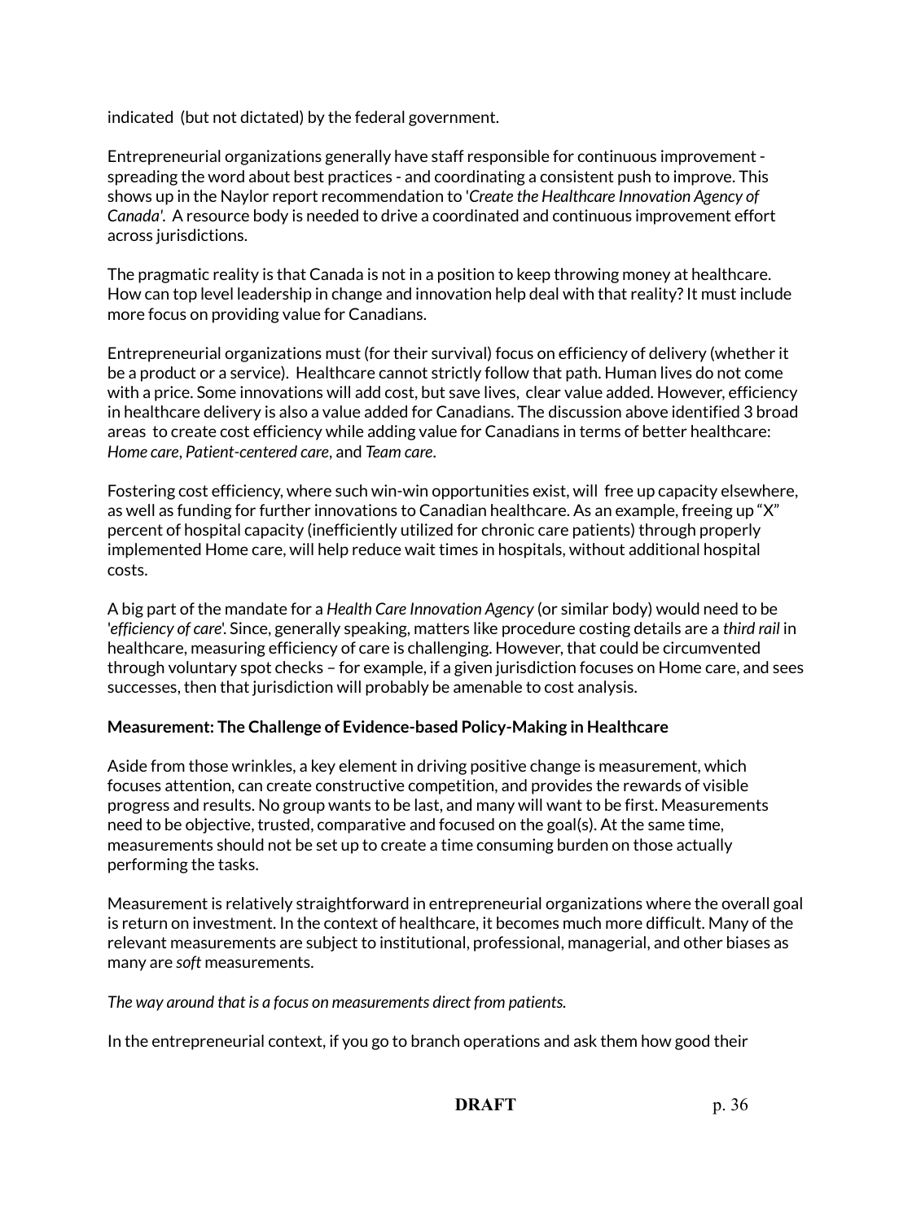indicated (but not dictated) by the federal government.

Entrepreneurial organizations generally have staff responsible for continuous improvement - spreading the word about best practices - and coordinating a consistent push to improve. This shows up in the Naylor report recommendation to '*Create the Healthcare Innovation Agency of Canada'*. A resource body is needed to drive a coordinated and continuous improvement effort across jurisdictions.

The pragmatic reality is that Canada is not in a position to keep throwing money at healthcare. How can top level leadership in change and innovation help deal with that reality? It must include more focus on providing value for Canadians.

Entrepreneurial organizations must (for their survival) focus on efficiency of delivery (whether it be a product or a service). Healthcare cannot strictly follow that path. Human lives do not come with a price. Some innovations will add cost, but save lives, clear value added. However, efficiency in healthcare delivery is also a value added for Canadians. The discussion above identified 3 broad areas to create cost efficiency while adding value for Canadians in terms of better healthcare: *Home care*, *Patient-centered care*, and *Team care*.

Fostering cost efficiency, where such win-win opportunities exist, will free up capacity elsewhere, as well as funding for further innovations to Canadian healthcare. As an example, freeing up "X" percent of hospital capacity (inefficiently utilized for chronic care patients) through properly implemented Home care, will help reduce wait times in hospitals, without additional hospital costs.

A big part of the mandate for a *Health Care Innovation Agency* (or similar body) would need to be '*efficiency of care*'. Since, generally speaking, matters like procedure costing details are a *third rail* in healthcare, measuring efficiency of care is challenging. However, that could be circumvented through voluntary spot checks – for example, if a given jurisdiction focuses on Home care, and sees successes, then that jurisdiction will probably be amenable to cost analysis.

**Measurement: The Challenge of Evidence-based Policy-Making in Healthcare**

Aside from those wrinkles, a key element in driving positive change is measurement, which focuses attention, can create constructive competition, and provides the rewards of visible progress and results. No group wants to be last, and many will want to be first. Measurements need to be objective, trusted, comparative and focused on the goal(s). At the same time, measurements should not be set up to create a time consuming burden on those actually performing the tasks.

Measurement is relatively straightforward in entrepreneurial organizations where the overall goal is return on investment. In the context of healthcare, it becomes much more difficult. Many of the relevant measurements are subject to institutional, professional, managerial, and other biases as many are *soft* measurements.

*The way around that is a focus on measurements direct from patients.*

In the entrepreneurial context, if you go to branch operations and ask them how good their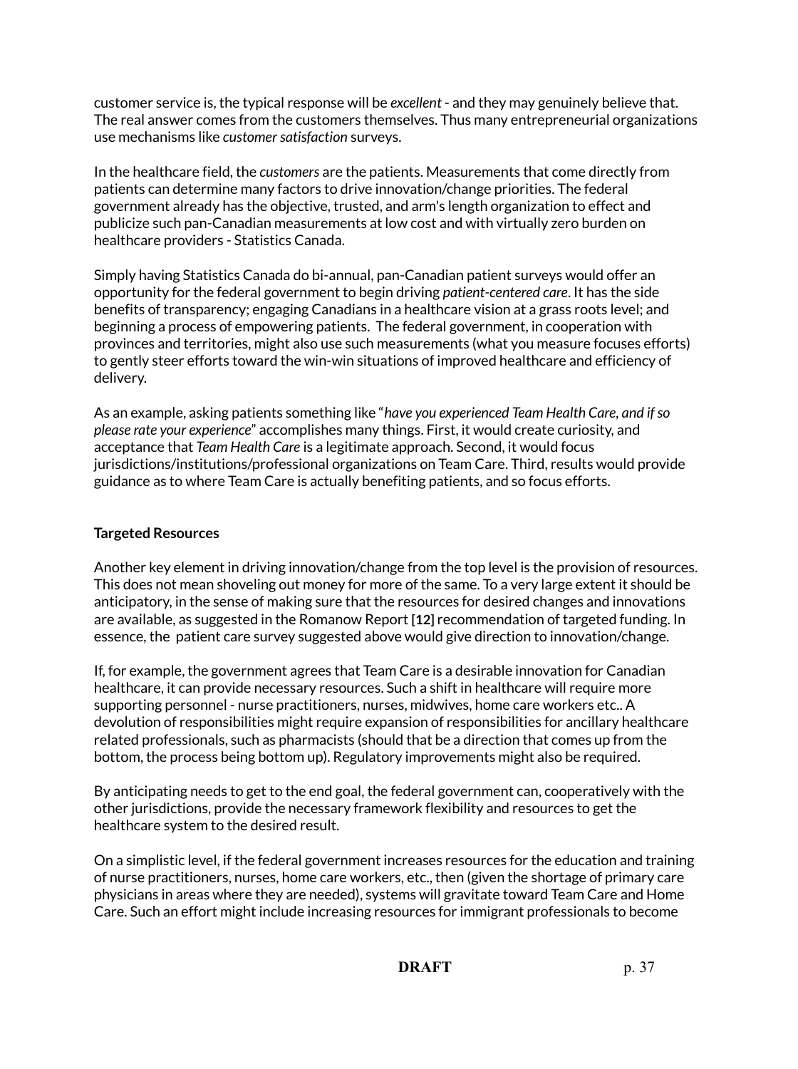customer service is, the typical response will be *excellent* - and they may genuinely believe that. The real answer comes from the customers themselves. Thus many entrepreneurial organizations use mechanisms like *customer satisfaction* surveys.

In the healthcare field, the *customers* are the patients. Measurements that come directly from patients can determine many factors to drive innovation/change priorities. The federal government already has the objective, trusted, and arm's length organization to effect and publicize such pan-Canadian measurements at low cost and with virtually zero burden on healthcare providers - Statistics Canada.

Simply having Statistics Canada do bi-annual, pan-Canadian patient surveys would offer an opportunity for the federal government to begin driving *patient-centered care*. It has the side benefits of transparency; engaging Canadians in a healthcare vision at a grass roots level; and beginning a process of empowering patients. The federal government, in cooperation with provinces and territories, might also use such measurements (what you measure focuses efforts) to gently steer efforts toward the win-win situations of improved healthcare and efficiency of delivery.

As an example, asking patients something like "*have you experienced Team Health Care, and if so please rate your experience*" accomplishes many things. First, it would create curiosity, and acceptance that *Team Health Care* is a legitimate approach. Second, it would focus jurisdictions/institutions/professional organizations on Team Care. Third, results would provide guidance as to where Team Care is actually benefiting patients, and so focus efforts.

**Targeted Resources**

Another key element in driving innovation/change from the top level is the provision of resources. This does not mean shoveling out money for more of the same. To a very large extent it should be anticipatory, in the sense of making sure that the resources for desired changes and innovations are available, as suggested in the Romanow Report **[12]** recommendation of targeted funding. In essence, the patient care survey suggested above would give direction to innovation/change.

If, for example, the government agrees that Team Care is a desirable innovation for Canadian healthcare, it can provide necessary resources. Such a shift in healthcare will require more supporting personnel - nurse practitioners, nurses, midwives, home care workers etc.. A devolution of responsibilities might require expansion of responsibilities for ancillary healthcare related professionals, such as pharmacists (should that be a direction that comes up from the bottom, the process being bottom up). Regulatory improvements might also be required.

By anticipating needs to get to the end goal, the federal government can, cooperatively with the other jurisdictions, provide the necessary framework flexibility and resources to get the healthcare system to the desired result.

On a simplistic level, if the federal government increases resources for the education and training of nurse practitioners, nurses, home care workers, etc., then (given the shortage of primary care physicians in areas where they are needed), systems will gravitate toward Team Care and Home Care. Such an effort might include increasing resources for immigrant professionals to become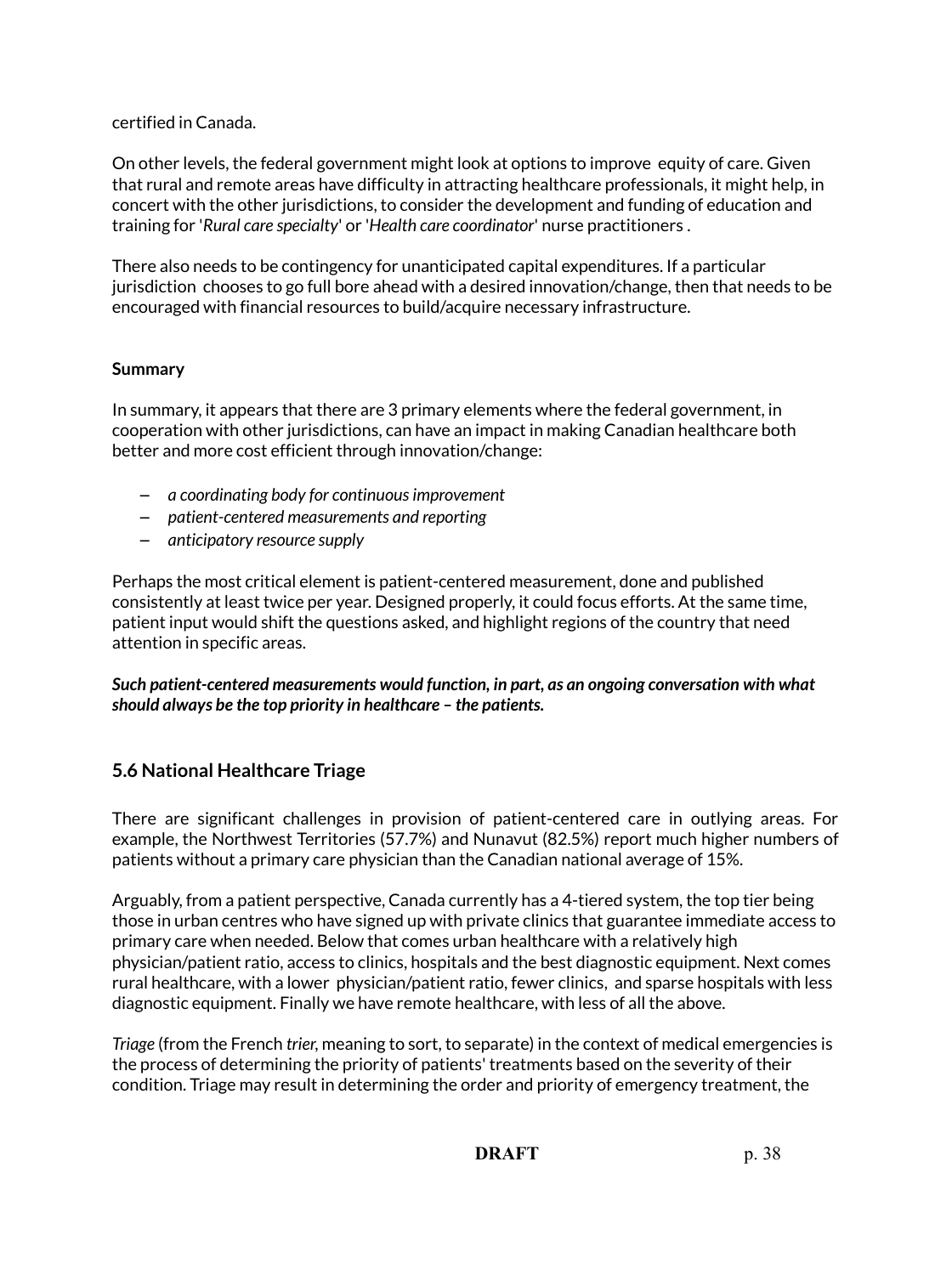certified in Canada.

On other levels, the federal government might look at options to improve equity of care. Given that rural and remote areas have difficulty in attracting healthcare professionals, it might help, in concert with the other jurisdictions, to consider the development and funding of education and training for '*Rural care specialty*' or '*Health care coordinator*' nurse practitioners .

There also needs to be contingency for unanticipated capital expenditures. If a particular jurisdiction chooses to go full bore ahead with a desired innovation/change, then that needs to be encouraged with financial resources to build/acquire necessary infrastructure.

**Summary**

In summary, it appears that there are 3 primary elements where the federal government, in cooperation with other jurisdictions, can have an impact in making Canadian healthcare both better and more cost efficient through innovation/change:

- *a coordinating body for continuous improvement*
- *patient-centered measurements and reporting*
- *anticipatory resource supply*

Perhaps the most critical element is patient-centered measurement, done and published consistently at least twice per year. Designed properly, it could focus efforts. At the same time, patient input would shift the questions asked, and highlight regions of the country that need attention in specific areas.

***Such patient-centered measurements would function, in part, as an ongoing conversation with what should always be the top priority in healthcare – the patients.***

## 5.6 National Healthcare Triage

There are significant challenges in provision of patient-centered care in outlying areas. For example, the Northwest Territories (57.7%) and Nunavut (82.5%) report much higher numbers of patients without a primary care physician than the Canadian national average of 15%.

Arguably, from a patient perspective, Canada currently has a 4-tiered system, the top tier being those in urban centres who have signed up with private clinics that guarantee immediate access to primary care when needed. Below that comes urban healthcare with a relatively high physician/patient ratio, access to clinics, hospitals and the best diagnostic equipment. Next comes rural healthcare, with a lower physician/patient ratio, fewer clinics, and sparse hospitals with less diagnostic equipment. Finally we have remote healthcare, with less of all the above.

*Triage* (from the French *trier*, meaning to sort, to separate) in the context of medical emergencies is the process of determining the priority of patients' treatments based on the severity of their condition. Triage may result in determining the order and priority of emergency treatment, the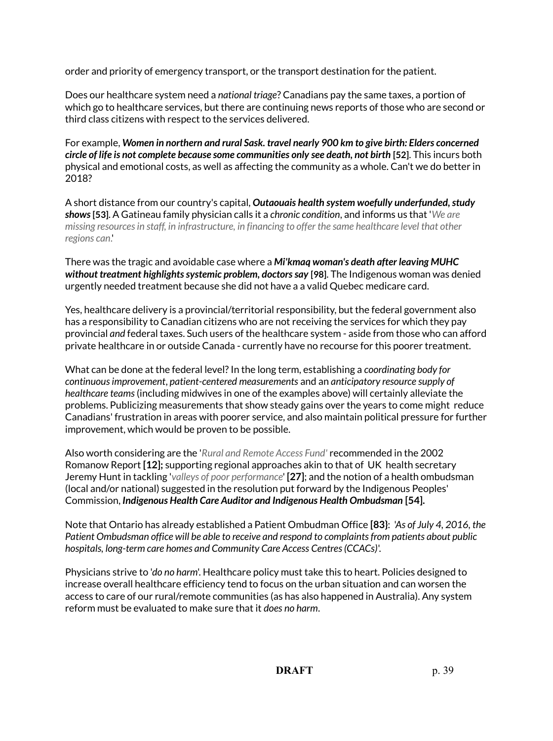order and priority of emergency transport, or the transport destination for the patient.

Does our healthcare system need a *national triage*? Canadians pay the same taxes, a portion of which go to healthcare services, but there are continuing news reports of those who are second or third class citizens with respect to the services delivered.

For example, ***Women in northern and rural Sask. travel nearly 900 km to give birth: Elders concerned circle of life is not complete because some communities only see death, not birth*** **[52]**. This incurs both physical and emotional costs, as well as affecting the community as a whole. Can't we do better in 2018?

A short distance from our country's capital, ***Outaouais health system woefully underfunded, study shows*** **[53]**. A Gatineau family physician calls it a *chronic condition*, and informs us that '*We are missing resources in staff, in infrastructure, in financing to offer the same healthcare level that other regions can*.'

There was the tragic and avoidable case where a ***Mi'kmaq woman's death after leaving MUHC without treatment highlights systemic problem, doctors say*** **[98]**. The Indigenous woman was denied urgently needed treatment because she did not have a a valid Quebec medicare card.

Yes, healthcare delivery is a provincial/territorial responsibility, but the federal government also has a responsibility to Canadian citizens who are not receiving the services for which they pay provincial *and* federal taxes. Such users of the healthcare system - aside from those who can afford private healthcare in or outside Canada - currently have no recourse for this poorer treatment.

What can be done at the federal level? In the long term, establishing a *coordinating body for continuous improvement*, *patient-centered measurements* and an *anticipatory resource supply of healthcare teams* (including midwives in one of the examples above) will certainly alleviate the problems. Publicizing measurements that show steady gains over the years to come might reduce Canadians' frustration in areas with poorer service, and also maintain political pressure for further improvement, which would be proven to be possible.

Also worth considering are the '*Rural and Remote Access Fund'* recommended in the 2002 Romanow Report **[12];** supporting regional approaches akin to that of UK health secretary Jeremy Hunt in tackling '*valleys of poor performance*' **[27]**; and the notion of a health ombudsman (local and/or national) suggested in the resolution put forward by the Indigenous Peoples' Commission, ***Indigenous Health Care Auditor and Indigenous Health Ombudsman*** **[54].**

Note that Ontario has already established a Patient Ombudman Office **[83]**: *'As of July 4, 2016, the Patient Ombudsman office will be able to receive and respond to complaints from patients about public hospitals, long-term care homes and Community Care Access Centres (CCACs)'.*

Physicians strive to '*do no harm*'. Healthcare policy must take this to heart. Policies designed to increase overall healthcare efficiency tend to focus on the urban situation and can worsen the access to care of our rural/remote communities (as has also happened in Australia). Any system reform must be evaluated to make sure that it *does no harm*.

**DRAFT**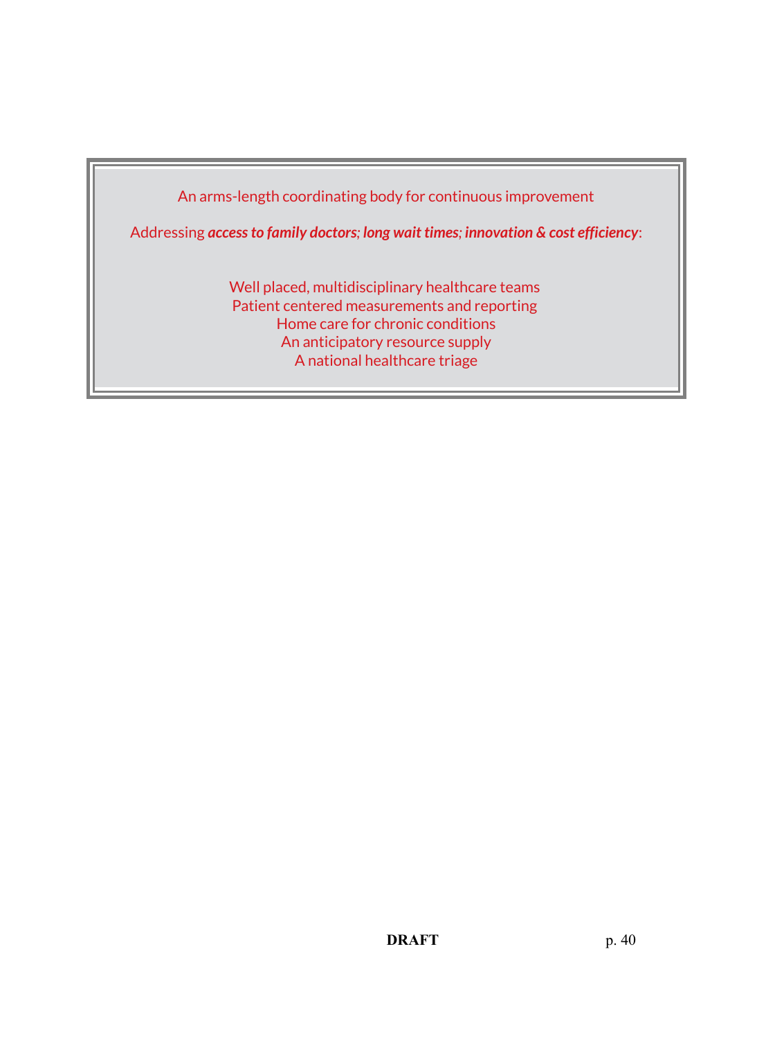An arms-length coordinating body for continuous improvement

Addressing ***access to family doctors; long wait times; innovation & cost efficiency***:

Well placed, multidisciplinary healthcare teams
Patient centered measurements and reporting
Home care for chronic conditions
An anticipatory resource supply
A national healthcare triage

**DRAFT**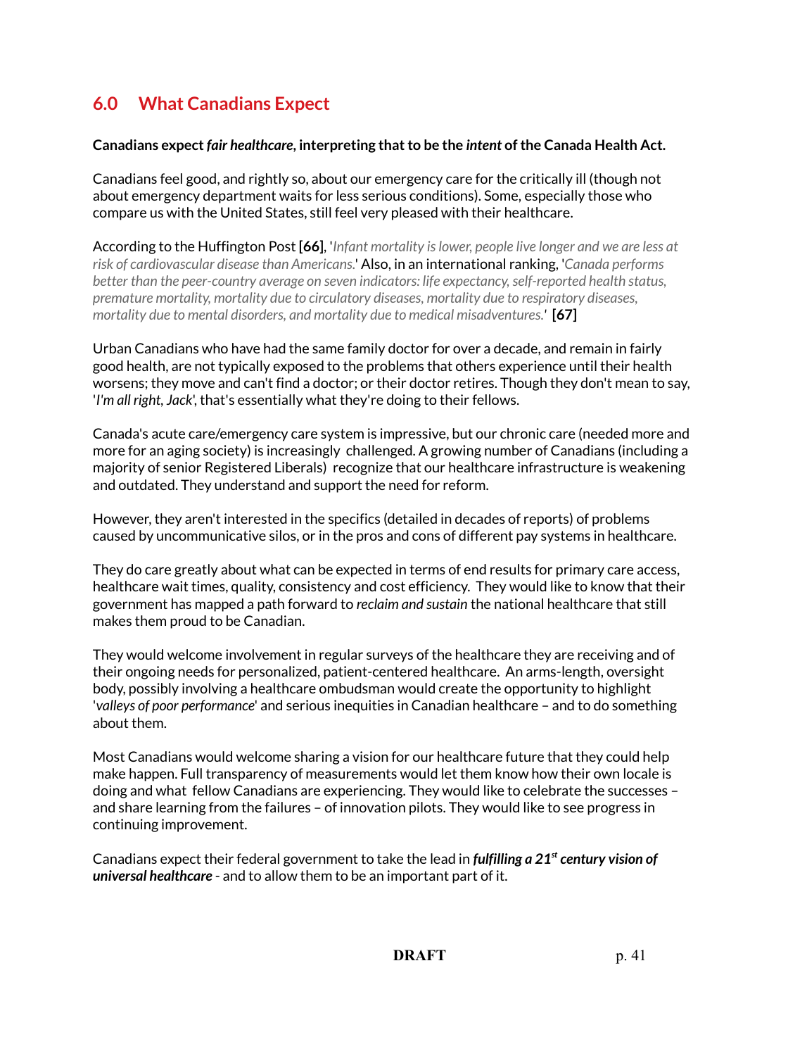## 6.0 What Canadians Expect

**Canadians expect *fair healthcare*, interpreting that to be the *intent* of the Canada Health Act.**

Canadians feel good, and rightly so, about our emergency care for the critically ill (though not about emergency department waits for less serious conditions). Some, especially those who compare us with the United States, still feel very pleased with their healthcare.

According to the Huffington Post **[66]**, '*Infant mortality is lower, people live longer and we are less at risk of cardiovascular disease than Americans.*' Also, in an international ranking, '*Canada performs better than the peer-country average on seven indicators: life expectancy, self-reported health status, premature mortality, mortality due to circulatory diseases, mortality due to respiratory diseases, mortality due to mental disorders, and mortality due to medical misadventures.*' **[67]**

Urban Canadians who have had the same family doctor for over a decade, and remain in fairly good health, are not typically exposed to the problems that others experience until their health worsens; they move and can't find a doctor; or their doctor retires. Though they don't mean to say, '*I'm all right, Jack*', that's essentially what they're doing to their fellows.

Canada's acute care/emergency care system is impressive, but our chronic care (needed more and more for an aging society) is increasingly challenged. A growing number of Canadians (including a majority of senior Registered Liberals) recognize that our healthcare infrastructure is weakening and outdated. They understand and support the need for reform.

However, they aren't interested in the specifics (detailed in decades of reports) of problems caused by uncommunicative silos, or in the pros and cons of different pay systems in healthcare.

They do care greatly about what can be expected in terms of end results for primary care access, healthcare wait times, quality, consistency and cost efficiency. They would like to know that their government has mapped a path forward to *reclaim and sustain* the national healthcare that still makes them proud to be Canadian.

They would welcome involvement in regular surveys of the healthcare they are receiving and of their ongoing needs for personalized, patient-centered healthcare. An arms-length, oversight body, possibly involving a healthcare ombudsman would create the opportunity to highlight '*valleys of poor performance*' and serious inequities in Canadian healthcare – and to do something about them.

Most Canadians would welcome sharing a vision for our healthcare future that they could help make happen. Full transparency of measurements would let them know how their own locale is doing and what fellow Canadians are experiencing. They would like to celebrate the successes – and share learning from the failures – of innovation pilots. They would like to see progress in continuing improvement.

Canadians expect their federal government to take the lead in ***fulfilling a 21st century vision of universal healthcare*** - and to allow them to be an important part of it.

**DRAFT**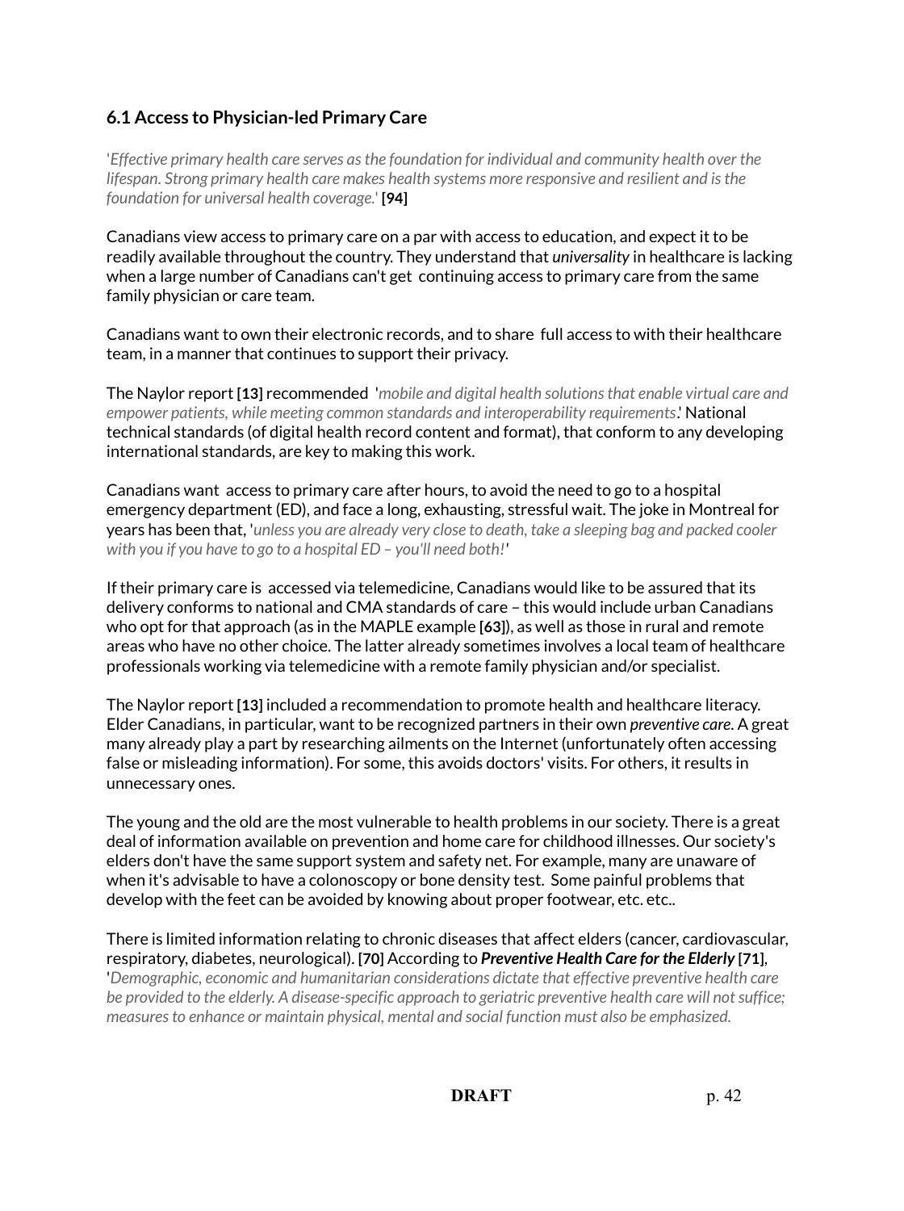### 6.1 Access to Physician-led Primary Care

'*Effective primary health care serves as the foundation for individual and community health over the lifespan. Strong primary health care makes health systems more responsive and resilient and is the foundation for universal health coverage.*' **[94]**

Canadians view access to primary care on a par with access to education, and expect it to be readily available throughout the country. They understand that *universality* in healthcare is lacking when a large number of Canadians can't get continuing access to primary care from the same family physician or care team.

Canadians want to own their electronic records, and to share full access to with their healthcare team, in a manner that continues to support their privacy.

The Naylor report **[13]** recommended '*mobile and digital health solutions that enable virtual care and empower patients, while meeting common standards and interoperability requirements*.' National technical standards (of digital health record content and format), that conform to any developing international standards, are key to making this work.

Canadians want access to primary care after hours, to avoid the need to go to a hospital emergency department (ED), and face a long, exhausting, stressful wait. The joke in Montreal for years has been that, '*unless you are already very close to death, take a sleeping bag and packed cooler with you if you have to go to a hospital ED – you'll need both!*'

If their primary care is accessed via telemedicine, Canadians would like to be assured that its delivery conforms to national and CMA standards of care – this would include urban Canadians who opt for that approach (as in the MAPLE example **[63]**), as well as those in rural and remote areas who have no other choice. The latter already sometimes involves a local team of healthcare professionals working via telemedicine with a remote family physician and/or specialist.

The Naylor report **[13]** included a recommendation to promote health and healthcare literacy. Elder Canadians, in particular, want to be recognized partners in their own *preventive care*. A great many already play a part by researching ailments on the Internet (unfortunately often accessing false or misleading information). For some, this avoids doctors' visits. For others, it results in unnecessary ones.

The young and the old are the most vulnerable to health problems in our society. There is a great deal of information available on prevention and home care for childhood illnesses. Our society's elders don't have the same support system and safety net. For example, many are unaware of when it's advisable to have a colonoscopy or bone density test. Some painful problems that develop with the feet can be avoided by knowing about proper footwear, etc. etc..

There is limited information relating to chronic diseases that affect elders (cancer, cardiovascular, respiratory, diabetes, neurological). **[70]** According to ***Preventive Health Care for the Elderly*** **[71]**, '*Demographic, economic and humanitarian considerations dictate that effective preventive health care be provided to the elderly. A disease-specific approach to geriatric preventive health care will not suffice; measures to enhance or maintain physical, mental and social function must also be emphasized.*

**DRAFT**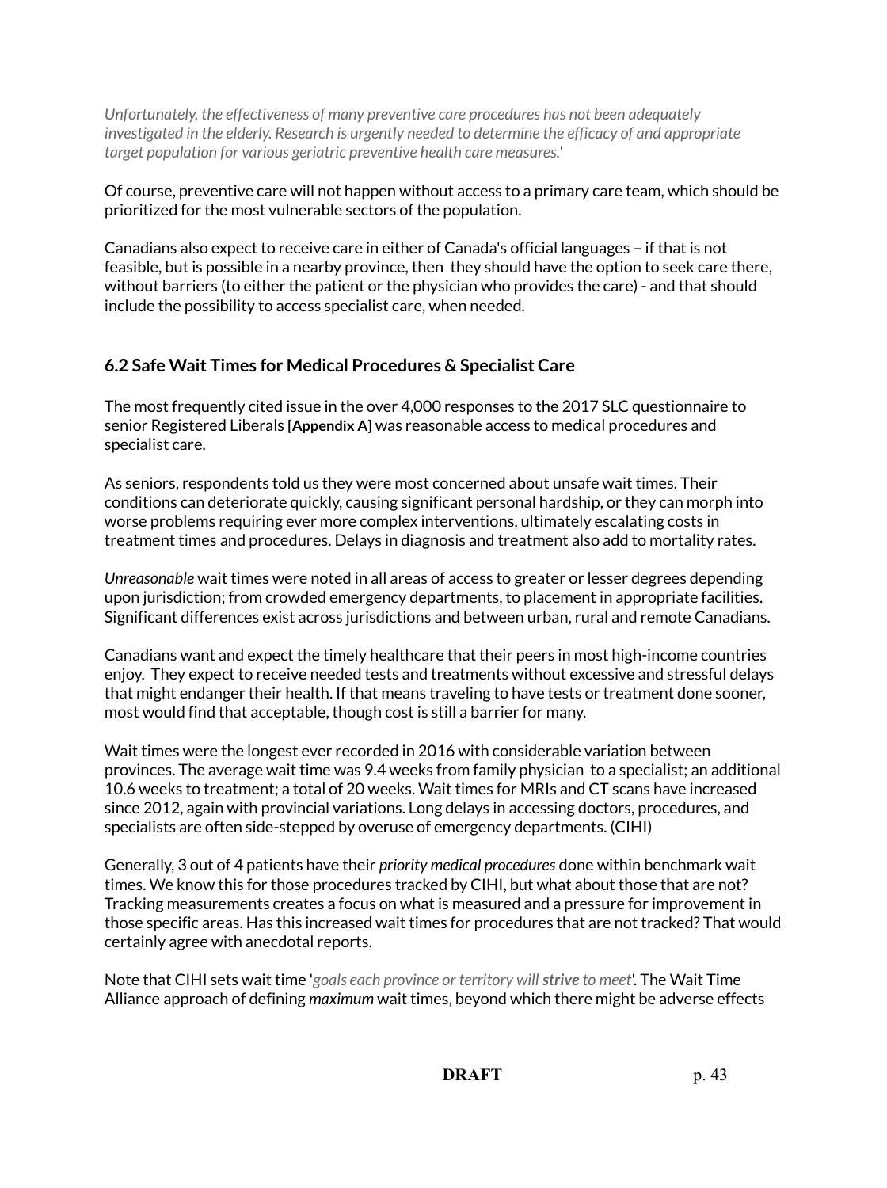*Unfortunately, the effectiveness of many preventive care procedures has not been adequately investigated in the elderly. Research is urgently needed to determine the efficacy of and appropriate target population for various geriatric preventive health care measures.*'

Of course, preventive care will not happen without access to a primary care team, which should be prioritized for the most vulnerable sectors of the population.

Canadians also expect to receive care in either of Canada's official languages – if that is not feasible, but is possible in a nearby province, then they should have the option to seek care there, without barriers (to either the patient or the physician who provides the care) - and that should include the possibility to access specialist care, when needed.

### 6.2 Safe Wait Times for Medical Procedures & Specialist Care

The most frequently cited issue in the over 4,000 responses to the 2017 SLC questionnaire to senior Registered Liberals **[Appendix A]** was reasonable access to medical procedures and specialist care.

As seniors, respondents told us they were most concerned about unsafe wait times. Their conditions can deteriorate quickly, causing significant personal hardship, or they can morph into worse problems requiring ever more complex interventions, ultimately escalating costs in treatment times and procedures. Delays in diagnosis and treatment also add to mortality rates.

*Unreasonable* wait times were noted in all areas of access to greater or lesser degrees depending upon jurisdiction; from crowded emergency departments, to placement in appropriate facilities. Significant differences exist across jurisdictions and between urban, rural and remote Canadians.

Canadians want and expect the timely healthcare that their peers in most high-income countries enjoy. They expect to receive needed tests and treatments without excessive and stressful delays that might endanger their health. If that means traveling to have tests or treatment done sooner, most would find that acceptable, though cost is still a barrier for many.

Wait times were the longest ever recorded in 2016 with considerable variation between provinces. The average wait time was 9.4 weeks from family physician to a specialist; an additional 10.6 weeks to treatment; a total of 20 weeks. Wait times for MRIs and CT scans have increased since 2012, again with provincial variations. Long delays in accessing doctors, procedures, and specialists are often side-stepped by overuse of emergency departments. (CIHI)

Generally, 3 out of 4 patients have their *priority medical procedures* done within benchmark wait times. We know this for those procedures tracked by CIHI, but what about those that are not? Tracking measurements creates a focus on what is measured and a pressure for improvement in those specific areas. Has this increased wait times for procedures that are not tracked? That would certainly agree with anecdotal reports.

Note that CIHI sets wait time '*goals each province or territory will **strive** to meet*'. The Wait Time Alliance approach of defining *maximum* wait times, beyond which there might be adverse effects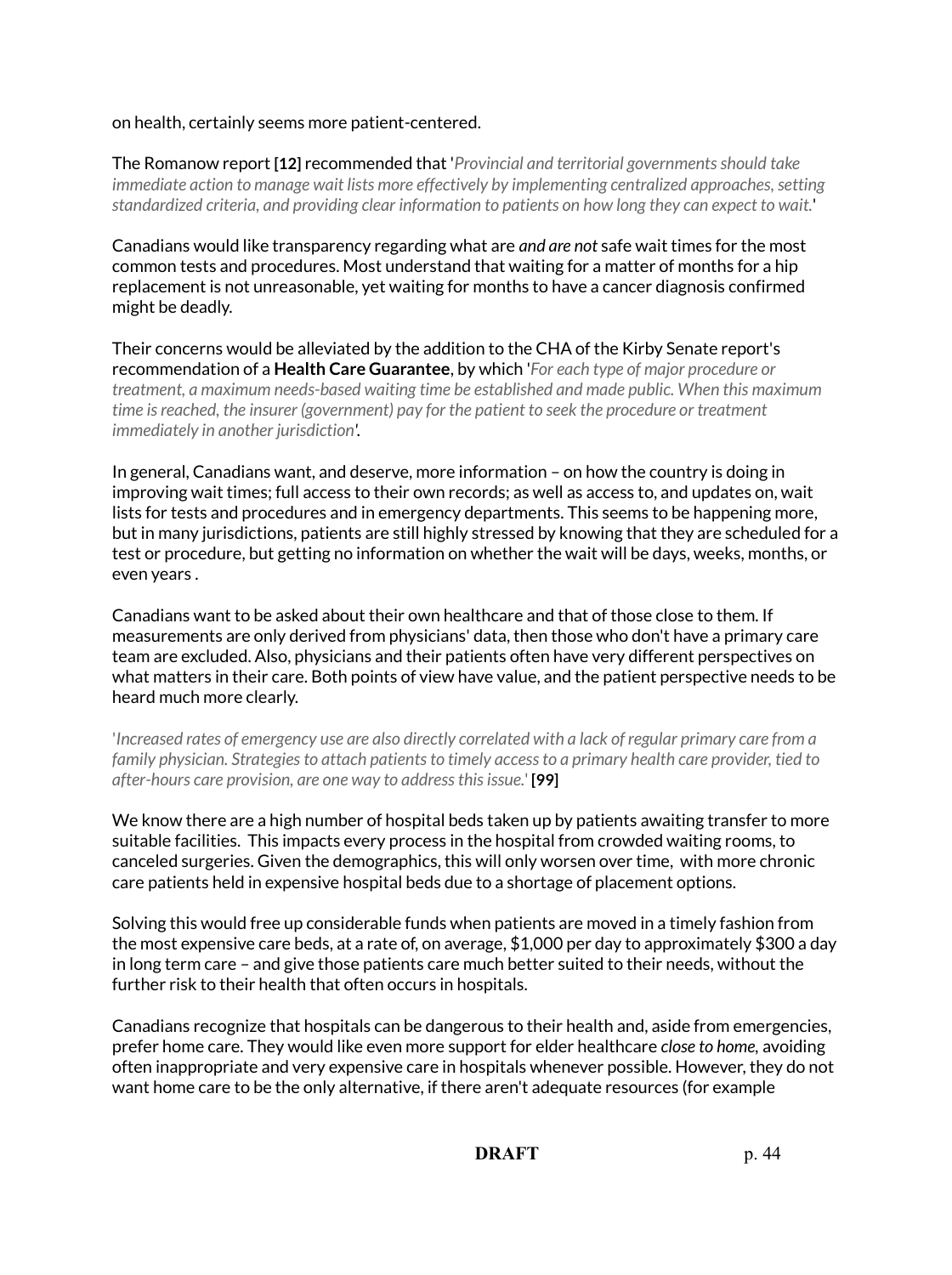on health, certainly seems more patient-centered.

The Romanow report **[12]** recommended that '*Provincial and territorial governments should take immediate action to manage wait lists more effectively by implementing centralized approaches, setting standardized criteria, and providing clear information to patients on how long they can expect to wait.*'

Canadians would like transparency regarding what are *and are not* safe wait times for the most common tests and procedures. Most understand that waiting for a matter of months for a hip replacement is not unreasonable, yet waiting for months to have a cancer diagnosis confirmed might be deadly.

Their concerns would be alleviated by the addition to the CHA of the Kirby Senate report's recommendation of a **Health Care Guarantee**, by which '*For each type of major procedure or treatment, a maximum needs-based waiting time be established and made public. When this maximum time is reached, the insurer (government) pay for the patient to seek the procedure or treatment immediately in another jurisdiction'.*

In general, Canadians want, and deserve, more information – on how the country is doing in improving wait times; full access to their own records; as well as access to, and updates on, wait lists for tests and procedures and in emergency departments. This seems to be happening more, but in many jurisdictions, patients are still highly stressed by knowing that they are scheduled for a test or procedure, but getting no information on whether the wait will be days, weeks, months, or even years .

Canadians want to be asked about their own healthcare and that of those close to them. If measurements are only derived from physicians' data, then those who don't have a primary care team are excluded. Also, physicians and their patients often have very different perspectives on what matters in their care. Both points of view have value, and the patient perspective needs to be heard much more clearly.

'*Increased rates of emergency use are also directly correlated with a lack of regular primary care from a family physician. Strategies to attach patients to timely access to a primary health care provider, tied to after-hours care provision, are one way to address this issue.*' **[99]**

We know there are a high number of hospital beds taken up by patients awaiting transfer to more suitable facilities. This impacts every process in the hospital from crowded waiting rooms, to canceled surgeries. Given the demographics, this will only worsen over time, with more chronic care patients held in expensive hospital beds due to a shortage of placement options.

Solving this would free up considerable funds when patients are moved in a timely fashion from the most expensive care beds, at a rate of, on average, $1,000 per day to approximately $300 a day in long term care – and give those patients care much better suited to their needs, without the further risk to their health that often occurs in hospitals.

Canadians recognize that hospitals can be dangerous to their health and, aside from emergencies, prefer home care. They would like even more support for elder healthcare *close to home,* avoiding often inappropriate and very expensive care in hospitals whenever possible. However, they do not want home care to be the only alternative, if there aren't adequate resources (for example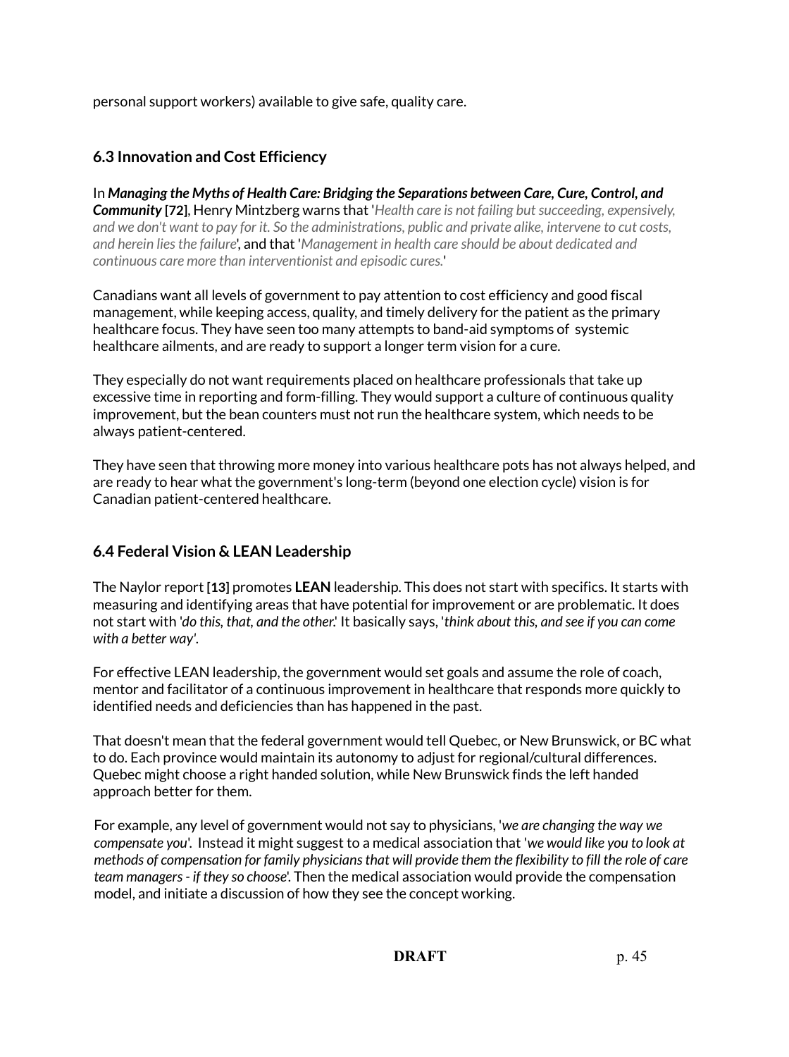personal support workers) available to give safe, quality care.

### 6.3 Innovation and Cost Efficiency

In ***Managing the Myths of Health Care: Bridging the Separations between Care, Cure, Control, and Community*** **[72]**, Henry Mintzberg warns that '*Health care is not failing but succeeding, expensively, and we don't want to pay for it. So the administrations, public and private alike, intervene to cut costs, and herein lies the failure*', and that '*Management in health care should be about dedicated and continuous care more than interventionist and episodic cures.*'

Canadians want all levels of government to pay attention to cost efficiency and good fiscal management, while keeping access, quality, and timely delivery for the patient as the primary healthcare focus. They have seen too many attempts to band-aid symptoms of systemic healthcare ailments, and are ready to support a longer term vision for a cure.

They especially do not want requirements placed on healthcare professionals that take up excessive time in reporting and form-filling. They would support a culture of continuous quality improvement, but the bean counters must not run the healthcare system, which needs to be always patient-centered.

They have seen that throwing more money into various healthcare pots has not always helped, and are ready to hear what the government's long-term (beyond one election cycle) vision is for Canadian patient-centered healthcare.

### 6.4 Federal Vision & LEAN Leadership

The Naylor report **[13]** promotes **LEAN** leadership. This does not start with specifics. It starts with measuring and identifying areas that have potential for improvement or are problematic. It does not start with '*do this, that, and the other.*' It basically says, '*think about this, and see if you can come with a better way'*.

For effective LEAN leadership, the government would set goals and assume the role of coach, mentor and facilitator of a continuous improvement in healthcare that responds more quickly to identified needs and deficiencies than has happened in the past.

That doesn't mean that the federal government would tell Quebec, or New Brunswick, or BC what to do. Each province would maintain its autonomy to adjust for regional/cultural differences. Quebec might choose a right handed solution, while New Brunswick finds the left handed approach better for them.

For example, any level of government would not say to physicians, '*we are changing the way we compensate you*'. Instead it might suggest to a medical association that '*we would like you to look at methods of compensation for family physicians that will provide them the flexibility to fill the role of care team managers - if they so choose*'. Then the medical association would provide the compensation model, and initiate a discussion of how they see the concept working.

**DRAFT**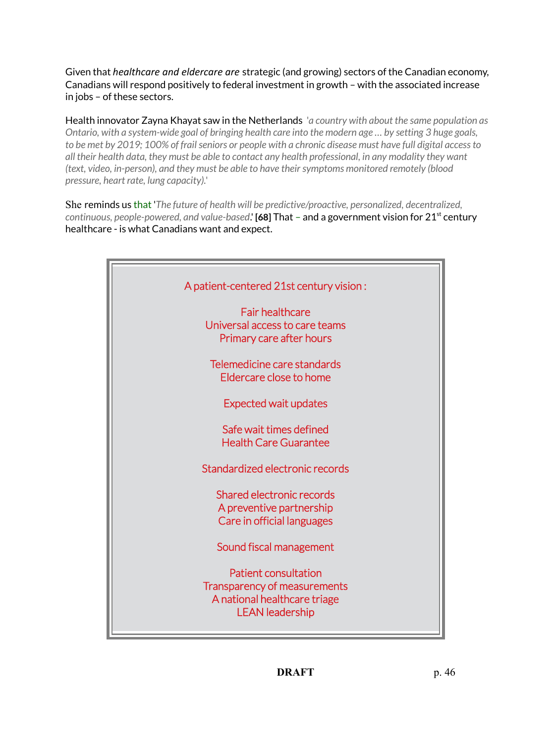Given that *healthcare and eldercare are* strategic (and growing) sectors of the Canadian economy, Canadians will respond positively to federal investment in growth – with the associated increase in jobs – of these sectors.

Health innovator Zayna Khayat saw in the Netherlands *'a country with about the same population as Ontario, with a system-wide goal of bringing health care into the modern age … by setting 3 huge goals, to be met by 2019; 100% of frail seniors or people with a chronic disease must have full digital access to all their health data, they must be able to contact any health professional, in any modality they want (text, video, in-person), and they must be able to have their symptoms monitored remotely (blood pressure, heart rate, lung capacity).'*

She reminds us that '*The future of health will be predictive/proactive, personalized, decentralized, continuous, people-powered, and value-based*.' **[68]** That – and a government vision for 21st century healthcare - is what Canadians want and expect.

A patient-centered 21st century vision :

Fair healthcare
Universal access to care teams
Primary care after hours

Telemedicine care standards
Eldercare close to home

Expected wait updates

Safe wait times defined
Health Care Guarantee

Standardized electronic records

Shared electronic records
A preventive partnership
Care in official languages

Sound fiscal management

Patient consultation
Transparency of measurements
A national healthcare triage
LEAN leadership

**DRAFT**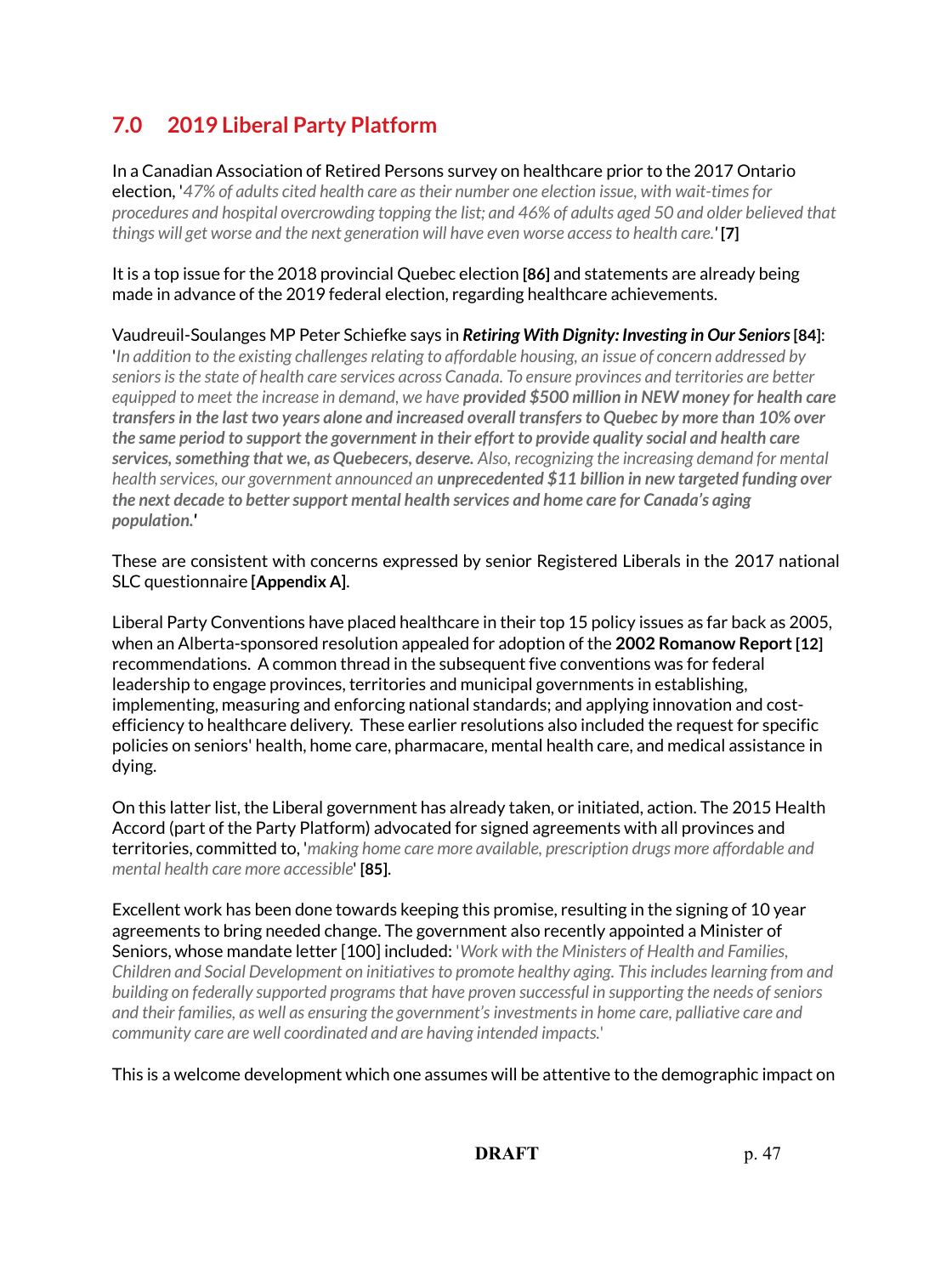## 7.0 2019 Liberal Party Platform

In a Canadian Association of Retired Persons survey on healthcare prior to the 2017 Ontario election, '*47% of adults cited health care as their number one election issue, with wait-times for procedures and hospital overcrowding topping the list; and 46% of adults aged 50 and older believed that things will get worse and the next generation will have even worse access to health care.*' **[7]**

It is a top issue for the 2018 provincial Quebec election **[86]** and statements are already being made in advance of the 2019 federal election, regarding healthcare achievements.

Vaudreuil-Soulanges MP Peter Schiefke says in ***Retiring With Dignity: Investing in Our Seniors*** **[84]**: '*In addition to the existing challenges relating to affordable housing, an issue of concern addressed by seniors is the state of health care services across Canada. To ensure provinces and territories are better equipped to meet the increase in demand, we have **provided $500 million in NEW money for health care transfers in the last two years alone and increased overall transfers to Quebec by more than 10% over the same period to support the government in their effort to provide quality social and health care services, something that we, as Quebecers, deserve.** Also, recognizing the increasing demand for mental health services, our government announced an **unprecedented $11 billion in new targeted funding over the next decade to better support mental health services and home care for Canada's aging population.'***

These are consistent with concerns expressed by senior Registered Liberals in the 2017 national SLC questionnaire **[Appendix A]**.

Liberal Party Conventions have placed healthcare in their top 15 policy issues as far back as 2005, when an Alberta-sponsored resolution appealed for adoption of the **2002 Romanow Report [12]** recommendations. A common thread in the subsequent five conventions was for federal leadership to engage provinces, territories and municipal governments in establishing, implementing, measuring and enforcing national standards; and applying innovation and cost-efficiency to healthcare delivery. These earlier resolutions also included the request for specific policies on seniors' health, home care, pharmacare, mental health care, and medical assistance in dying.

On this latter list, the Liberal government has already taken, or initiated, action. The 2015 Health Accord (part of the Party Platform) advocated for signed agreements with all provinces and territories, committed to, '*making home care more available, prescription drugs more affordable and mental health care more accessible*' **[85]**.

Excellent work has been done towards keeping this promise, resulting in the signing of 10 year agreements to bring needed change. The government also recently appointed a Minister of Seniors, whose mandate letter [100] included: '*Work with the Ministers of Health and Families, Children and Social Development on initiatives to promote healthy aging. This includes learning from and building on federally supported programs that have proven successful in supporting the needs of seniors and their families, as well as ensuring the government's investments in home care, palliative care and community care are well coordinated and are having intended impacts.*'

This is a welcome development which one assumes will be attentive to the demographic impact on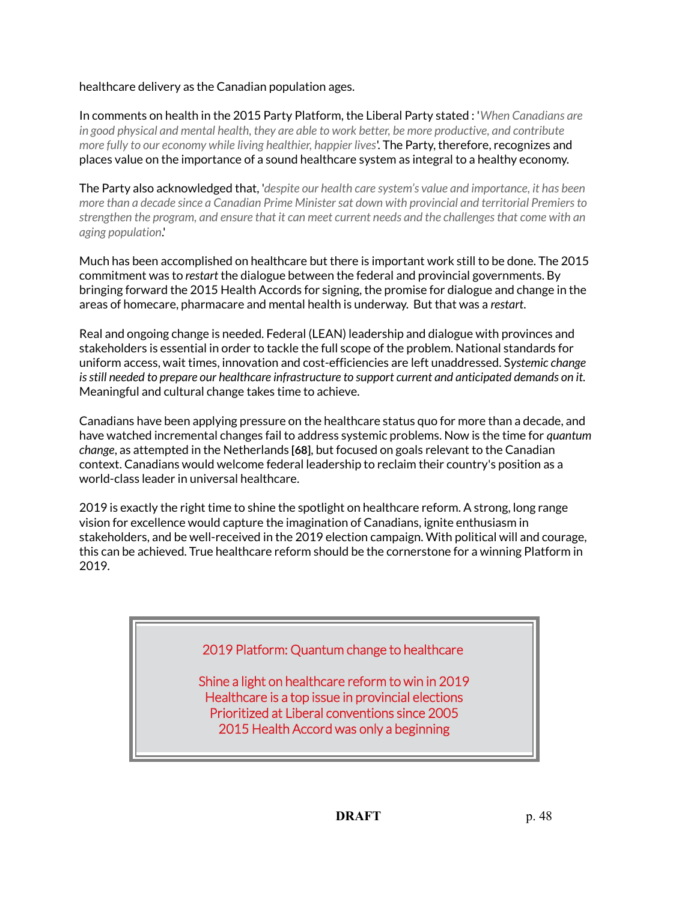healthcare delivery as the Canadian population ages.

In comments on health in the 2015 Party Platform, the Liberal Party stated : '*When Canadians are in good physical and mental health, they are able to work better, be more productive, and contribute more fully to our economy while living healthier, happier lives*'. The Party, therefore, recognizes and places value on the importance of a sound healthcare system as integral to a healthy economy.

The Party also acknowledged that, '*despite our health care system's value and importance, it has been more than a decade since a Canadian Prime Minister sat down with provincial and territorial Premiers to strengthen the program, and ensure that it can meet current needs and the challenges that come with an aging population*.'

Much has been accomplished on healthcare but there is important work still to be done. The 2015 commitment was to *restart* the dialogue between the federal and provincial governments. By bringing forward the 2015 Health Accords for signing, the promise for dialogue and change in the areas of homecare, pharmacare and mental health is underway. But that was a *restart*.

Real and ongoing change is needed. Federal (LEAN) leadership and dialogue with provinces and stakeholders is essential in order to tackle the full scope of the problem. National standards for uniform access, wait times, innovation and cost-efficiencies are left unaddressed. S*ystemic change is still needed to prepare our healthcare infrastructure to support current and anticipated demands on it.* Meaningful and cultural change takes time to achieve.

Canadians have been applying pressure on the healthcare status quo for more than a decade, and have watched incremental changes fail to address systemic problems. Now is the time for *quantum change*, as attempted in the Netherlands **[68]**, but focused on goals relevant to the Canadian context. Canadians would welcome federal leadership to reclaim their country's position as a world-class leader in universal healthcare.

2019 is exactly the right time to shine the spotlight on healthcare reform. A strong, long range vision for excellence would capture the imagination of Canadians, ignite enthusiasm in stakeholders, and be well-received in the 2019 election campaign. With political will and courage, this can be achieved. True healthcare reform should be the cornerstone for a winning Platform in 2019.

> 2019 Platform: Quantum change to healthcare
>
> Shine a light on healthcare reform to win in 2019
> Healthcare is a top issue in provincial elections
> Prioritized at Liberal conventions since 2005
> 2015 Health Accord was only a beginning

DRAFT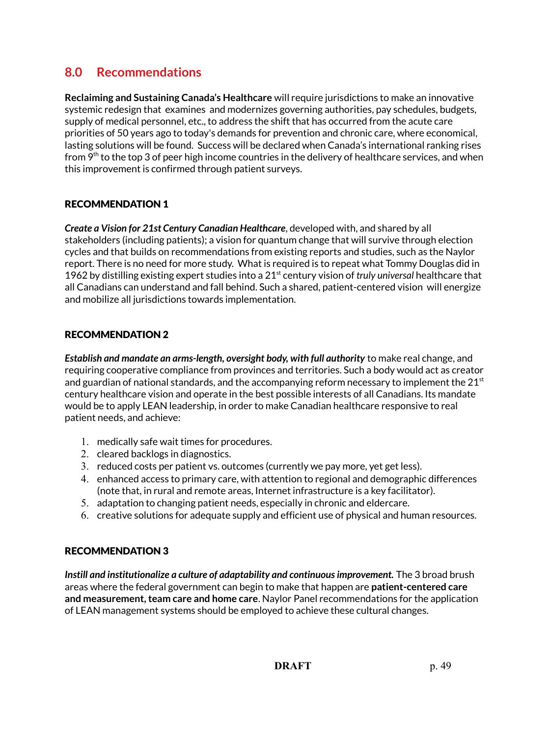## 8.0 Recommendations

**Reclaiming and Sustaining Canada's Healthcare** will require jurisdictions to make an innovative systemic redesign that examines and modernizes governing authorities, pay schedules, budgets, supply of medical personnel, etc., to address the shift that has occurred from the acute care priorities of 50 years ago to today's demands for prevention and chronic care, where economical, lasting solutions will be found. Success will be declared when Canada's international ranking rises from 9th to the top 3 of peer high income countries in the delivery of healthcare services, and when this improvement is confirmed through patient surveys.

### RECOMMENDATION 1

***Create a Vision for 21st Century Canadian Healthcare***, developed with, and shared by all stakeholders (including patients); a vision for quantum change that will survive through election cycles and that builds on recommendations from existing reports and studies, such as the Naylor report. There is no need for more study. What is required is to repeat what Tommy Douglas did in 1962 by distilling existing expert studies into a 21st century vision of *truly universal* healthcare that all Canadians can understand and fall behind. Such a shared, patient-centered vision will energize and mobilize all jurisdictions towards implementation.

### RECOMMENDATION 2

***Establish and mandate an arms-length, oversight body, with full authority*** to make real change, and requiring cooperative compliance from provinces and territories. Such a body would act as creator and guardian of national standards, and the accompanying reform necessary to implement the 21st century healthcare vision and operate in the best possible interests of all Canadians. Its mandate would be to apply LEAN leadership, in order to make Canadian healthcare responsive to real patient needs, and achieve:

1. medically safe wait times for procedures.
2. cleared backlogs in diagnostics.
3. reduced costs per patient vs. outcomes (currently we pay more, yet get less).
4. enhanced access to primary care, with attention to regional and demographic differences (note that, in rural and remote areas, Internet infrastructure is a key facilitator).
5. adaptation to changing patient needs, especially in chronic and eldercare.
6. creative solutions for adequate supply and efficient use of physical and human resources.

### RECOMMENDATION 3

***Instill and institutionalize a culture of adaptability and continuous improvement.*** The 3 broad brush areas where the federal government can begin to make that happen are **patient-centered care and measurement, team care and home care**. Naylor Panel recommendations for the application of LEAN management systems should be employed to achieve these cultural changes.

**DRAFT**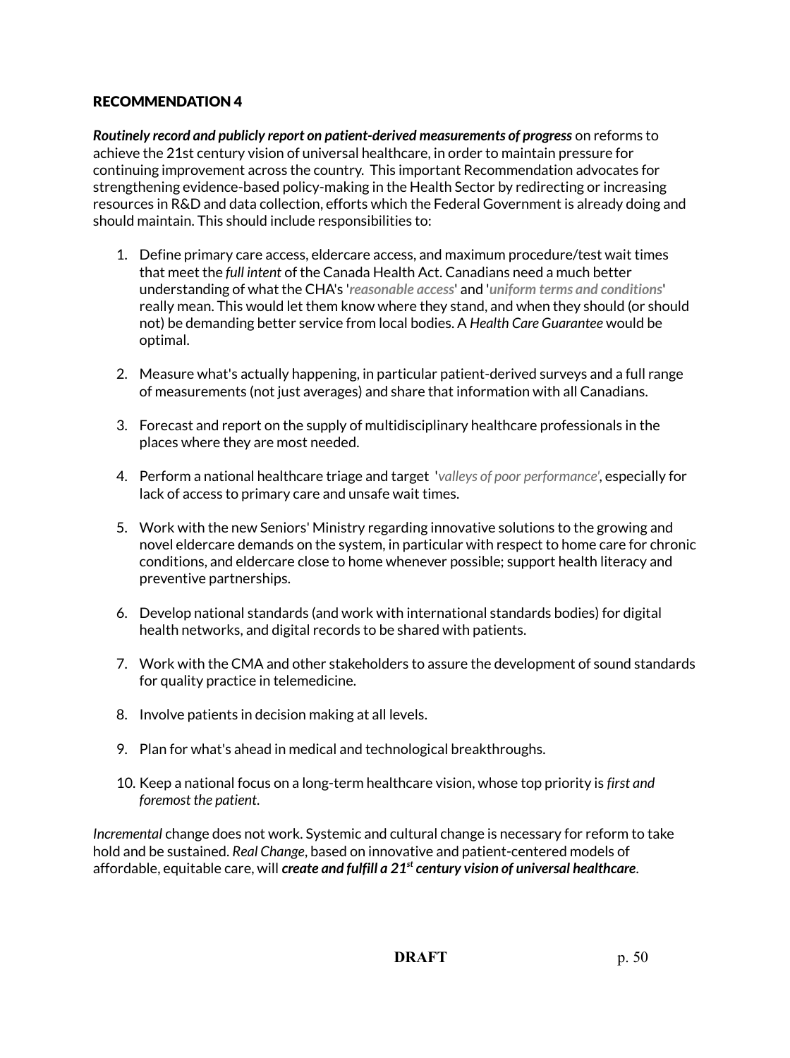## RECOMMENDATION 4

***Routinely record and publicly report on patient-derived measurements of progress*** on reforms to achieve the 21st century vision of universal healthcare, in order to maintain pressure for continuing improvement across the country. This important Recommendation advocates for strengthening evidence-based policy-making in the Health Sector by redirecting or increasing resources in R&D and data collection, efforts which the Federal Government is already doing and should maintain. This should include responsibilities to:

1. Define primary care access, eldercare access, and maximum procedure/test wait times that meet the *full intent* of the Canada Health Act. Canadians need a much better understanding of what the CHA's '***reasonable access***' and '***uniform terms and conditions***' really mean. This would let them know where they stand, and when they should (or should not) be demanding better service from local bodies. A *Health Care Guarantee* would be optimal.

2. Measure what's actually happening, in particular patient-derived surveys and a full range of measurements (not just averages) and share that information with all Canadians.

3. Forecast and report on the supply of multidisciplinary healthcare professionals in the places where they are most needed.

4. Perform a national healthcare triage and target '*valleys of poor performance*', especially for lack of access to primary care and unsafe wait times.

5. Work with the new Seniors' Ministry regarding innovative solutions to the growing and novel eldercare demands on the system, in particular with respect to home care for chronic conditions, and eldercare close to home whenever possible; support health literacy and preventive partnerships.

6. Develop national standards (and work with international standards bodies) for digital health networks, and digital records to be shared with patients.

7. Work with the CMA and other stakeholders to assure the development of sound standards for quality practice in telemedicine.

8. Involve patients in decision making at all levels.

9. Plan for what's ahead in medical and technological breakthroughs.

10. Keep a national focus on a long-term healthcare vision, whose top priority is *first and foremost the patient*.

*Incremental* change does not work. Systemic and cultural change is necessary for reform to take hold and be sustained. *Real Change*, based on innovative and patient-centered models of affordable, equitable care, will ***create and fulfill a 21st century vision of universal healthcare***.

**DRAFT**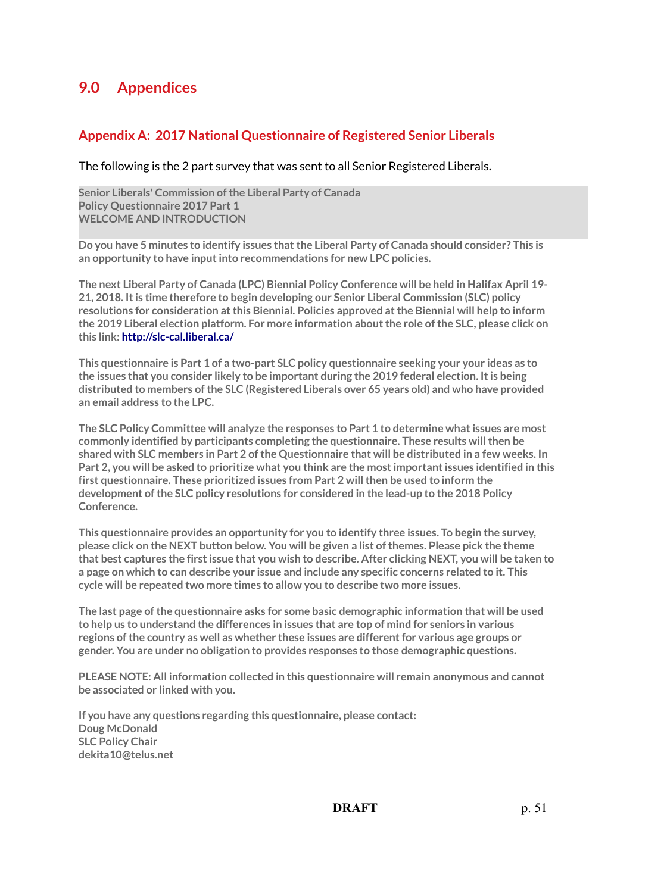# 9.0 Appendices

## Appendix A: 2017 National Questionnaire of Registered Senior Liberals

The following is the 2 part survey that was sent to all Senior Registered Liberals.

**Senior Liberals' Commission of the Liberal Party of Canada**
**Policy Questionnaire 2017 Part 1**
**WELCOME AND INTRODUCTION**

**Do you have 5 minutes to identify issues that the Liberal Party of Canada should consider? This is an opportunity to have input into recommendations for new LPC policies.**

**The next Liberal Party of Canada (LPC) Biennial Policy Conference will be held in Halifax April 19-21, 2018. It is time therefore to begin developing our Senior Liberal Commission (SLC) policy resolutions for consideration at this Biennial. Policies approved at the Biennial will help to inform the 2019 Liberal election platform. For more information about the role of the SLC, please click on this link: [http://slc-cal.liberal.ca/](http://slc-cal.liberal.ca/)**

**This questionnaire is Part 1 of a two-part SLC policy questionnaire seeking your your ideas as to the issues that you consider likely to be important during the 2019 federal election. It is being distributed to members of the SLC (Registered Liberals over 65 years old) and who have provided an email address to the LPC.**

**The SLC Policy Committee will analyze the responses to Part 1 to determine what issues are most commonly identified by participants completing the questionnaire. These results will then be shared with SLC members in Part 2 of the Questionnaire that will be distributed in a few weeks. In Part 2, you will be asked to prioritize what you think are the most important issues identified in this first questionnaire. These prioritized issues from Part 2 will then be used to inform the development of the SLC policy resolutions for considered in the lead-up to the 2018 Policy Conference.**

**This questionnaire provides an opportunity for you to identify three issues. To begin the survey, please click on the NEXT button below. You will be given a list of themes. Please pick the theme that best captures the first issue that you wish to describe. After clicking NEXT, you will be taken to a page on which to can describe your issue and include any specific concerns related to it. This cycle will be repeated two more times to allow you to describe two more issues.**

**The last page of the questionnaire asks for some basic demographic information that will be used to help us to understand the differences in issues that are top of mind for seniors in various regions of the country as well as whether these issues are different for various age groups or gender. You are under no obligation to provides responses to those demographic questions.**

**PLEASE NOTE: All information collected in this questionnaire will remain anonymous and cannot be associated or linked with you.**

**If you have any questions regarding this questionnaire, please contact:**
**Doug McDonald**
**SLC Policy Chair**
**dekita10@telus.net**

**DRAFT**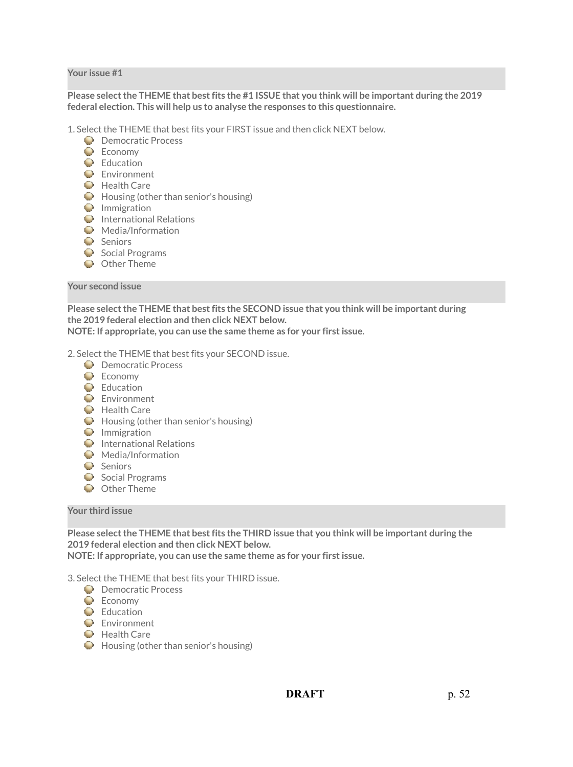### Your issue #1

**Please select the THEME that best fits the #1 ISSUE that you think will be important during the 2019 federal election. This will help us to analyse the responses to this questionnaire.**

1. Select the THEME that best fits your FIRST issue and then click NEXT below.
   - Democratic Process
   - Economy
   - Education
   - Environment
   - Health Care
   - Housing (other than senior's housing)
   - Immigration
   - International Relations
   - Media/Information
   - Seniors
   - Social Programs
   - Other Theme

### Your second issue

**Please select the THEME that best fits the SECOND issue that you think will be important during the 2019 federal election and then click NEXT below.**
**NOTE: If appropriate, you can use the same theme as for your first issue.**

2. Select the THEME that best fits your SECOND issue.
   - Democratic Process
   - Economy
   - Education
   - Environment
   - Health Care
   - Housing (other than senior's housing)
   - Immigration
   - International Relations
   - Media/Information
   - Seniors
   - Social Programs
   - Other Theme

### Your third issue

**Please select the THEME that best fits the THIRD issue that you think will be important during the 2019 federal election and then click NEXT below.**
**NOTE: If appropriate, you can use the same theme as for your first issue.**

3. Select the THEME that best fits your THIRD issue.
   - Democratic Process
   - Economy
   - Education
   - Environment
   - Health Care
   - Housing (other than senior's housing)

**DRAFT**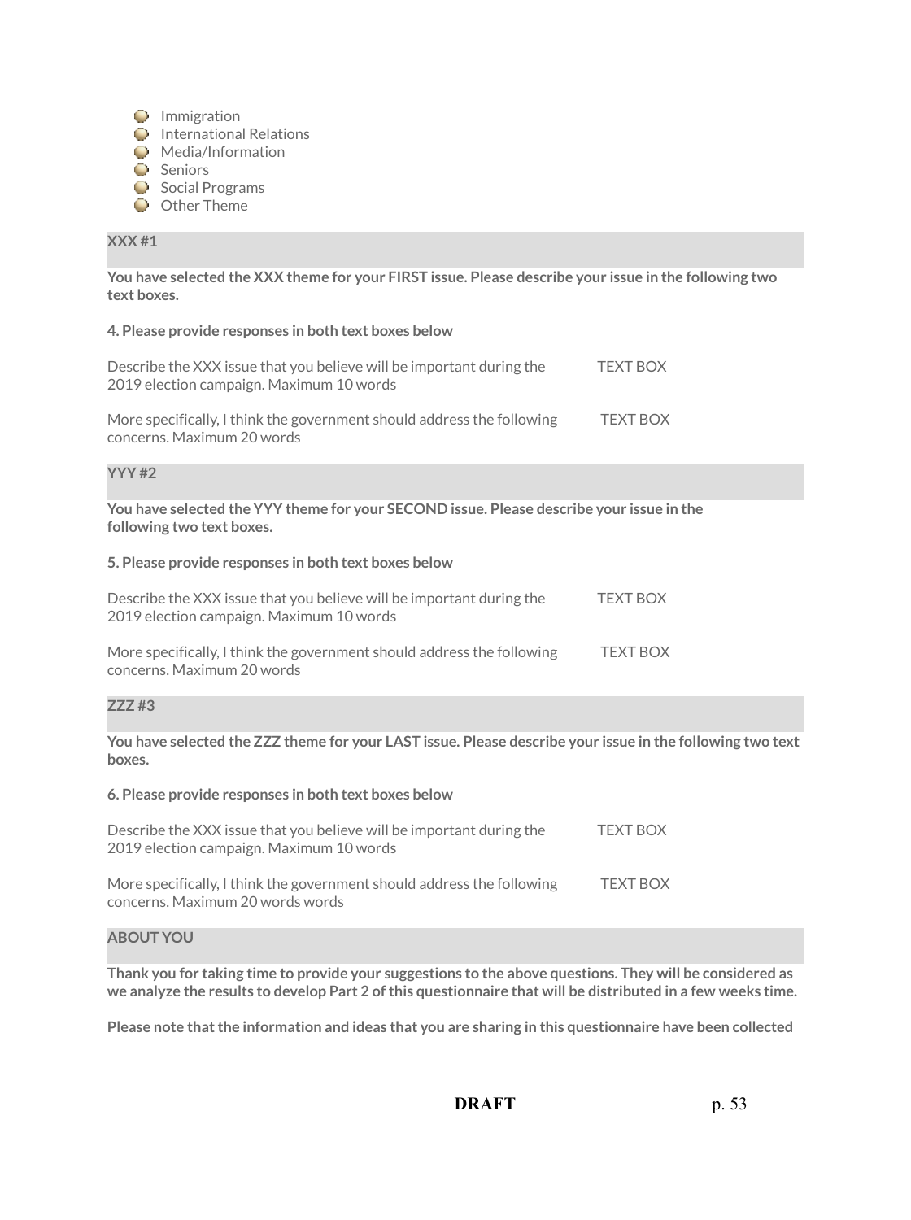- Immigration
- International Relations
- Media/Information
- Seniors
- Social Programs
- Other Theme

**XXX #1**

**You have selected the XXX theme for your FIRST issue. Please describe your issue in the following two text boxes.**

**4. Please provide responses in both text boxes below**

| | |
|---|---|
| Describe the XXX issue that you believe will be important during the 2019 election campaign. Maximum 10 words | TEXT BOX |
| More specifically, I think the government should address the following concerns. Maximum 20 words | TEXT BOX |

**YYY #2**

**You have selected the YYY theme for your SECOND issue. Please describe your issue in the following two text boxes.**

**5. Please provide responses in both text boxes below**

| | |
|---|---|
| Describe the XXX issue that you believe will be important during the 2019 election campaign. Maximum 10 words | TEXT BOX |
| More specifically, I think the government should address the following concerns. Maximum 20 words | TEXT BOX |

**ZZZ #3**

**You have selected the ZZZ theme for your LAST issue. Please describe your issue in the following two text boxes.**

**6. Please provide responses in both text boxes below**

| | |
|---|---|
| Describe the XXX issue that you believe will be important during the 2019 election campaign. Maximum 10 words | TEXT BOX |
| More specifically, I think the government should address the following concerns. Maximum 20 words words | TEXT BOX |

**ABOUT YOU**

**Thank you for taking time to provide your suggestions to the above questions. They will be considered as we analyze the results to develop Part 2 of this questionnaire that will be distributed in a few weeks time.**

**Please note that the information and ideas that you are sharing in this questionnaire have been collected**

**DRAFT**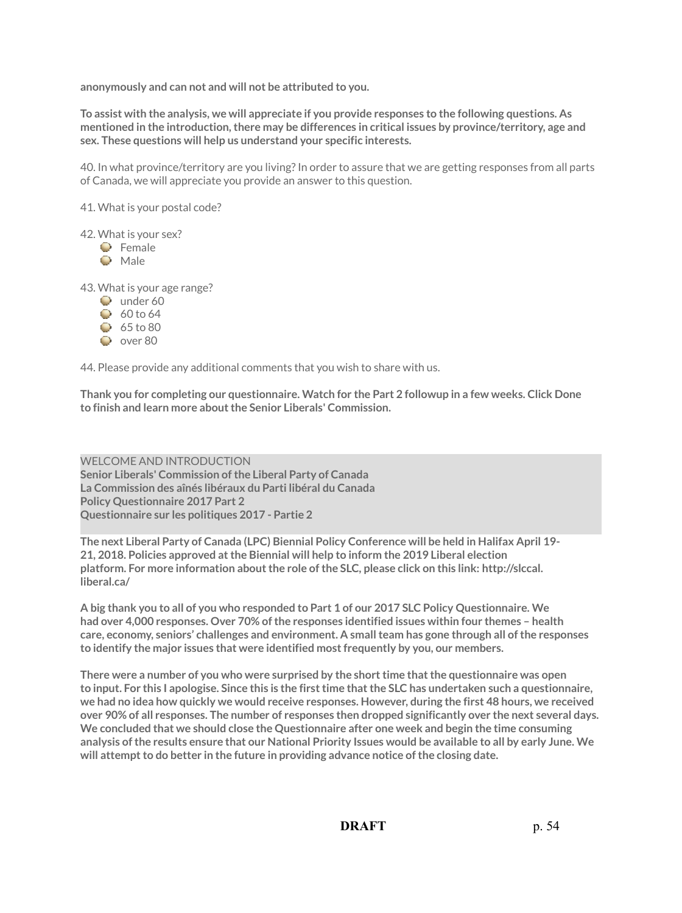**anonymously and can not and will not be attributed to you.**

**To assist with the analysis, we will appreciate if you provide responses to the following questions. As mentioned in the introduction, there may be differences in critical issues by province/territory, age and sex. These questions will help us understand your specific interests.**

40. In what province/territory are you living? In order to assure that we are getting responses from all parts of Canada, we will appreciate you provide an answer to this question.

41. What is your postal code?

42. What is your sex?

- Female
- Male

43. What is your age range?

- under 60
- 60 to 64
- 65 to 80
- over 80

44. Please provide any additional comments that you wish to share with us.

**Thank you for completing our questionnaire. Watch for the Part 2 followup in a few weeks. Click Done to finish and learn more about the Senior Liberals' Commission.**

WELCOME AND INTRODUCTION
**Senior Liberals' Commission of the Liberal Party of Canada**
**La Commission des aînés libéraux du Parti libéral du Canada**
**Policy Questionnaire 2017 Part 2**
**Questionnaire sur les politiques 2017 - Partie 2**

**The next Liberal Party of Canada (LPC) Biennial Policy Conference will be held in Halifax April 19-21, 2018. Policies approved at the Biennial will help to inform the 2019 Liberal election platform. For more information about the role of the SLC, please click on this link: http://slccal.liberal.ca/**

**A big thank you to all of you who responded to Part 1 of our 2017 SLC Policy Questionnaire. We had over 4,000 responses. Over 70% of the responses identified issues within four themes – health care, economy, seniors' challenges and environment. A small team has gone through all of the responses to identify the major issues that were identified most frequently by you, our members.**

**There were a number of you who were surprised by the short time that the questionnaire was open to input. For this I apologise. Since this is the first time that the SLC has undertaken such a questionnaire, we had no idea how quickly we would receive responses. However, during the first 48 hours, we received over 90% of all responses. The number of responses then dropped significantly over the next several days. We concluded that we should close the Questionnaire after one week and begin the time consuming analysis of the results ensure that our National Priority Issues would be available to all by early June. We will attempt to do better in the future in providing advance notice of the closing date.**

**DRAFT**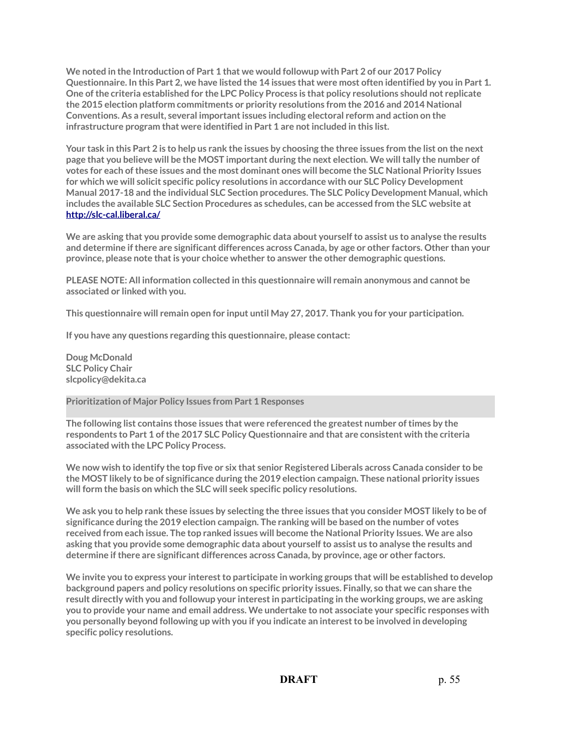**We noted in the Introduction of Part 1 that we would followup with Part 2 of our 2017 Policy Questionnaire. In this Part 2, we have listed the 14 issues that were most often identified by you in Part 1. One of the criteria established for the LPC Policy Process is that policy resolutions should not replicate the 2015 election platform commitments or priority resolutions from the 2016 and 2014 National Conventions. As a result, several important issues including electoral reform and action on the infrastructure program that were identified in Part 1 are not included in this list.**

**Your task in this Part 2 is to help us rank the issues by choosing the three issues from the list on the next page that you believe will be the MOST important during the next election. We will tally the number of votes for each of these issues and the most dominant ones will become the SLC National Priority Issues for which we will solicit specific policy resolutions in accordance with our SLC Policy Development Manual 2017-18 and the individual SLC Section procedures. The SLC Policy Development Manual, which includes the available SLC Section Procedures as schedules, can be accessed from the SLC website at [http://slc-cal.liberal.ca/](http://slc-cal.liberal.ca/)**

**We are asking that you provide some demographic data about yourself to assist us to analyse the results and determine if there are significant differences across Canada, by age or other factors. Other than your province, please note that is your choice whether to answer the other demographic questions.**

**PLEASE NOTE: All information collected in this questionnaire will remain anonymous and cannot be associated or linked with you.**

**This questionnaire will remain open for input until May 27, 2017. Thank you for your participation.**

**If you have any questions regarding this questionnaire, please contact:**

**Doug McDonald**
**SLC Policy Chair**
**slcpolicy@dekita.ca**

**Prioritization of Major Policy Issues from Part 1 Responses**

**The following list contains those issues that were referenced the greatest number of times by the respondents to Part 1 of the 2017 SLC Policy Questionnaire and that are consistent with the criteria associated with the LPC Policy Process.**

**We now wish to identify the top five or six that senior Registered Liberals across Canada consider to be the MOST likely to be of significance during the 2019 election campaign. These national priority issues will form the basis on which the SLC will seek specific policy resolutions.**

**We ask you to help rank these issues by selecting the three issues that you consider MOST likely to be of significance during the 2019 election campaign. The ranking will be based on the number of votes received from each issue. The top ranked issues will become the National Priority Issues. We are also asking that you provide some demographic data about yourself to assist us to analyse the results and determine if there are significant differences across Canada, by province, age or other factors.**

**We invite you to express your interest to participate in working groups that will be established to develop background papers and policy resolutions on specific priority issues. Finally, so that we can share the result directly with you and followup your interest in participating in the working groups, we are asking you to provide your name and email address. We undertake to not associate your specific responses with you personally beyond following up with you if you indicate an interest to be involved in developing specific policy resolutions.**

**DRAFT**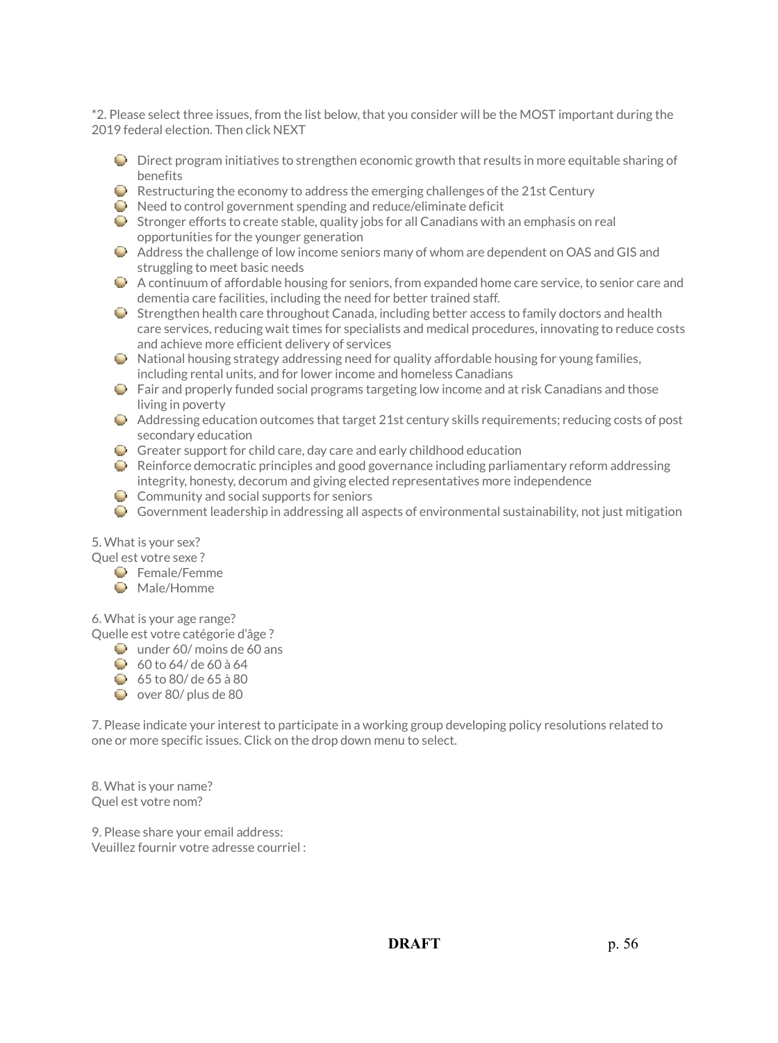*2. Please select three issues, from the list below, that you consider will be the MOST important during the 2019 federal election. Then click NEXT

- Direct program initiatives to strengthen economic growth that results in more equitable sharing of benefits
- Restructuring the economy to address the emerging challenges of the 21st Century
- Need to control government spending and reduce/eliminate deficit
- Stronger efforts to create stable, quality jobs for all Canadians with an emphasis on real opportunities for the younger generation
- Address the challenge of low income seniors many of whom are dependent on OAS and GIS and struggling to meet basic needs
- A continuum of affordable housing for seniors, from expanded home care service, to senior care and dementia care facilities, including the need for better trained staff.
- Strengthen health care throughout Canada, including better access to family doctors and health care services, reducing wait times for specialists and medical procedures, innovating to reduce costs and achieve more efficient delivery of services
- National housing strategy addressing need for quality affordable housing for young families, including rental units, and for lower income and homeless Canadians
- Fair and properly funded social programs targeting low income and at risk Canadians and those living in poverty
- Addressing education outcomes that target 21st century skills requirements; reducing costs of post secondary education
- Greater support for child care, day care and early childhood education
- Reinforce democratic principles and good governance including parliamentary reform addressing integrity, honesty, decorum and giving elected representatives more independence
- Community and social supports for seniors
- Government leadership in addressing all aspects of environmental sustainability, not just mitigation

5. What is your sex?
Quel est votre sexe ?

- Female/Femme
- Male/Homme

6. What is your age range?
Quelle est votre catégorie d'âge ?

- under 60/ moins de 60 ans
- 60 to 64/ de 60 à 64
- 65 to 80/ de 65 à 80
- over 80/ plus de 80

7. Please indicate your interest to participate in a working group developing policy resolutions related to one or more specific issues. Click on the drop down menu to select.

8. What is your name?
Quel est votre nom?

9. Please share your email address:
Veuillez fournir votre adresse courriel :

**DRAFT**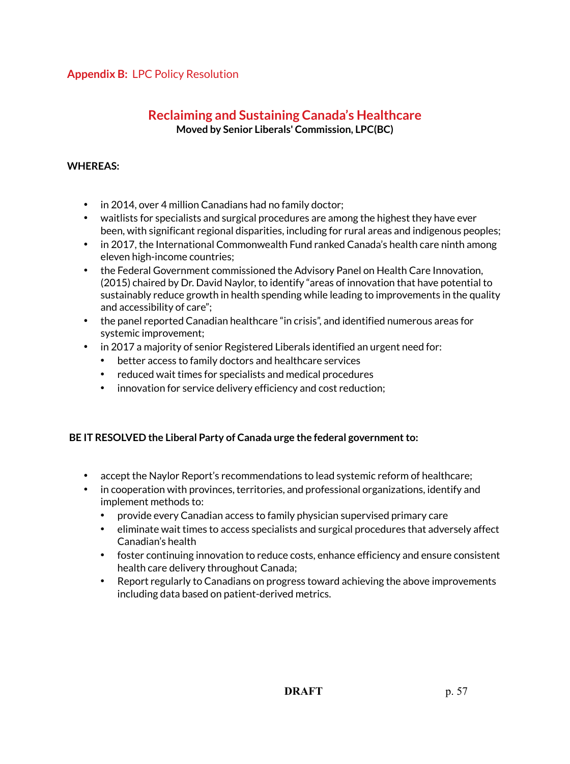**Appendix B:** LPC Policy Resolution

# Reclaiming and Sustaining Canada's Healthcare

**Moved by Senior Liberals' Commission, LPC(BC)**

**WHEREAS:**

- in 2014, over 4 million Canadians had no family doctor;
- waitlists for specialists and surgical procedures are among the highest they have ever been, with significant regional disparities, including for rural areas and indigenous peoples;
- in 2017, the International Commonwealth Fund ranked Canada's health care ninth among eleven high-income countries;
- the Federal Government commissioned the Advisory Panel on Health Care Innovation, (2015) chaired by Dr. David Naylor, to identify "areas of innovation that have potential to sustainably reduce growth in health spending while leading to improvements in the quality and accessibility of care";
- the panel reported Canadian healthcare "in crisis", and identified numerous areas for systemic improvement;
- in 2017 a majority of senior Registered Liberals identified an urgent need for:
  - better access to family doctors and healthcare services
  - reduced wait times for specialists and medical procedures
  - innovation for service delivery efficiency and cost reduction;

**BE IT RESOLVED the Liberal Party of Canada urge the federal government to:**

- accept the Naylor Report's recommendations to lead systemic reform of healthcare;
- in cooperation with provinces, territories, and professional organizations, identify and implement methods to:
  - provide every Canadian access to family physician supervised primary care
  - eliminate wait times to access specialists and surgical procedures that adversely affect Canadian's health
  - foster continuing innovation to reduce costs, enhance efficiency and ensure consistent health care delivery throughout Canada;
  - Report regularly to Canadians on progress toward achieving the above improvements including data based on patient-derived metrics.

**DRAFT**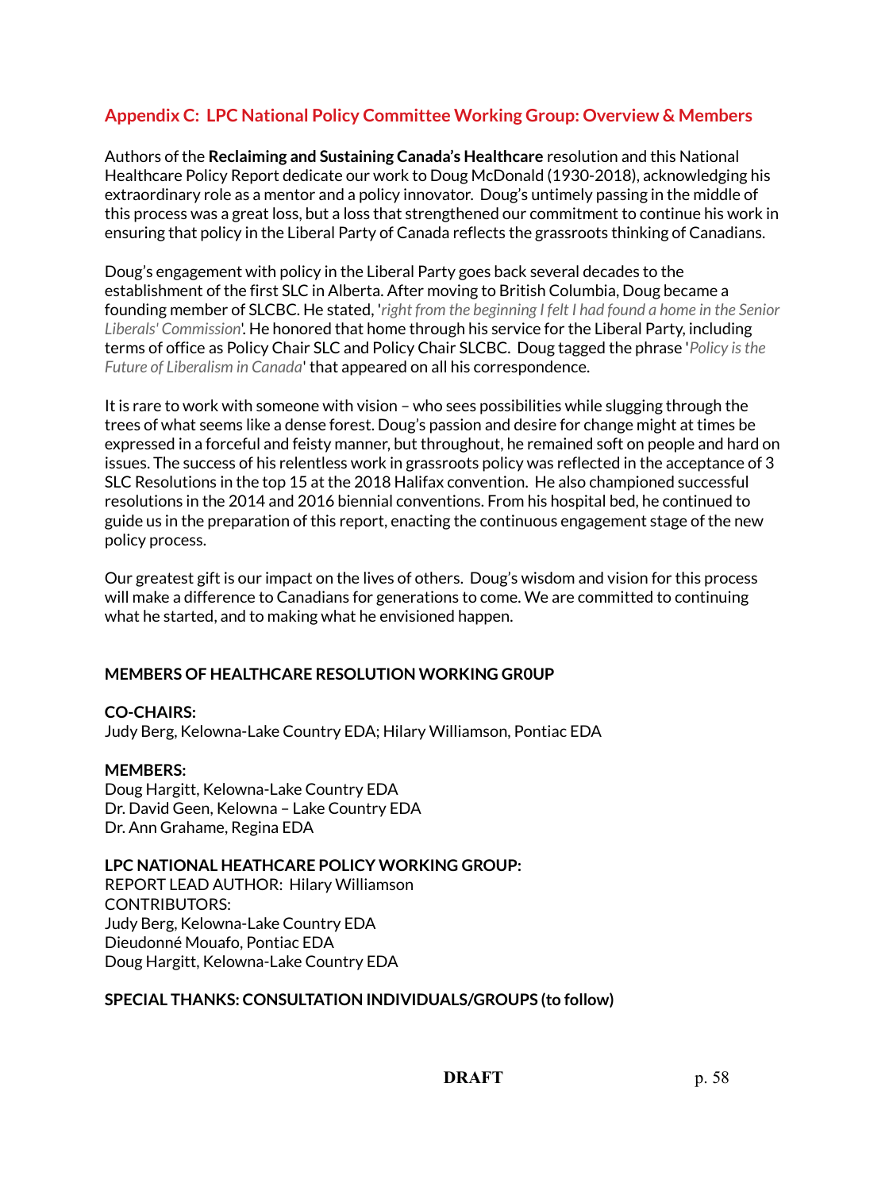## Appendix C: LPC National Policy Committee Working Group: Overview & Members

Authors of the **Reclaiming and Sustaining Canada's Healthcare** resolution and this National Healthcare Policy Report dedicate our work to Doug McDonald (1930-2018), acknowledging his extraordinary role as a mentor and a policy innovator. Doug's untimely passing in the middle of this process was a great loss, but a loss that strengthened our commitment to continue his work in ensuring that policy in the Liberal Party of Canada reflects the grassroots thinking of Canadians.

Doug's engagement with policy in the Liberal Party goes back several decades to the establishment of the first SLC in Alberta. After moving to British Columbia, Doug became a founding member of SLCBC. He stated, '*right from the beginning I felt I had found a home in the Senior Liberals' Commission*'. He honored that home through his service for the Liberal Party, including terms of office as Policy Chair SLC and Policy Chair SLCBC. Doug tagged the phrase '*Policy is the Future of Liberalism in Canada*' that appeared on all his correspondence.

It is rare to work with someone with vision – who sees possibilities while slugging through the trees of what seems like a dense forest. Doug's passion and desire for change might at times be expressed in a forceful and feisty manner, but throughout, he remained soft on people and hard on issues. The success of his relentless work in grassroots policy was reflected in the acceptance of 3 SLC Resolutions in the top 15 at the 2018 Halifax convention. He also championed successful resolutions in the 2014 and 2016 biennial conventions. From his hospital bed, he continued to guide us in the preparation of this report, enacting the continuous engagement stage of the new policy process.

Our greatest gift is our impact on the lives of others. Doug's wisdom and vision for this process will make a difference to Canadians for generations to come. We are committed to continuing what he started, and to making what he envisioned happen.

**MEMBERS OF HEALTHCARE RESOLUTION WORKING GR0UP**

**CO-CHAIRS:**
Judy Berg, Kelowna-Lake Country EDA; Hilary Williamson, Pontiac EDA

**MEMBERS:**
Doug Hargitt, Kelowna-Lake Country EDA
Dr. David Geen, Kelowna – Lake Country EDA
Dr. Ann Grahame, Regina EDA

**LPC NATIONAL HEATHCARE POLICY WORKING GROUP:**
REPORT LEAD AUTHOR: Hilary Williamson
CONTRIBUTORS:
Judy Berg, Kelowna-Lake Country EDA
Dieudonné Mouafo, Pontiac EDA
Doug Hargitt, Kelowna-Lake Country EDA

**SPECIAL THANKS: CONSULTATION INDIVIDUALS/GROUPS (to follow)**

**DRAFT**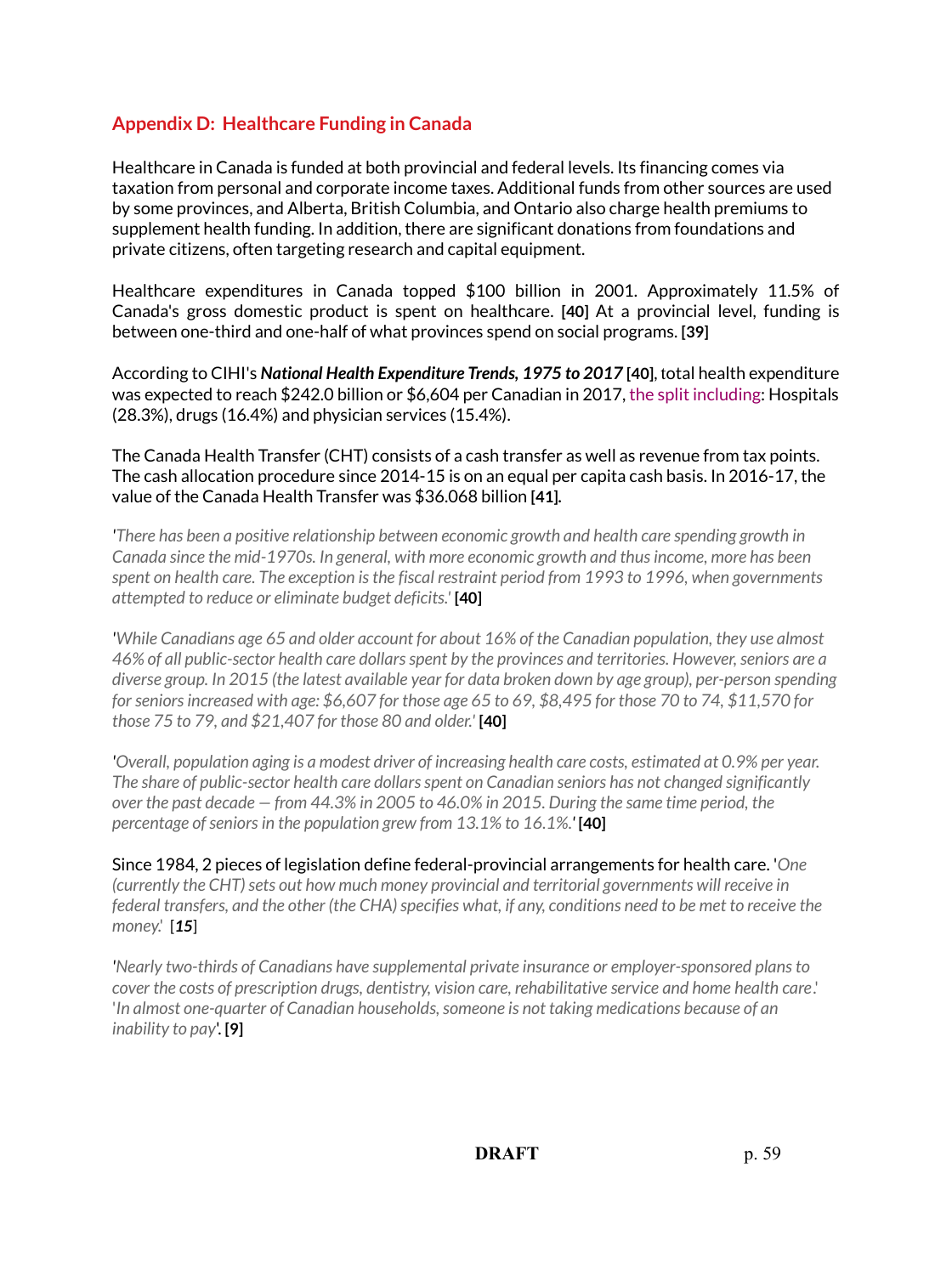## Appendix D: Healthcare Funding in Canada

Healthcare in Canada is funded at both provincial and federal levels. Its financing comes via taxation from personal and corporate income taxes. Additional funds from other sources are used by some provinces, and Alberta, British Columbia, and Ontario also charge health premiums to supplement health funding. In addition, there are significant donations from foundations and private citizens, often targeting research and capital equipment.

Healthcare expenditures in Canada topped $100 billion in 2001. Approximately 11.5% of Canada's gross domestic product is spent on healthcare. **[40]** At a provincial level, funding is between one-third and one-half of what provinces spend on social programs. **[39]**

According to CIHI's ***National Health Expenditure Trends, 1975 to 2017*** **[40]**, total health expenditure was expected to reach $242.0 billion or $6,604 per Canadian in 2017, the split including: Hospitals (28.3%), drugs (16.4%) and physician services (15.4%).

The Canada Health Transfer (CHT) consists of a cash transfer as well as revenue from tax points. The cash allocation procedure since 2014-15 is on an equal per capita cash basis. In 2016-17, the value of the Canada Health Transfer was $36.068 billion **[41].**

*'There has been a positive relationship between economic growth and health care spending growth in Canada since the mid-1970s. In general, with more economic growth and thus income, more has been spent on health care. The exception is the fiscal restraint period from 1993 to 1996, when governments attempted to reduce or eliminate budget deficits.'* **[40]**

*'While Canadians age 65 and older account for about 16% of the Canadian population, they use almost 46% of all public-sector health care dollars spent by the provinces and territories. However, seniors are a diverse group. In 2015 (the latest available year for data broken down by age group), per-person spending for seniors increased with age: $6,607 for those age 65 to 69, $8,495 for those 70 to 74, $11,570 for those 75 to 79, and $21,407 for those 80 and older.'* **[40]**

*'Overall, population aging is a modest driver of increasing health care costs, estimated at 0.9% per year. The share of public-sector health care dollars spent on Canadian seniors has not changed significantly over the past decade — from 44.3% in 2005 to 46.0% in 2015. During the same time period, the percentage of seniors in the population grew from 13.1% to 16.1%.'* **[40]**

Since 1984, 2 pieces of legislation define federal-provincial arrangements for health care. '*One (currently the CHT) sets out how much money provincial and territorial governments will receive in federal transfers, and the other (the CHA) specifies what, if any, conditions need to be met to receive the money.*' [***15***]

*'Nearly two-thirds of Canadians have supplemental private insurance or employer-sponsored plans to cover the costs of prescription drugs, dentistry, vision care, rehabilitative service and home health care.'* '*In almost one-quarter of Canadian households, someone is not taking medications because of an inability to pay*'. **[9]**

**DRAFT**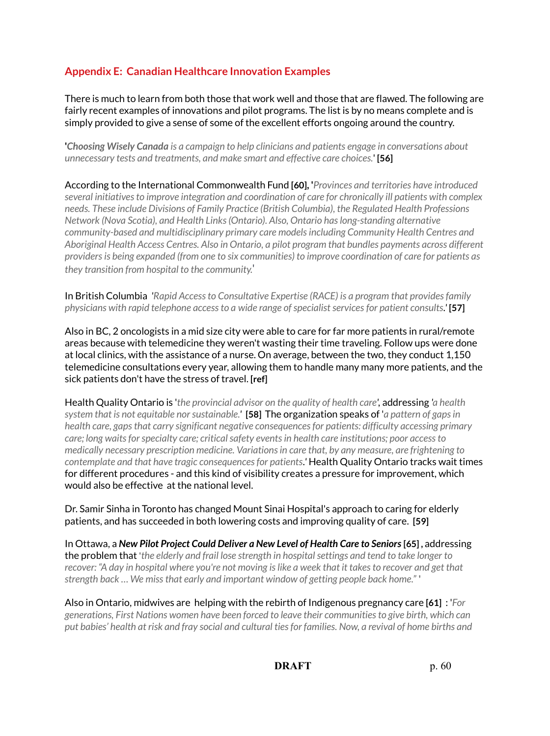## Appendix E: Canadian Healthcare Innovation Examples

There is much to learn from both those that work well and those that are flawed. The following are fairly recent examples of innovations and pilot programs. The list is by no means complete and is simply provided to give a sense of some of the excellent efforts ongoing around the country.

'***Choosing Wisely Canada*** *is a campaign to help clinicians and patients engage in conversations about unnecessary tests and treatments, and make smart and effective care choices.*' **[56]**

According to the International Commonwealth Fund **[60], '***Provinces and territories have introduced several initiatives to improve integration and coordination of care for chronically ill patients with complex needs. These include Divisions of Family Practice (British Columbia), the Regulated Health Professions Network (Nova Scotia), and Health Links (Ontario). Also, Ontario has long-standing alternative community-based and multidisciplinary primary care models including Community Health Centres and Aboriginal Health Access Centres. Also in Ontario, a pilot program that bundles payments across different providers is being expanded (from one to six communities) to improve coordination of care for patients as they transition from hospital to the community.*'

In British Columbia '*Rapid Access to Consultative Expertise (RACE) is a program that provides family physicians with rapid telephone access to a wide range of specialist services for patient consults.*' **[57]**

Also in BC, 2 oncologists in a mid size city were able to care for far more patients in rural/remote areas because with telemedicine they weren't wasting their time traveling. Follow ups were done at local clinics, with the assistance of a nurse. On average, between the two, they conduct 1,150 telemedicine consultations every year, allowing them to handle many many more patients, and the sick patients don't have the stress of travel. **[ref]**

Health Quality Ontario is '*the provincial advisor on the quality of health care*', addressing '*a health system that is not equitable nor sustainable.*' **[58]** The organization speaks of '*a pattern of gaps in health care, gaps that carry significant negative consequences for patients: difficulty accessing primary care; long waits for specialty care; critical safety events in health care institutions; poor access to medically necessary prescription medicine. Variations in care that, by any measure, are frightening to contemplate and that have tragic consequences for patients*.' Health Quality Ontario tracks wait times for different procedures - and this kind of visibility creates a pressure for improvement, which would also be effective at the national level.

Dr. Samir Sinha in Toronto has changed Mount Sinai Hospital's approach to caring for elderly patients, and has succeeded in both lowering costs and improving quality of care. **[59]**

In Ottawa, a ***New Pilot Project Could Deliver a New Level of Health Care to Seniors*** **[65]** , addressing the problem that '*the elderly and frail lose strength in hospital settings and tend to take longer to recover: "A day in hospital where you're not moving is like a week that it takes to recover and get that strength back … We miss that early and important window of getting people back home."* '

Also in Ontario, midwives are helping with the rebirth of Indigenous pregnancy care **[61]** : '*For generations, First Nations women have been forced to leave their communities to give birth, which can put babies' health at risk and fray social and cultural ties for families. Now, a revival of home births and*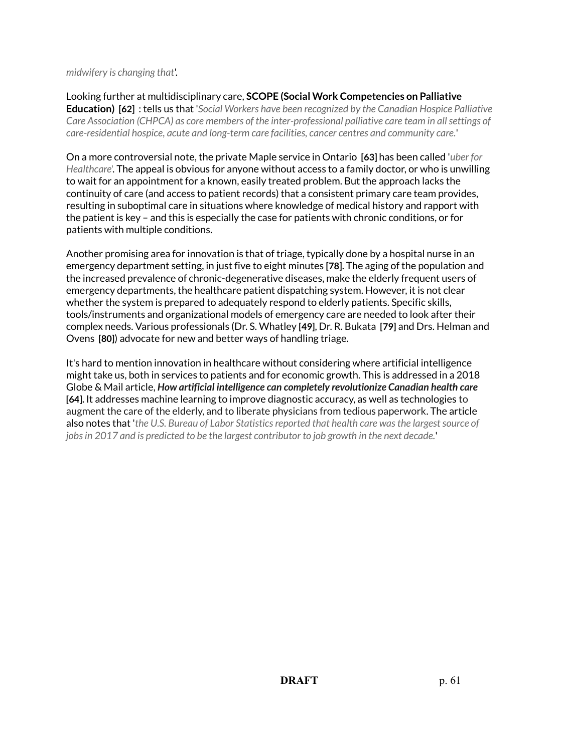*midwifery is changing that*'.

Looking further at multidisciplinary care, **SCOPE (Social Work Competencies on Palliative Education) [62]** : tells us that '*Social Workers have been recognized by the Canadian Hospice Palliative Care Association (CHPCA) as core members of the inter-professional palliative care team in all settings of care-residential hospice, acute and long-term care facilities, cancer centres and community care.*'

On a more controversial note, the private Maple service in Ontario **[63]** has been called '*uber for Healthcare*'. The appeal is obvious for anyone without access to a family doctor, or who is unwilling to wait for an appointment for a known, easily treated problem. But the approach lacks the continuity of care (and access to patient records) that a consistent primary care team provides, resulting in suboptimal care in situations where knowledge of medical history and rapport with the patient is key – and this is especially the case for patients with chronic conditions, or for patients with multiple conditions.

Another promising area for innovation is that of triage, typically done by a hospital nurse in an emergency department setting, in just five to eight minutes **[78]**. The aging of the population and the increased prevalence of chronic-degenerative diseases, make the elderly frequent users of emergency departments, the healthcare patient dispatching system. However, it is not clear whether the system is prepared to adequately respond to elderly patients. Specific skills, tools/instruments and organizational models of emergency care are needed to look after their complex needs. Various professionals (Dr. S. Whatley **[49]**, Dr. R. Bukata **[79]** and Drs. Helman and Ovens **[80]**) advocate for new and better ways of handling triage.

It's hard to mention innovation in healthcare without considering where artificial intelligence might take us, both in services to patients and for economic growth. This is addressed in a 2018 Globe & Mail article, ***How artificial intelligence can completely revolutionize Canadian health care*** **[64]**. It addresses machine learning to improve diagnostic accuracy, as well as technologies to augment the care of the elderly, and to liberate physicians from tedious paperwork. The article also notes that '*the U.S. Bureau of Labor Statistics reported that health care was the largest source of jobs in 2017 and is predicted to be the largest contributor to job growth in the next decade.*'

**DRAFT**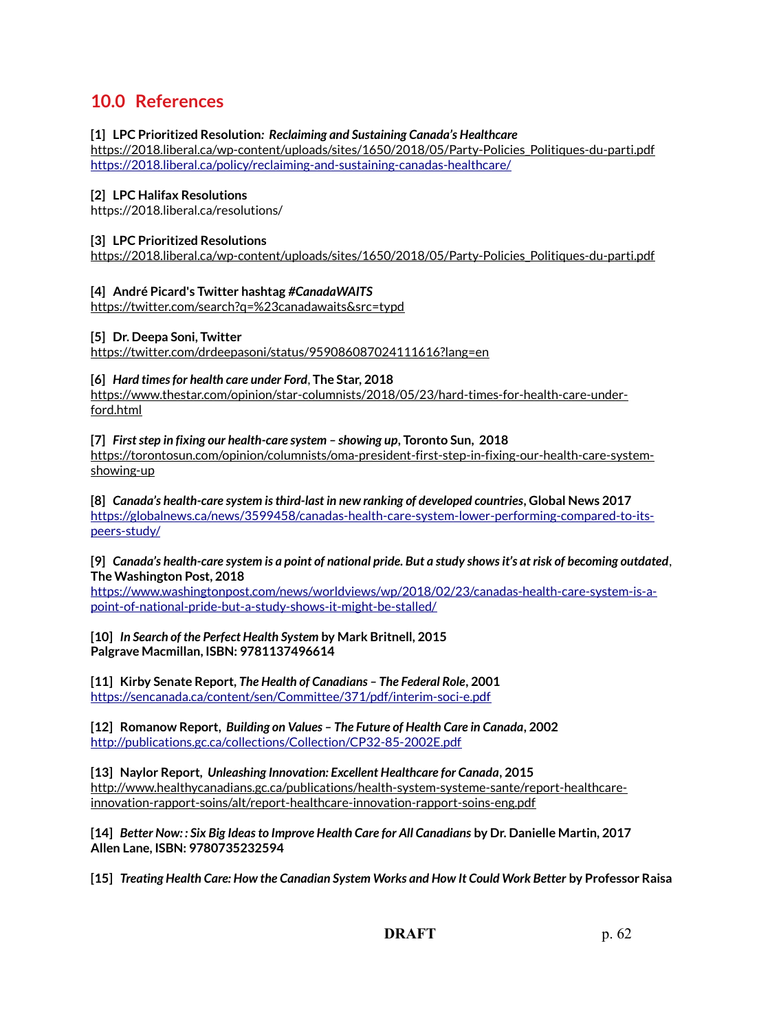## 10.0 References

**[1] LPC Prioritized Resolution: *Reclaiming and Sustaining Canada's Healthcare***
https://2018.liberal.ca/wp-content/uploads/sites/1650/2018/05/Party-Policies_Politiques-du-parti.pdf
https://2018.liberal.ca/policy/reclaiming-and-sustaining-canadas-healthcare/

**[2] LPC Halifax Resolutions**
https://2018.liberal.ca/resolutions/

**[3] LPC Prioritized Resolutions**
https://2018.liberal.ca/wp-content/uploads/sites/1650/2018/05/Party-Policies_Politiques-du-parti.pdf

**[4] André Picard's Twitter hashtag *#CanadaWAITS***
https://twitter.com/search?q=%23canadawaits&src=typd

**[5] Dr. Deepa Soni, Twitter**
https://twitter.com/drdeepasoni/status/959086087024111616?lang=en

**[6] *Hard times for health care under Ford*, The Star, 2018**
https://www.thestar.com/opinion/star-columnists/2018/05/23/hard-times-for-health-care-under-ford.html

**[7] *First step in fixing our health-care system – showing up*, Toronto Sun, 2018**
https://torontosun.com/opinion/columnists/oma-president-first-step-in-fixing-our-health-care-system-showing-up

**[8] *Canada's health-care system is third-last in new ranking of developed countries*, Global News 2017**
https://globalnews.ca/news/3599458/canadas-health-care-system-lower-performing-compared-to-its-peers-study/

**[9] *Canada's health-care system is a point of national pride. But a study shows it's at risk of becoming outdated*, The Washington Post, 2018**
https://www.washingtonpost.com/news/worldviews/wp/2018/02/23/canadas-health-care-system-is-a-point-of-national-pride-but-a-study-shows-it-might-be-stalled/

**[10] *In Search of the Perfect Health System* by Mark Britnell, 2015**
**Palgrave Macmillan, ISBN: 9781137496614**

**[11] Kirby Senate Report, *The Health of Canadians – The Federal Role*, 2001**
https://sencanada.ca/content/sen/Committee/371/pdf/interim-soci-e.pdf

**[12] Romanow Report, *Building on Values – The Future of Health Care in Canada*, 2002**
http://publications.gc.ca/collections/Collection/CP32-85-2002E.pdf

**[13] Naylor Report, *Unleashing Innovation: Excellent Healthcare for Canada*, 2015**
http://www.healthycanadians.gc.ca/publications/health-system-systeme-sante/report-healthcare-innovation-rapport-soins/alt/report-healthcare-innovation-rapport-soins-eng.pdf

**[14] *Better Now: : Six Big Ideas to Improve Health Care for All Canadians* by Dr. Danielle Martin, 2017**
**Allen Lane, ISBN: 9780735232594**

**[15] *Treating Health Care: How the Canadian System Works and How It Could Work Better* by Professor Raisa**

DRAFT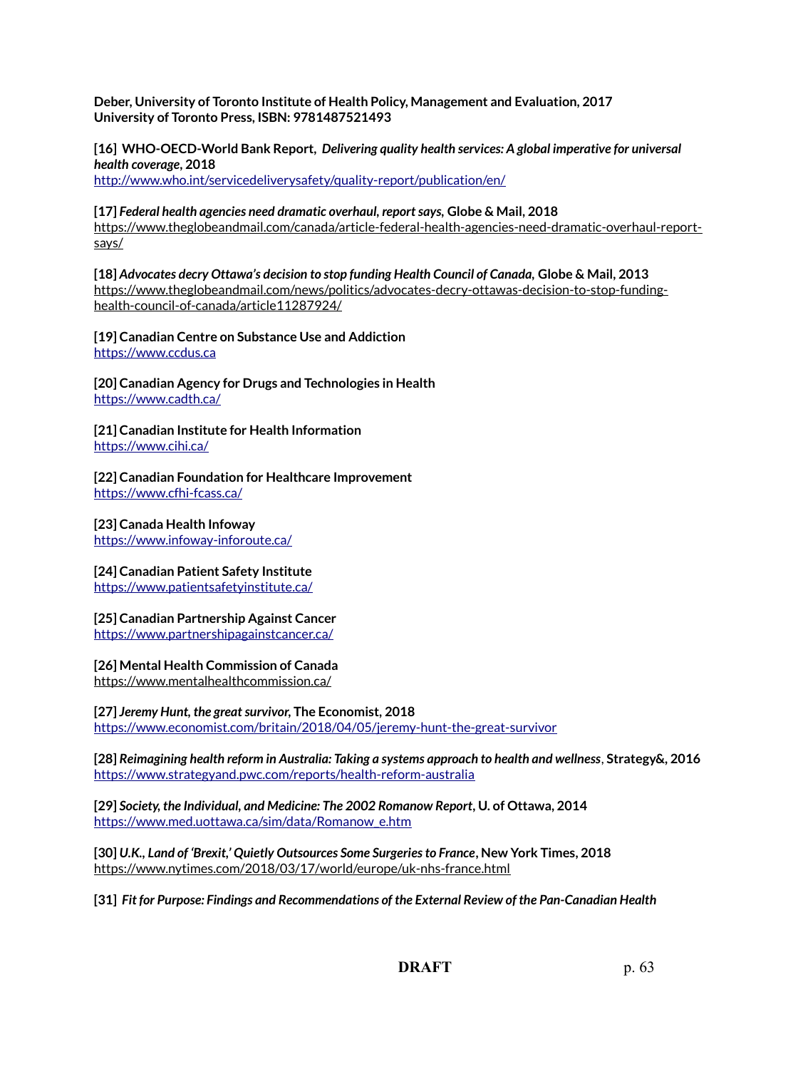**Deber, University of Toronto Institute of Health Policy, Management and Evaluation, 2017 University of Toronto Press, ISBN: 9781487521493**

**[16] WHO-OECD-World Bank Report, *Delivering quality health services: A global imperative for universal health coverage*, 2018**
http://www.who.int/servicedeliverysafety/quality-report/publication/en/

**[17] *Federal health agencies need dramatic overhaul, report says,* Globe & Mail, 2018**
https://www.theglobeandmail.com/canada/article-federal-health-agencies-need-dramatic-overhaul-report-says/

**[18] *Advocates decry Ottawa's decision to stop funding Health Council of Canada,* Globe & Mail, 2013**
https://www.theglobeandmail.com/news/politics/advocates-decry-ottawas-decision-to-stop-funding-health-council-of-canada/article11287924/

**[19] Canadian Centre on Substance Use and Addiction**
https://www.ccdus.ca

**[20] Canadian Agency for Drugs and Technologies in Health**
https://www.cadth.ca/

**[21] Canadian Institute for Health Information**
https://www.cihi.ca/

**[22] Canadian Foundation for Healthcare Improvement**
https://www.cfhi-fcass.ca/

**[23] Canada Health Infoway**
https://www.infoway-inforoute.ca/

**[24] Canadian Patient Safety Institute**
https://www.patientsafetyinstitute.ca/

**[25] Canadian Partnership Against Cancer**
https://www.partnershipagainstcancer.ca/

**[26] Mental Health Commission of Canada**
https://www.mentalhealthcommission.ca/

**[27] *Jeremy Hunt, the great survivor,* The Economist, 2018**
https://www.economist.com/britain/2018/04/05/jeremy-hunt-the-great-survivor

**[28] *Reimagining health reform in Australia: Taking a systems approach to health and wellness*, Strategy&, 2016**
https://www.strategyand.pwc.com/reports/health-reform-australia

**[29] *Society, the Individual, and Medicine: The 2002 Romanow Report*, U. of Ottawa, 2014**
https://www.med.uottawa.ca/sim/data/Romanow_e.htm

**[30] *U.K., Land of 'Brexit,' Quietly Outsources Some Surgeries to France*, New York Times, 2018**
https://www.nytimes.com/2018/03/17/world/europe/uk-nhs-france.html

**[31] *Fit for Purpose: Findings and Recommendations of the External Review of the Pan-Canadian Health***

DRAFT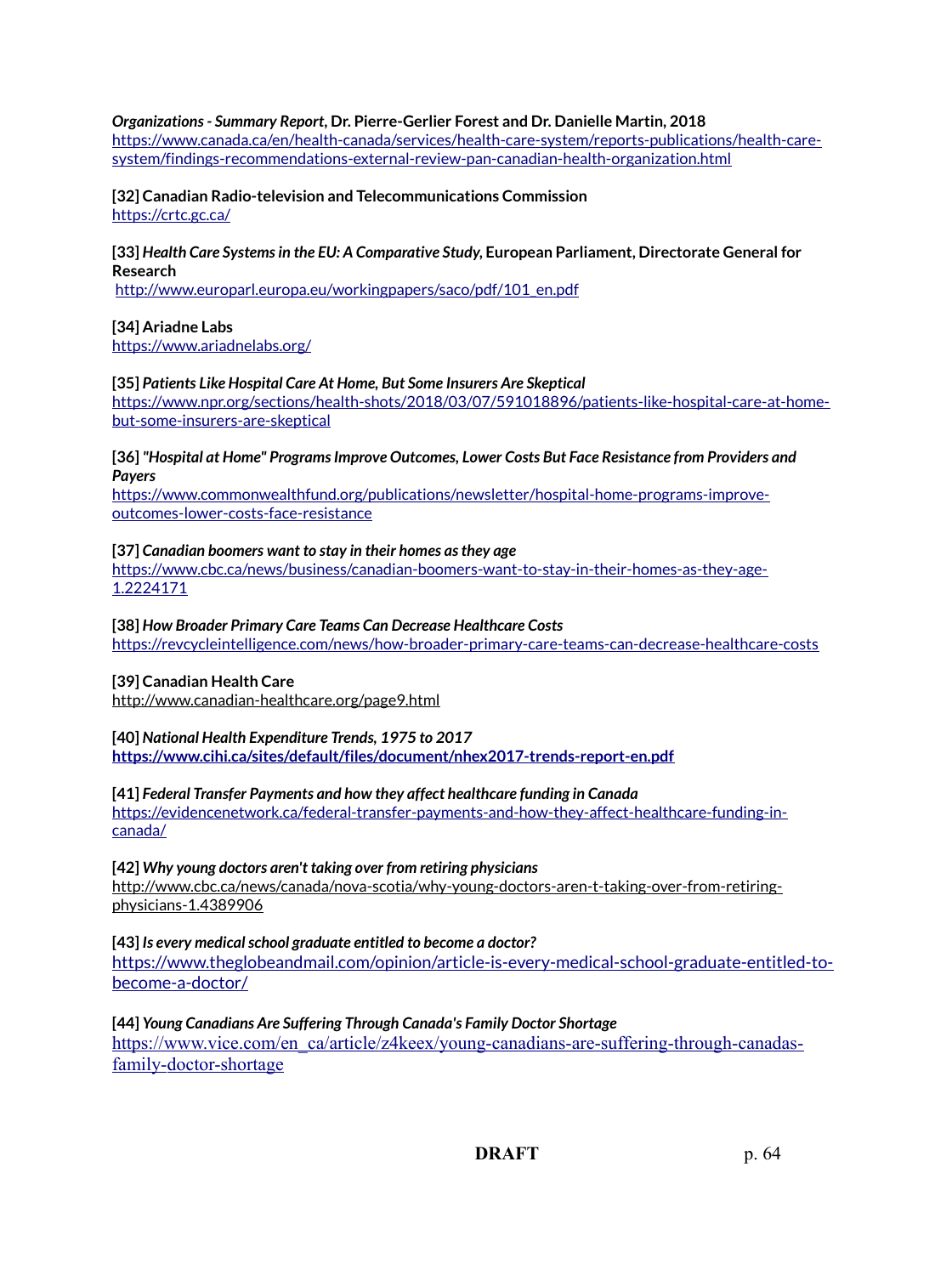***Organizations - Summary Report*, Dr. Pierre-Gerlier Forest and Dr. Danielle Martin, 2018**
https://www.canada.ca/en/health-canada/services/health-care-system/reports-publications/health-care-system/findings-recommendations-external-review-pan-canadian-health-organization.html

**[32] Canadian Radio-television and Telecommunications Commission**
https://crtc.gc.ca/

**[33] *Health Care Systems in the EU: A Comparative Study*, European Parliament, Directorate General for Research**
http://www.europarl.europa.eu/workingpapers/saco/pdf/101_en.pdf

**[34] Ariadne Labs**
https://www.ariadnelabs.org/

**[35] *Patients Like Hospital Care At Home, But Some Insurers Are Skeptical***
https://www.npr.org/sections/health-shots/2018/03/07/591018896/patients-like-hospital-care-at-home-but-some-insurers-are-skeptical

**[36] *"Hospital at Home" Programs Improve Outcomes, Lower Costs But Face Resistance from Providers and Payers***
https://www.commonwealthfund.org/publications/newsletter/hospital-home-programs-improve-outcomes-lower-costs-face-resistance

**[37] *Canadian boomers want to stay in their homes as they age***
https://www.cbc.ca/news/business/canadian-boomers-want-to-stay-in-their-homes-as-they-age-1.2224171

**[38] *How Broader Primary Care Teams Can Decrease Healthcare Costs***
https://revcycleintelligence.com/news/how-broader-primary-care-teams-can-decrease-healthcare-costs

**[39] Canadian Health Care**
http://www.canadian-healthcare.org/page9.html

**[40] *National Health Expenditure Trends, 1975 to 2017***
**https://www.cihi.ca/sites/default/files/document/nhex2017-trends-report-en.pdf**

**[41] *Federal Transfer Payments and how they affect healthcare funding in Canada***
https://evidencenetwork.ca/federal-transfer-payments-and-how-they-affect-healthcare-funding-in-canada/

**[42] *Why young doctors aren't taking over from retiring physicians***
http://www.cbc.ca/news/canada/nova-scotia/why-young-doctors-aren-t-taking-over-from-retiring-physicians-1.4389906

**[43] *Is every medical school graduate entitled to become a doctor?***
https://www.theglobeandmail.com/opinion/article-is-every-medical-school-graduate-entitled-to-become-a-doctor/

**[44] *Young Canadians Are Suffering Through Canada's Family Doctor Shortage***
https://www.vice.com/en_ca/article/z4keex/young-canadians-are-suffering-through-canadas-family-doctor-shortage

**DRAFT**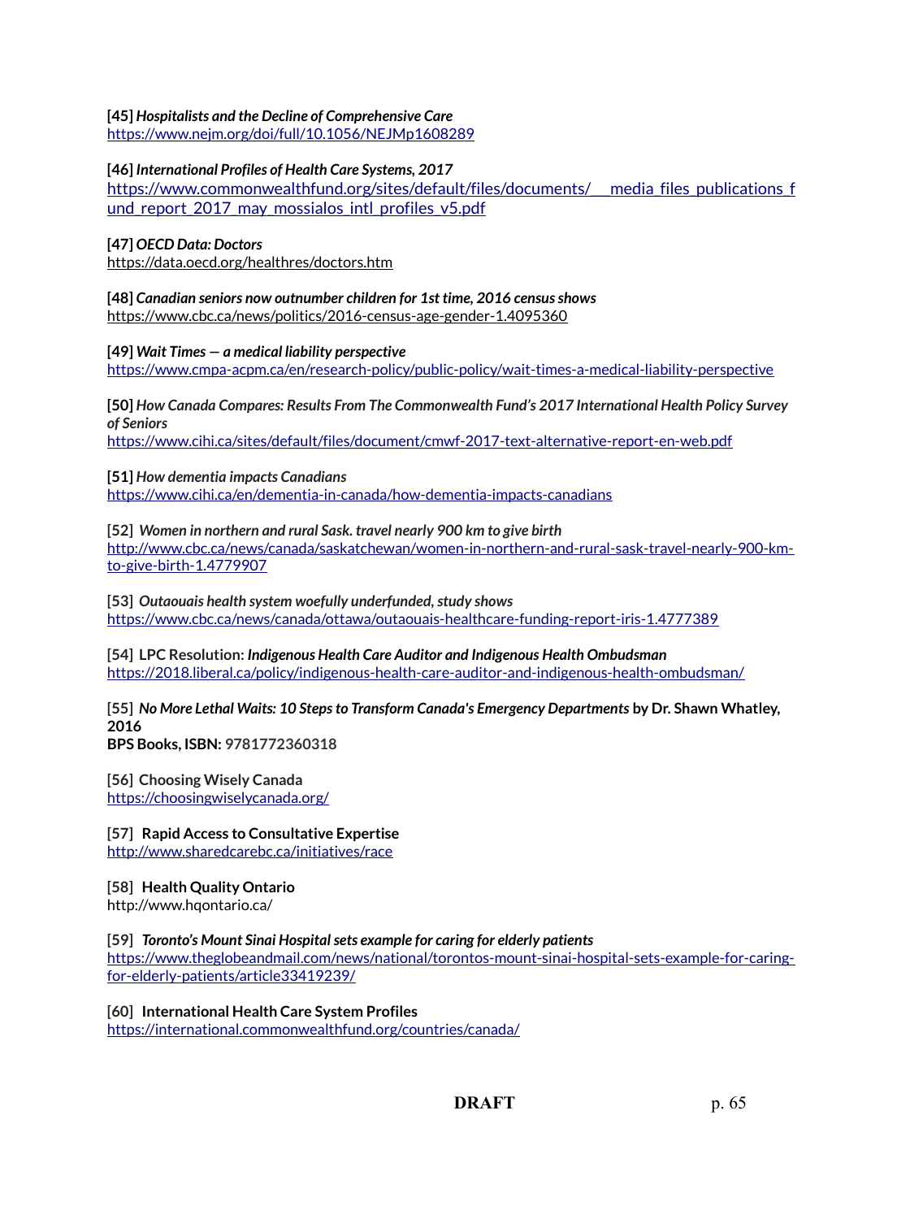**[45]** ***Hospitalists and the Decline of Comprehensive Care***
https://www.nejm.org/doi/full/10.1056/NEJMp1608289

**[46]** ***International Profiles of Health Care Systems, 2017***
https://www.commonwealthfund.org/sites/default/files/documents/___media_files_publications_fund_report_2017_may_mossialos_intl_profiles_v5.pdf

**[47]** ***OECD Data: Doctors***
https://data.oecd.org/healthres/doctors.htm

**[48]** ***Canadian seniors now outnumber children for 1st time, 2016 census shows***
https://www.cbc.ca/news/politics/2016-census-age-gender-1.4095360

**[49]** ***Wait Times — a medical liability perspective***
https://www.cmpa-acpm.ca/en/research-policy/public-policy/wait-times-a-medical-liability-perspective

**[50]** *How Canada Compares: Results From The Commonwealth Fund's 2017 International Health Policy Survey of Seniors*
https://www.cihi.ca/sites/default/files/document/cmwf-2017-text-alternative-report-en-web.pdf

**[51]** *How dementia impacts Canadians*
https://www.cihi.ca/en/dementia-in-canada/how-dementia-impacts-canadians

[52] ***Women in northern and rural Sask. travel nearly 900 km to give birth***
http://www.cbc.ca/news/canada/saskatchewan/women-in-northern-and-rural-sask-travel-nearly-900-km-to-give-birth-1.4779907

[53] ***Outaouais health system woefully underfunded, study shows***
https://www.cbc.ca/news/canada/ottawa/outaouais-healthcare-funding-report-iris-1.4777389

[54] **LPC Resolution: *Indigenous Health Care Auditor and Indigenous Health Ombudsman***
https://2018.liberal.ca/policy/indigenous-health-care-auditor-and-indigenous-health-ombudsman/

[55] ***No More Lethal Waits: 10 Steps to Transform Canada's Emergency Departments*** **by Dr. Shawn Whatley, 2016**
**BPS Books, ISBN: 9781772360318**

[56] **Choosing Wisely Canada**
https://choosingwiselycanada.org/

[57] **Rapid Access to Consultative Expertise**
http://www.sharedcarebc.ca/initiatives/race

[58] **Health Quality Ontario**
http://www.hqontario.ca/

[59] ***Toronto's Mount Sinai Hospital sets example for caring for elderly patients***
https://www.theglobeandmail.com/news/national/torontos-mount-sinai-hospital-sets-example-for-caring-for-elderly-patients/article33419239/

[60] **International Health Care System Profiles**
https://international.commonwealthfund.org/countries/canada/

**DRAFT**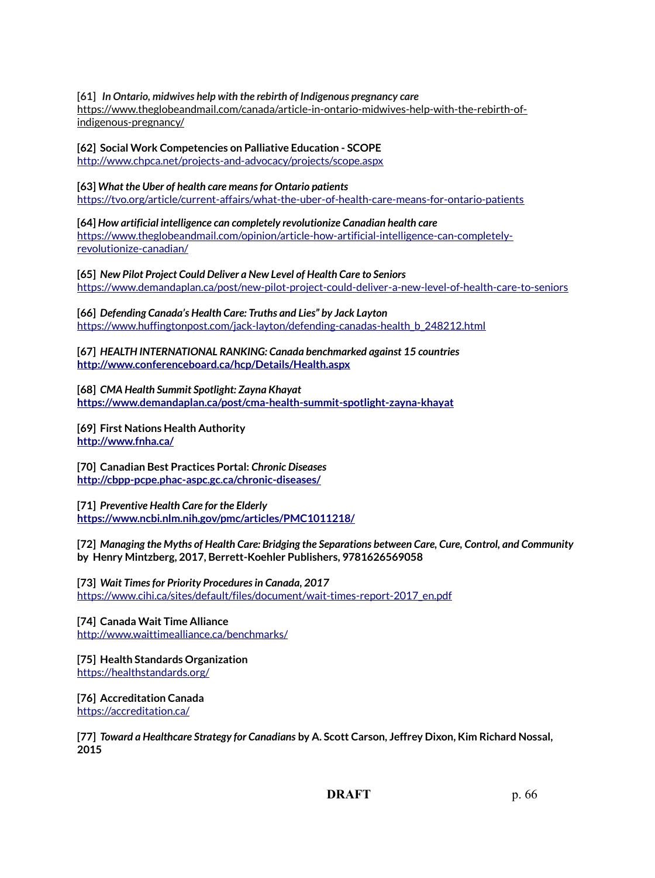**[61]** ***In Ontario, midwives help with the rebirth of Indigenous pregnancy care***
https://www.theglobeandmail.com/canada/article-in-ontario-midwives-help-with-the-rebirth-of-indigenous-pregnancy/

**[62] Social Work Competencies on Palliative Education - SCOPE**
http://www.chpca.net/projects-and-advocacy/projects/scope.aspx

**[63]** ***What the Uber of health care means for Ontario patients***
https://tvo.org/article/current-affairs/what-the-uber-of-health-care-means-for-ontario-patients

**[64]** ***How artificial intelligence can completely revolutionize Canadian health care***
https://www.theglobeandmail.com/opinion/article-how-artificial-intelligence-can-completely-revolutionize-canadian/

**[65]** ***New Pilot Project Could Deliver a New Level of Health Care to Seniors***
https://www.demandaplan.ca/post/new-pilot-project-could-deliver-a-new-level-of-health-care-to-seniors

**[66]** ***Defending Canada's Health Care: Truths and Lies" by Jack Layton***
https://www.huffingtonpost.com/jack-layton/defending-canadas-health_b_248212.html

**[67]** ***HEALTH INTERNATIONAL RANKING: Canada benchmarked against 15 countries***
**http://www.conferenceboard.ca/hcp/Details/Health.aspx**

**[68]** ***CMA Health Summit Spotlight: Zayna Khayat***
**https://www.demandaplan.ca/post/cma-health-summit-spotlight-zayna-khayat**

**[69] First Nations Health Authority**
**http://www.fnha.ca/**

**[70] Canadian Best Practices Portal:** ***Chronic Diseases***
**http://cbpp-pcpe.phac-aspc.gc.ca/chronic-diseases/**

**[71]** ***Preventive Health Care for the Elderly***
**https://www.ncbi.nlm.nih.gov/pmc/articles/PMC1011218/**

**[72]** ***Managing the Myths of Health Care: Bridging the Separations between Care, Cure, Control, and Community*** **by Henry Mintzberg, 2017, Berrett-Koehler Publishers, 9781626569058**

**[73]** ***Wait Times for Priority Procedures in Canada, 2017***
https://www.cihi.ca/sites/default/files/document/wait-times-report-2017_en.pdf

**[74] Canada Wait Time Alliance**
http://www.waittimealliance.ca/benchmarks/

**[75] Health Standards Organization**
https://healthstandards.org/

**[76] Accreditation Canada**
https://accreditation.ca/

**[77]** ***Toward a Healthcare Strategy for Canadians*** **by A. Scott Carson, Jeffrey Dixon, Kim Richard Nossal, 2015**

**DRAFT**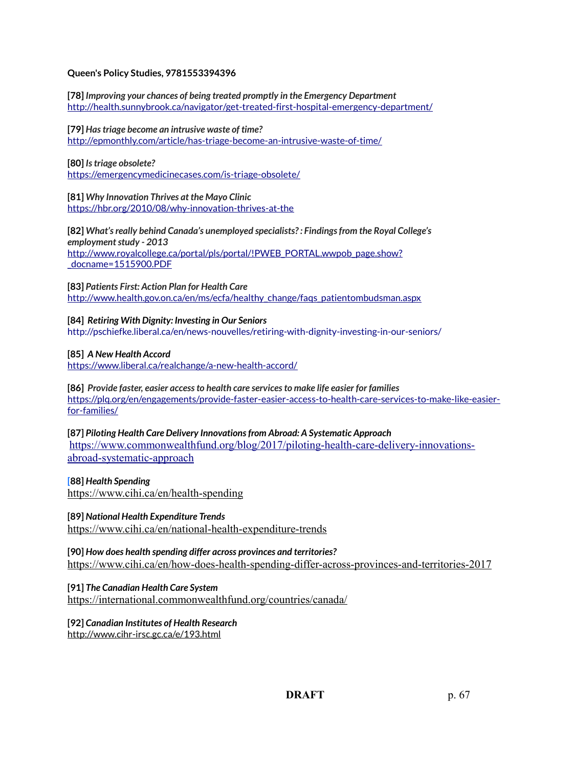**Queen's Policy Studies, 9781553394396**

**[78]** ***Improving your chances of being treated promptly in the Emergency Department***
http://health.sunnybrook.ca/navigator/get-treated-first-hospital-emergency-department/

**[79]** ***Has triage become an intrusive waste of time?***
http://epmonthly.com/article/has-triage-become-an-intrusive-waste-of-time/

**[80]** ***Is triage obsolete?***
https://emergencymedicinecases.com/is-triage-obsolete/

**[81]** ***Why Innovation Thrives at the Mayo Clinic***
https://hbr.org/2010/08/why-innovation-thrives-at-the

**[82]** ***What's really behind Canada's unemployed specialists? : Findings from the Royal College's employment study - 2013***
http://www.royalcollege.ca/portal/pls/portal/!PWEB_PORTAL.wwpob_page.show?_docname=1515900.PDF

**[83]** ***Patients First: Action Plan for Health Care***
http://www.health.gov.on.ca/en/ms/ecfa/healthy_change/faqs_patientombudsman.aspx

**[84]** ***Retiring With Dignity: Investing in Our Seniors***
http://pschiefke.liberal.ca/en/news-nouvelles/retiring-with-dignity-investing-in-our-seniors/

**[85]** ***A New Health Accord***
https://www.liberal.ca/realchange/a-new-health-accord/

**[86]** ***Provide faster, easier access to health care services to make life easier for families***
https://plq.org/en/engagements/provide-faster-easier-access-to-health-care-services-to-make-like-easier-for-families/

**[87]** ***Piloting Health Care Delivery Innovations from Abroad: A Systematic Approach***
https://www.commonwealthfund.org/blog/2017/piloting-health-care-delivery-innovations-abroad-systematic-approach

**[88]** ***Health Spending***
https://www.cihi.ca/en/health-spending

**[89]** ***National Health Expenditure Trends***
https://www.cihi.ca/en/national-health-expenditure-trends

**[90]** ***How does health spending differ across provinces and territories?***
https://www.cihi.ca/en/how-does-health-spending-differ-across-provinces-and-territories-2017

**[91]** ***The Canadian Health Care System***
https://international.commonwealthfund.org/countries/canada/

**[92]** ***Canadian Institutes of Health Research***
http://www.cihr-irsc.gc.ca/e/193.html

**DRAFT**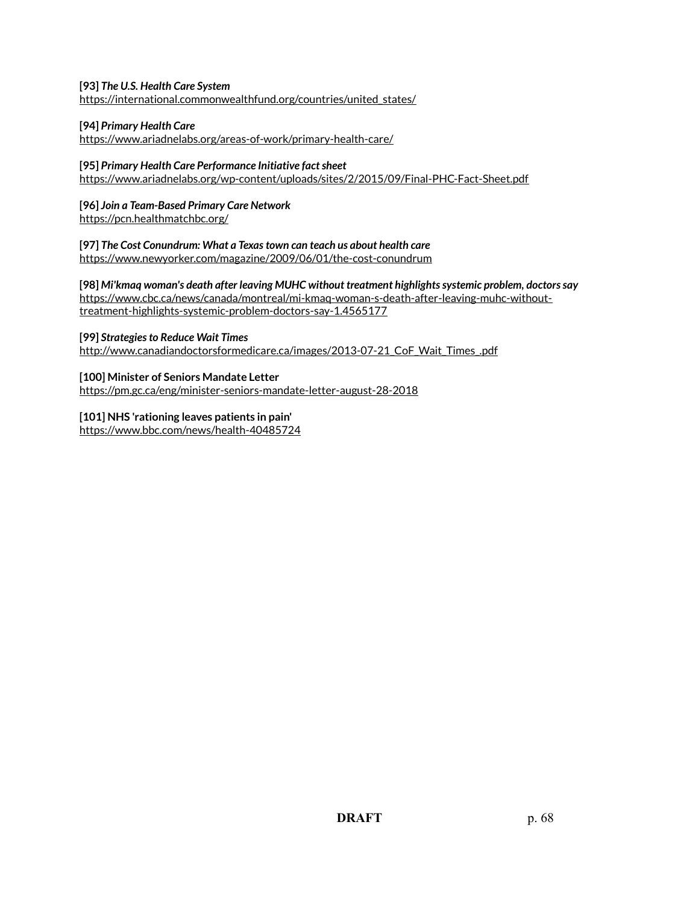**[93]** ***The U.S. Health Care System***
https://international.commonwealthfund.org/countries/united_states/

**[94]** ***Primary Health Care***
https://www.ariadnelabs.org/areas-of-work/primary-health-care/

**[95]** ***Primary Health Care Performance Initiative fact sheet***
https://www.ariadnelabs.org/wp-content/uploads/sites/2/2015/09/Final-PHC-Fact-Sheet.pdf

**[96]** ***Join a Team-Based Primary Care Network***
https://pcn.healthmatchbc.org/

**[97]** ***The Cost Conundrum: What a Texas town can teach us about health care***
https://www.newyorker.com/magazine/2009/06/01/the-cost-conundrum

**[98]** ***Mi'kmaq woman's death after leaving MUHC without treatment highlights systemic problem, doctors say***
https://www.cbc.ca/news/canada/montreal/mi-kmaq-woman-s-death-after-leaving-muhc-without-treatment-highlights-systemic-problem-doctors-say-1.4565177

**[99]** ***Strategies to Reduce Wait Times***
http://www.canadiandoctorsformedicare.ca/images/2013-07-21_CoF_Wait_Times_.pdf

**[100] Minister of Seniors Mandate Letter**
https://pm.gc.ca/eng/minister-seniors-mandate-letter-august-28-2018

**[101] NHS 'rationing leaves patients in pain'**
https://www.bbc.com/news/health-40485724

**DRAFT**